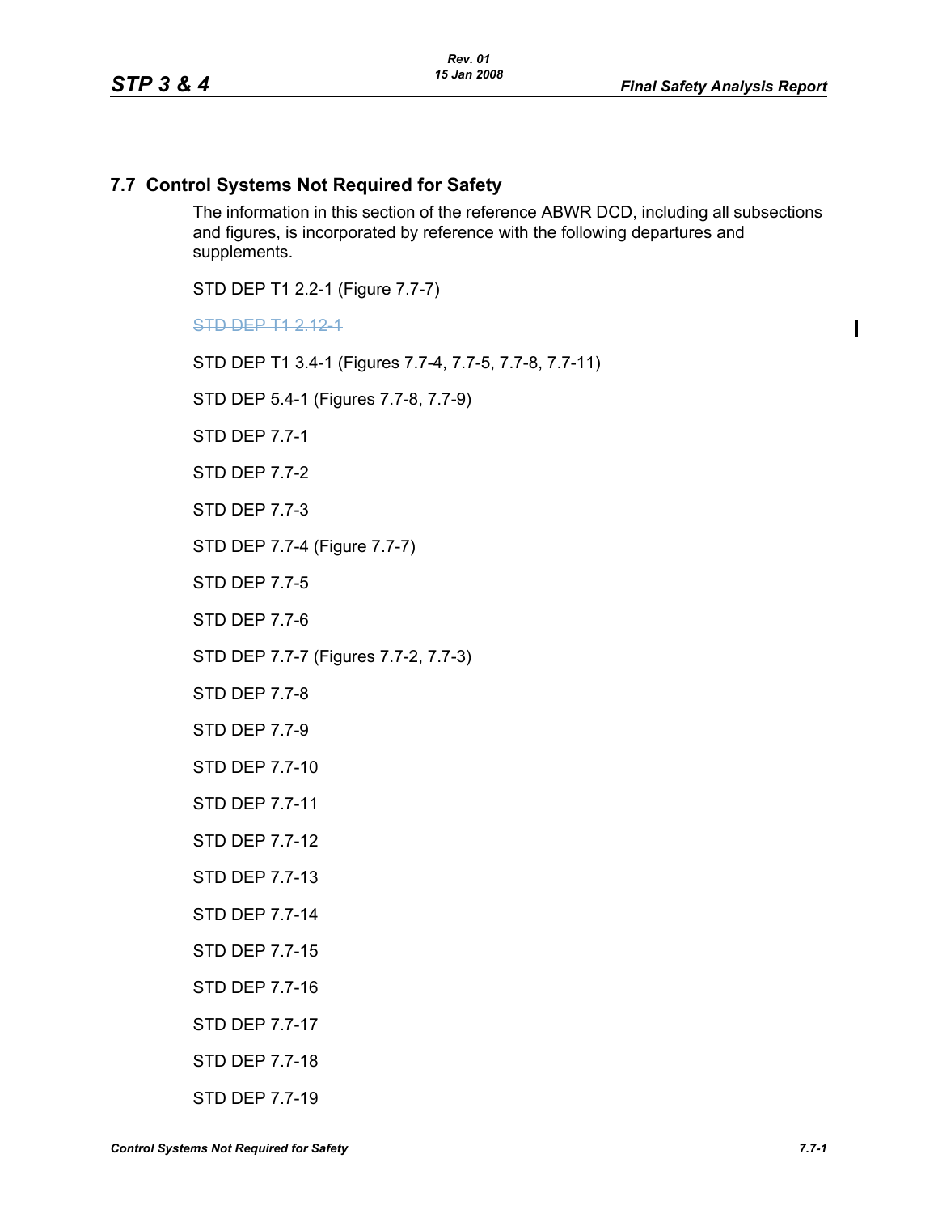## 7.7 Control Systems Not Required for Safety

The information in this section of the reference ABWR DCD, including all subsections and figures, is incorporated by reference with the following departures and supplements.

STD DEP T1 2.2-1 (Figure 7.7-7)

~~STD DEP T1 2.12-1~~

STD DEP T1 3.4-1 (Figures 7.7-4, 7.7-5, 7.7-8, 7.7-11)

STD DEP 5.4-1 (Figures 7.7-8, 7.7-9)

STD DEP 7.7-1

STD DEP 7.7-2

STD DEP 7.7-3

STD DEP 7.7-4 (Figure 7.7-7)

STD DEP 7.7-5

STD DEP 7.7-6

STD DEP 7.7-7 (Figures 7.7-2, 7.7-3)

STD DEP 7.7-8

STD DEP 7.7-9

STD DEP 7.7-10

STD DEP 7.7-11

STD DEP 7.7-12

STD DEP 7.7-13

STD DEP 7.7-14

STD DEP 7.7-15

STD DEP 7.7-16

STD DEP 7.7-17

STD DEP 7.7-18

STD DEP 7.7-19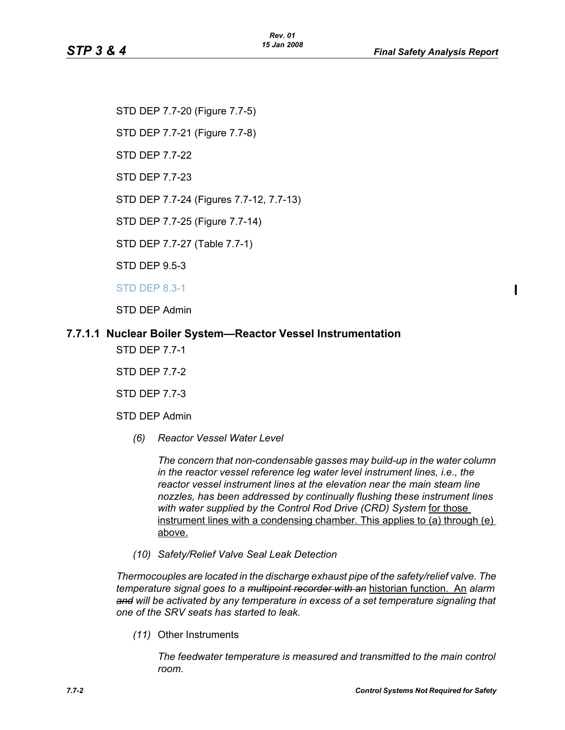STD DEP 7.7-20 (Figure 7.7-5)

STD DEP 7.7-21 (Figure 7.7-8)

STD DEP 7.7-22

STD DEP 7.7-23

STD DEP 7.7-24 (Figures 7.7-12, 7.7-13)

STD DEP 7.7-25 (Figure 7.7-14)

STD DEP 7.7-27 (Table 7.7-1)

STD DEP 9.5-3

STD DEP 8.3-1

STD DEP Admin

### 7.7.1.1 Nuclear Boiler System—Reactor Vessel Instrumentation

STD DEP 7.7-1

STD DEP 7.7-2

STD DEP 7.7-3

STD DEP Admin

*(6)* *Reactor Vessel Water Level*

*The concern that non-condensable gasses may build-up in the water column in the reactor vessel reference leg water level instrument lines, i.e., the reactor vessel instrument lines at the elevation near the main steam line nozzles, has been addressed by continually flushing these instrument lines with water supplied by the Control Rod Drive (CRD) System* <u>for those instrument lines with a condensing chamber. This applies to (a) through (e) above.</u>

*(10)* *Safety/Relief Valve Seal Leak Detection*

*Thermocouples are located in the discharge exhaust pipe of the safety/relief valve. The temperature signal goes to a ~~multipoint recorder with an~~* <u>historian function. An</u> *alarm ~~and~~ will be activated by any temperature in excess of a set temperature signaling that one of the SRV seats has started to leak.*

*(11)* Other Instruments

*The feedwater temperature is measured and transmitted to the main control room.*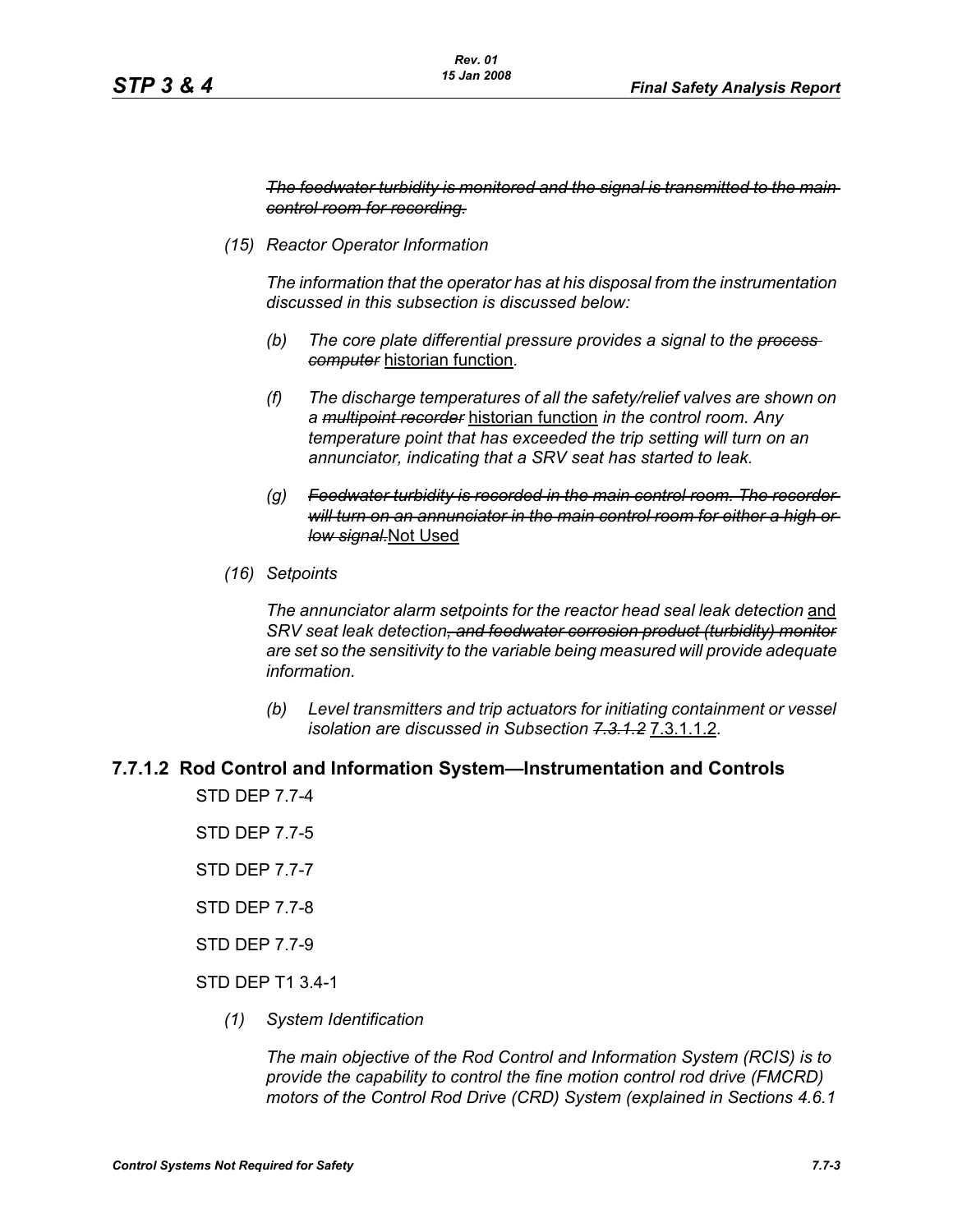*~~The feedwater turbidity is monitored and the signal is transmitted to the main control room for recording.~~*

*(15) Reactor Operator Information*

*The information that the operator has at his disposal from the instrumentation discussed in this subsection is discussed below:*

*(b) The core plate differential pressure provides a signal to the ~~process computer~~* <u>historian function</u>.

*(f) The discharge temperatures of all the safety/relief valves are shown on a ~~multipoint recorder~~* <u>historian function</u> *in the control room. Any temperature point that has exceeded the trip setting will turn on an annunciator, indicating that a SRV seat has started to leak.*

*(g) ~~Feedwater turbidity is recorded in the main control room. The recorder will turn on an annunciator in the main control room for either a high or low signal.~~*<u>Not Used</u>

*(16) Setpoints*

*The annunciator alarm setpoints for the reactor head seal leak detection* <u>and</u> *SRV seat leak detection~~, and feedwater corrosion product (turbidity) monitor~~ are set so the sensitivity to the variable being measured will provide adequate information.*

*(b) Level transmitters and trip actuators for initiating containment or vessel isolation are discussed in Subsection ~~7.3.1.2~~* <u>7.3.1.1.2</u>.

## 7.7.1.2 Rod Control and Information System—Instrumentation and Controls

STD DEP 7.7-4

STD DEP 7.7-5

STD DEP 7.7-7

STD DEP 7.7-8

STD DEP 7.7-9

STD DEP T1 3.4-1

*(1) System Identification*

*The main objective of the Rod Control and Information System (RCIS) is to provide the capability to control the fine motion control rod drive (FMCRD) motors of the Control Rod Drive (CRD) System (explained in Sections 4.6.1*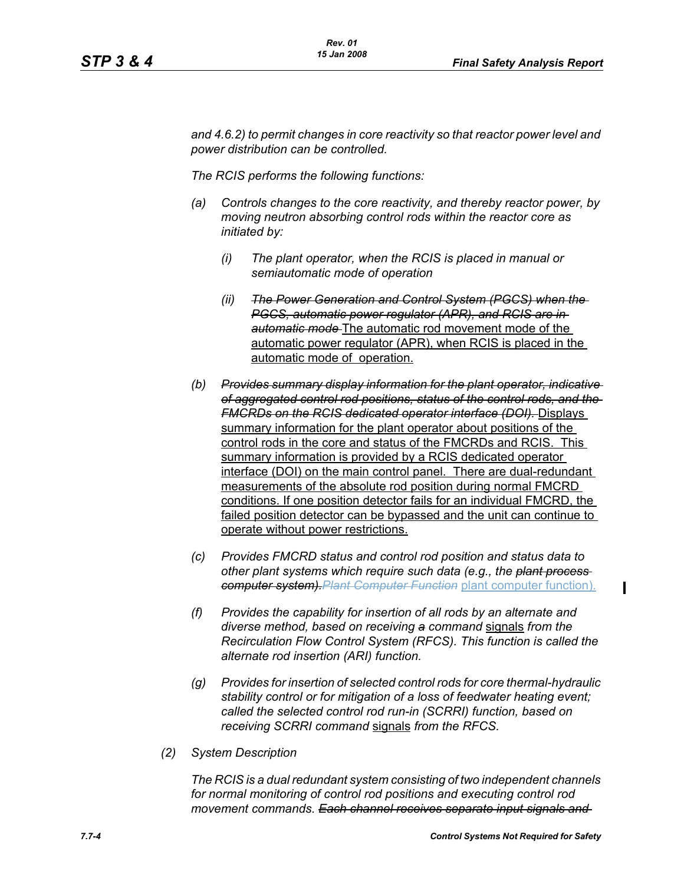*and 4.6.2) to permit changes in core reactivity so that reactor power level and power distribution can be controlled.*

*The RCIS performs the following functions:*

*(a) Controls changes to the core reactivity, and thereby reactor power, by moving neutron absorbing control rods within the reactor core as initiated by:*

  *(i) The plant operator, when the RCIS is placed in manual or semiautomatic mode of operation*

  *(ii)* ~~*The Power Generation and Control System (PGCS) when the PGCS, automatic power regulator (APR), and RCIS are in automatic mode*~~ <u>The automatic rod movement mode of the automatic power regulator (APR), when RCIS is placed in the automatic mode of operation.</u>

*(b)* ~~*Provides summary display information for the plant operator, indicative of aggregated control rod positions, status of the control rods, and the FMCRDs on the RCIS dedicated operator interface (DOI).*~~ <u>Displays summary information for the plant operator about positions of the control rods in the core and status of the FMCRDs and RCIS. This summary information is provided by a RCIS dedicated operator interface (DOI) on the main control panel. There are dual-redundant measurements of the absolute rod position during normal FMCRD conditions. If one position detector fails for an individual FMCRD, the failed position detector can be bypassed and the unit can continue to operate without power restrictions.</u>

*(c) Provides FMCRD status and control rod position and status data to other plant systems which require such data (e.g., the* ~~*plant process computer system).*~~ ~~*Plant Computer Function*~~ <u>plant computer function).</u>

*(f) Provides the capability for insertion of all rods by an alternate and diverse method, based on receiving* ~~*a*~~ *command* <u>signals</u> *from the Recirculation Flow Control System (RFCS). This function is called the alternate rod insertion (ARI) function.*

*(g) Provides for insertion of selected control rods for core thermal-hydraulic stability control or for mitigation of a loss of feedwater heating event; called the selected control rod run-in (SCRRI) function, based on receiving SCRRI command* <u>signals</u> *from the RFCS.*

*(2) System Description*

*The RCIS is a dual redundant system consisting of two independent channels for normal monitoring of control rod positions and executing control rod movement commands.* ~~*Each channel receives separate input signals and*~~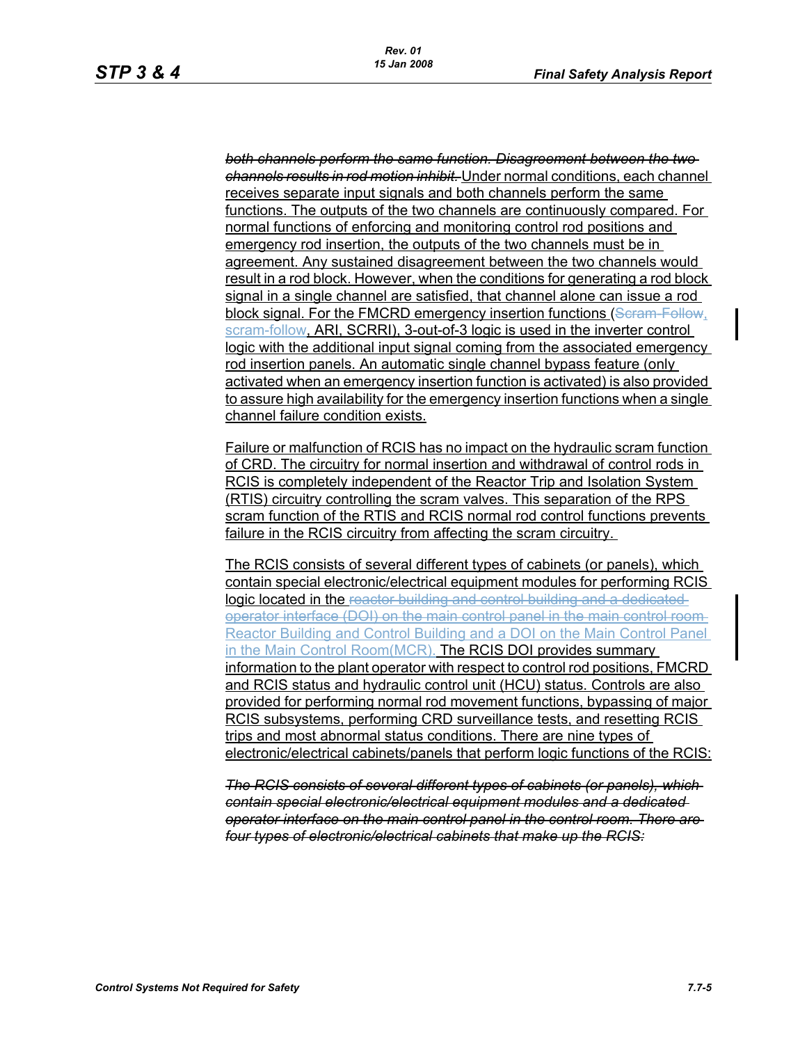~~*both channels perform the same function. Disagreement between the two channels results in rod motion inhibit.*~~ Under normal conditions, each channel receives separate input signals and both channels perform the same functions. The outputs of the two channels are continuously compared. For normal functions of enforcing and monitoring control rod positions and emergency rod insertion, the outputs of the two channels must be in agreement. Any sustained disagreement between the two channels would result in a rod block. However, when the conditions for generating a rod block signal in a single channel are satisfied, that channel alone can issue a rod block signal. For the FMCRD emergency insertion functions (~~Scram-Follow,~~ scram-follow, ARI, SCRRI), 3-out-of-3 logic is used in the inverter control logic with the additional input signal coming from the associated emergency rod insertion panels. An automatic single channel bypass feature (only activated when an emergency insertion function is activated) is also provided to assure high availability for the emergency insertion functions when a single channel failure condition exists.

Failure or malfunction of RCIS has no impact on the hydraulic scram function of CRD. The circuitry for normal insertion and withdrawal of control rods in RCIS is completely independent of the Reactor Trip and Isolation System (RTIS) circuitry controlling the scram valves. This separation of the RPS scram function of the RTIS and RCIS normal rod control functions prevents failure in the RCIS circuitry from affecting the scram circuitry.

The RCIS consists of several different types of cabinets (or panels), which contain special electronic/electrical equipment modules for performing RCIS logic located in the ~~reactor building and control building and a dedicated operator interface (DOI) on the main control panel in the main control room~~ Reactor Building and Control Building and a DOI on the Main Control Panel in the Main Control Room(MCR). The RCIS DOI provides summary information to the plant operator with respect to control rod positions, FMCRD and RCIS status and hydraulic control unit (HCU) status. Controls are also provided for performing normal rod movement functions, bypassing of major RCIS subsystems, performing CRD surveillance tests, and resetting RCIS trips and most abnormal status conditions. There are nine types of electronic/electrical cabinets/panels that perform logic functions of the RCIS:

~~*The RCIS consists of several different types of cabinets (or panels), which contain special electronic/electrical equipment modules and a dedicated operator interface on the main control panel in the control room. There are four types of electronic/electrical cabinets that make up the RCIS:*~~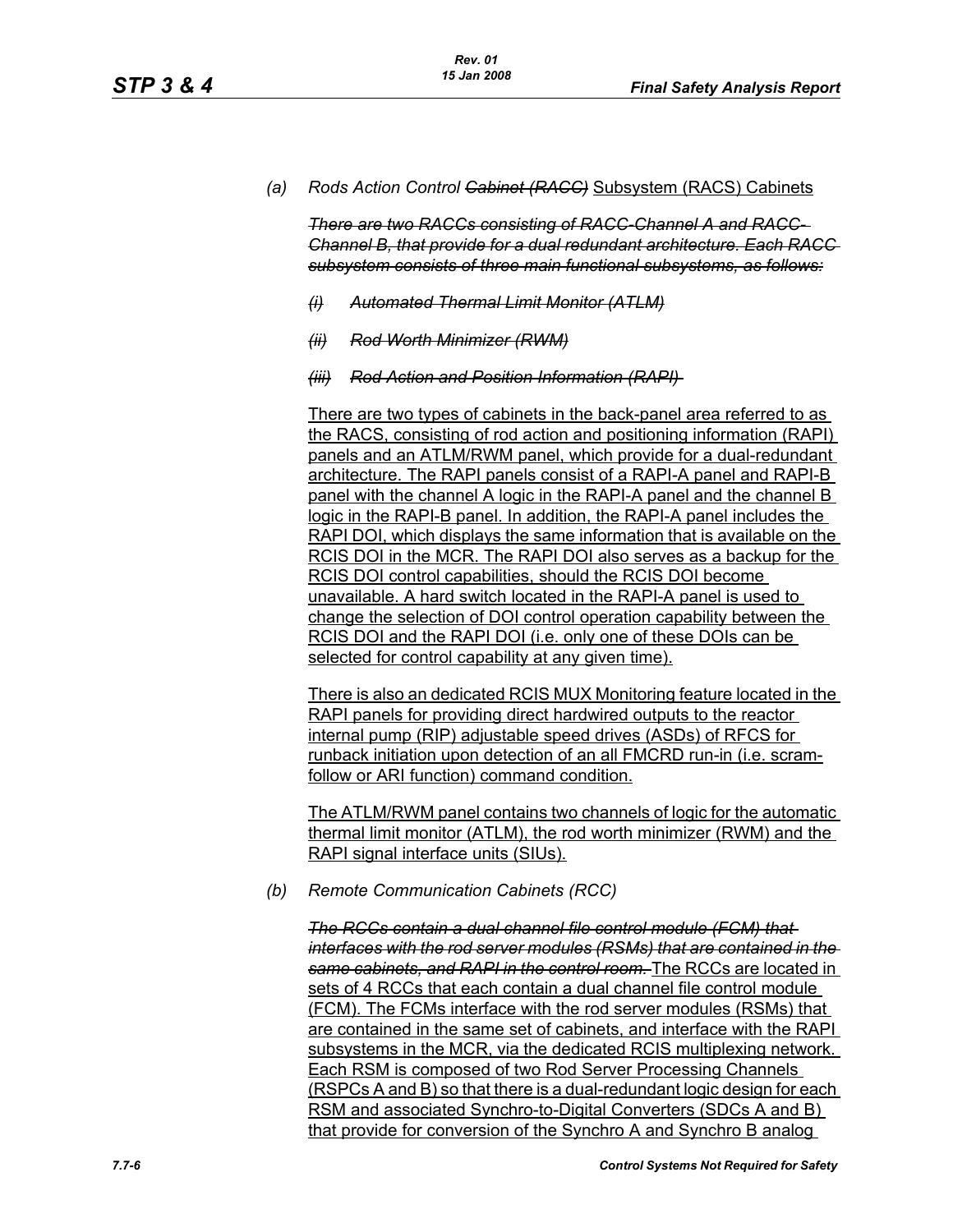(a) *Rods Action Control ~~Cabinet (RACC)~~* Subsystem (RACS) Cabinets

~~*There are two RACCs consisting of RACC-Channel A and RACC-Channel B, that provide for a dual redundant architecture. Each RACC subsystem consists of three main functional subsystems, as follows:*~~

~~*(i) Automated Thermal Limit Monitor (ATLM)*~~

~~*(ii) Rod Worth Minimizer (RWM)*~~

~~*(iii) Rod Action and Position Information (RAPI)*~~

There are two types of cabinets in the back-panel area referred to as the RACS, consisting of rod action and positioning information (RAPI) panels and an ATLM/RWM panel, which provide for a dual-redundant architecture. The RAPI panels consist of a RAPI-A panel and RAPI-B panel with the channel A logic in the RAPI-A panel and the channel B logic in the RAPI-B panel. In addition, the RAPI-A panel includes the RAPI DOI, which displays the same information that is available on the RCIS DOI in the MCR. The RAPI DOI also serves as a backup for the RCIS DOI control capabilities, should the RCIS DOI become unavailable. A hard switch located in the RAPI-A panel is used to change the selection of DOI control operation capability between the RCIS DOI and the RAPI DOI (i.e. only one of these DOIs can be selected for control capability at any given time).

There is also an dedicated RCIS MUX Monitoring feature located in the RAPI panels for providing direct hardwired outputs to the reactor internal pump (RIP) adjustable speed drives (ASDs) of RFCS for runback initiation upon detection of an all FMCRD run-in (i.e. scram-follow or ARI function) command condition.

The ATLM/RWM panel contains two channels of logic for the automatic thermal limit monitor (ATLM), the rod worth minimizer (RWM) and the RAPI signal interface units (SIUs).

(b) *Remote Communication Cabinets (RCC)*

~~*The RCCs contain a dual channel file control module (FCM) that interfaces with the rod server modules (RSMs) that are contained in the same cabinets, and RAPI in the control room.*~~ The RCCs are located in sets of 4 RCCs that each contain a dual channel file control module (FCM). The FCMs interface with the rod server modules (RSMs) that are contained in the same set of cabinets, and interface with the RAPI subsystems in the MCR, via the dedicated RCIS multiplexing network. Each RSM is composed of two Rod Server Processing Channels (RSPCs A and B) so that there is a dual-redundant logic design for each RSM and associated Synchro-to-Digital Converters (SDCs A and B) that provide for conversion of the Synchro A and Synchro B analog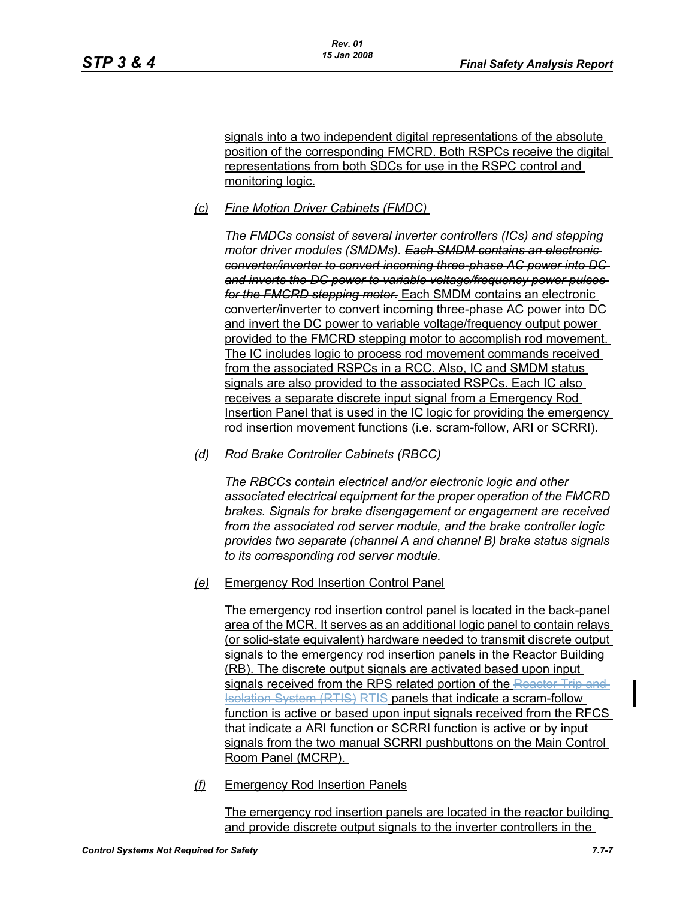signals into a two independent digital representations of the absolute position of the corresponding FMCRD. Both RSPCs receive the digital representations from both SDCs for use in the RSPC control and monitoring logic.

*(c) Fine Motion Driver Cabinets (FMDC)*

*The FMDCs consist of several inverter controllers (ICs) and stepping motor driver modules (SMDMs).* ~~*Each SMDM contains an electronic converter/inverter to convert incoming three-phase AC power into DC and inverts the DC power to variable voltage/frequency power pulses for the FMCRD stepping motor.*~~ Each SMDM contains an electronic converter/inverter to convert incoming three-phase AC power into DC and invert the DC power to variable voltage/frequency output power provided to the FMCRD stepping motor to accomplish rod movement. The IC includes logic to process rod movement commands received from the associated RSPCs in a RCC. Also, IC and SMDM status signals are also provided to the associated RSPCs. Each IC also receives a separate discrete input signal from a Emergency Rod Insertion Panel that is used in the IC logic for providing the emergency rod insertion movement functions (i.e. scram-follow, ARI or SCRRI).

*(d) Rod Brake Controller Cabinets (RBCC)*

*The RBCCs contain electrical and/or electronic logic and other associated electrical equipment for the proper operation of the FMCRD brakes. Signals for brake disengagement or engagement are received from the associated rod server module, and the brake controller logic provides two separate (channel A and channel B) brake status signals to its corresponding rod server module.*

*(e)* Emergency Rod Insertion Control Panel

The emergency rod insertion control panel is located in the back-panel area of the MCR. It serves as an additional logic panel to contain relays (or solid-state equivalent) hardware needed to transmit discrete output signals to the emergency rod insertion panels in the Reactor Building (RB). The discrete output signals are activated based upon input signals received from the RPS related portion of the ~~Reactor Trip and Isolation System (RTIS)~~ RTIS panels that indicate a scram-follow function is active or based upon input signals received from the RFCS that indicate a ARI function or SCRRI function is active or by input signals from the two manual SCRRI pushbuttons on the Main Control Room Panel (MCRP).

*(f)* Emergency Rod Insertion Panels

The emergency rod insertion panels are located in the reactor building and provide discrete output signals to the inverter controllers in the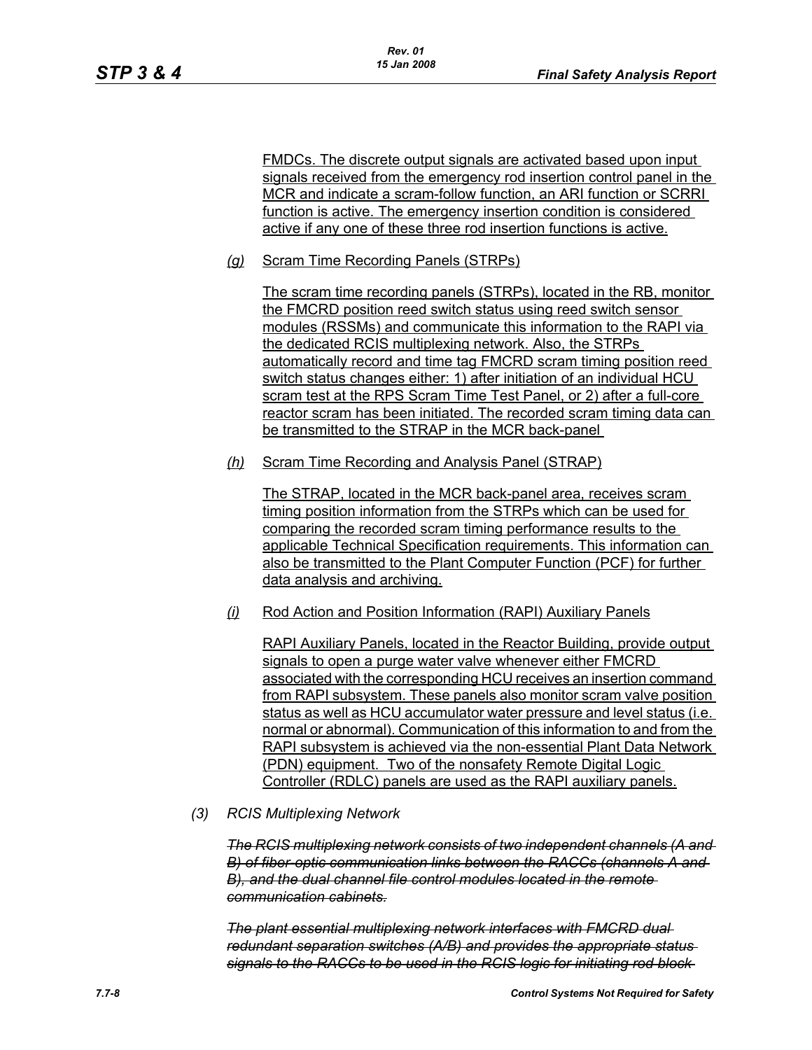FMDCs. The discrete output signals are activated based upon input signals received from the emergency rod insertion control panel in the MCR and indicate a scram-follow function, an ARI function or SCRRI function is active. The emergency insertion condition is considered active if any one of these three rod insertion functions is active.

*(g)* Scram Time Recording Panels (STRPs)

The scram time recording panels (STRPs), located in the RB, monitor the FMCRD position reed switch status using reed switch sensor modules (RSSMs) and communicate this information to the RAPI via the dedicated RCIS multiplexing network. Also, the STRPs automatically record and time tag FMCRD scram timing position reed switch status changes either: 1) after initiation of an individual HCU scram test at the RPS Scram Time Test Panel, or 2) after a full-core reactor scram has been initiated. The recorded scram timing data can be transmitted to the STRAP in the MCR back-panel

*(h)* Scram Time Recording and Analysis Panel (STRAP)

The STRAP, located in the MCR back-panel area, receives scram timing position information from the STRPs which can be used for comparing the recorded scram timing performance results to the applicable Technical Specification requirements. This information can also be transmitted to the Plant Computer Function (PCF) for further data analysis and archiving.

*(i)* Rod Action and Position Information (RAPI) Auxiliary Panels

RAPI Auxiliary Panels, located in the Reactor Building, provide output signals to open a purge water valve whenever either FMCRD associated with the corresponding HCU receives an insertion command from RAPI subsystem. These panels also monitor scram valve position status as well as HCU accumulator water pressure and level status (i.e. normal or abnormal). Communication of this information to and from the RAPI subsystem is achieved via the non-essential Plant Data Network (PDN) equipment. Two of the nonsafety Remote Digital Logic Controller (RDLC) panels are used as the RAPI auxiliary panels.

*(3) RCIS Multiplexing Network*

~~*The RCIS multiplexing network consists of two independent channels (A and B) of fiber-optic communication links between the RACCs (channels A and B), and the dual channel file control modules located in the remote communication cabinets.*~~

~~*The plant essential multiplexing network interfaces with FMCRD dual redundant separation switches (A/B) and provides the appropriate status signals to the RACCs to be used in the RCIS logic for initiating rod block*~~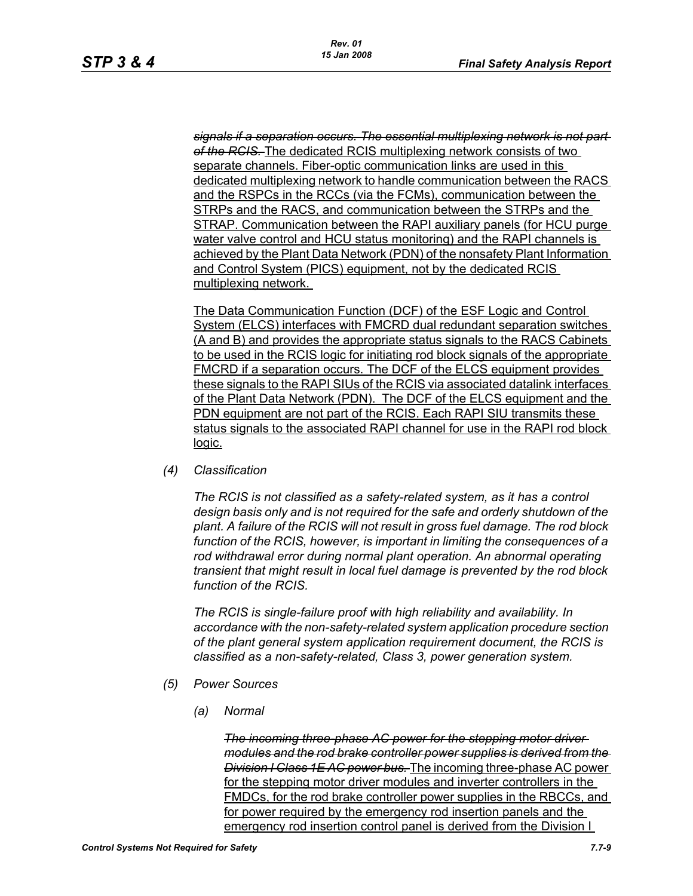~~*signals if a separation occurs. The essential multiplexing network is not part of the RCIS.*~~ The dedicated RCIS multiplexing network consists of two separate channels. Fiber-optic communication links are used in this dedicated multiplexing network to handle communication between the RACS and the RSPCs in the RCCs (via the FCMs), communication between the STRPs and the RACS, and communication between the STRPs and the STRAP. Communication between the RAPI auxiliary panels (for HCU purge water valve control and HCU status monitoring) and the RAPI channels is achieved by the Plant Data Network (PDN) of the nonsafety Plant Information and Control System (PICS) equipment, not by the dedicated RCIS multiplexing network.

The Data Communication Function (DCF) of the ESF Logic and Control System (ELCS) interfaces with FMCRD dual redundant separation switches (A and B) and provides the appropriate status signals to the RACS Cabinets to be used in the RCIS logic for initiating rod block signals of the appropriate FMCRD if a separation occurs. The DCF of the ELCS equipment provides these signals to the RAPI SIUs of the RCIS via associated datalink interfaces of the Plant Data Network (PDN). The DCF of the ELCS equipment and the PDN equipment are not part of the RCIS. Each RAPI SIU transmits these status signals to the associated RAPI channel for use in the RAPI rod block logic.

*(4) Classification*

*The RCIS is not classified as a safety-related system, as it has a control design basis only and is not required for the safe and orderly shutdown of the plant. A failure of the RCIS will not result in gross fuel damage. The rod block function of the RCIS, however, is important in limiting the consequences of a rod withdrawal error during normal plant operation. An abnormal operating transient that might result in local fuel damage is prevented by the rod block function of the RCIS.*

*The RCIS is single-failure proof with high reliability and availability. In accordance with the non-safety-related system application procedure section of the plant general system application requirement document, the RCIS is classified as a non-safety-related, Class 3, power generation system.*

*(5) Power Sources*

*(a) Normal*

~~*The incoming three-phase AC power for the stepping motor driver modules and the rod brake controller power supplies is derived from the Division I Class 1E AC power bus.*~~ The incoming three-phase AC power for the stepping motor driver modules and inverter controllers in the FMDCs, for the rod brake controller power supplies in the RBCCs, and for power required by the emergency rod insertion panels and the emergency rod insertion control panel is derived from the Division I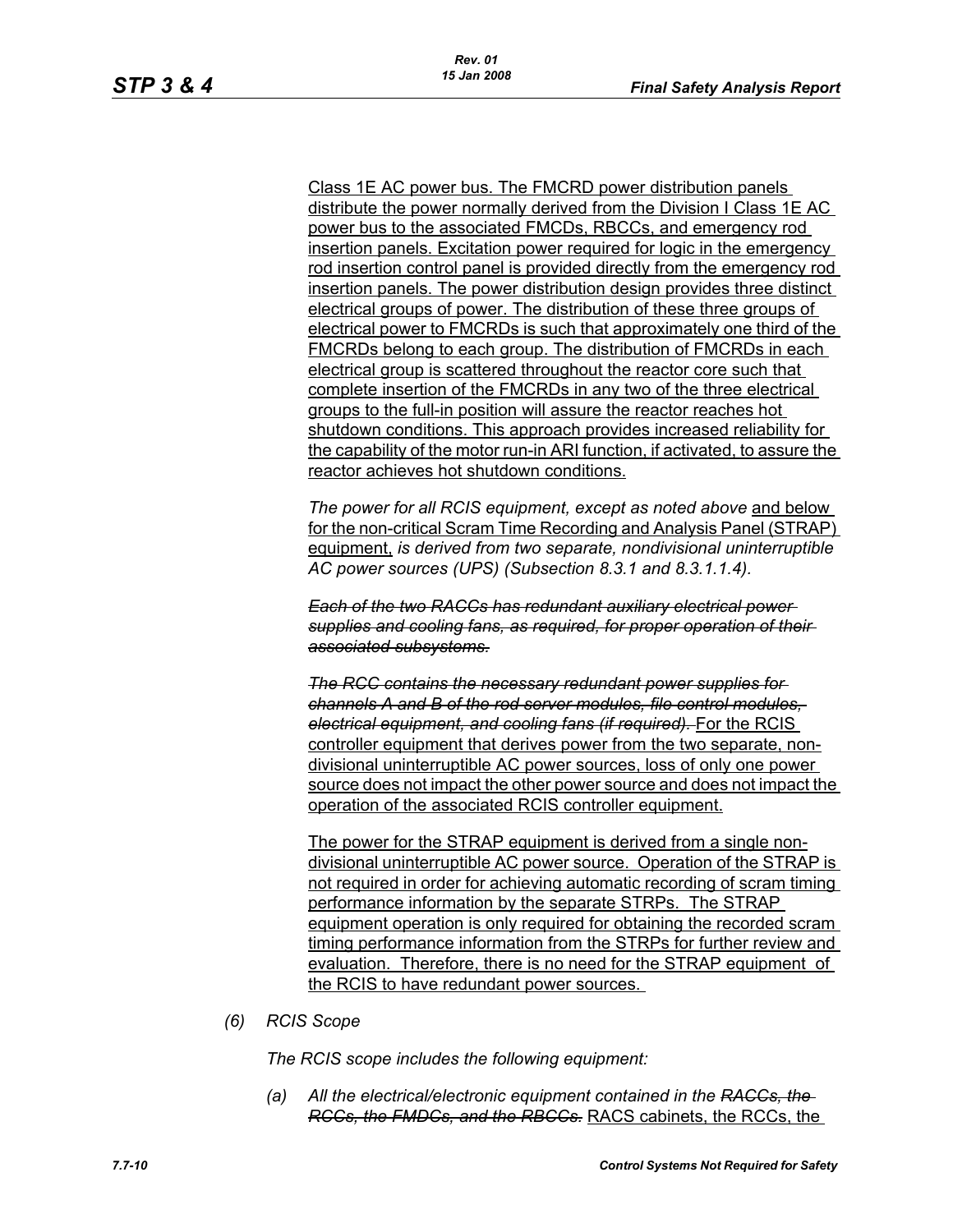Class 1E AC power bus. The FMCRD power distribution panels distribute the power normally derived from the Division I Class 1E AC power bus to the associated FMCDs, RBCCs, and emergency rod insertion panels. Excitation power required for logic in the emergency rod insertion control panel is provided directly from the emergency rod insertion panels. The power distribution design provides three distinct electrical groups of power. The distribution of these three groups of electrical power to FMCRDs is such that approximately one third of the FMCRDs belong to each group. The distribution of FMCRDs in each electrical group is scattered throughout the reactor core such that complete insertion of the FMCRDs in any two of the three electrical groups to the full-in position will assure the reactor reaches hot shutdown conditions. This approach provides increased reliability for the capability of the motor run-in ARI function, if activated, to assure the reactor achieves hot shutdown conditions.

*The power for all RCIS equipment, except as noted above* and below for the non-critical Scram Time Recording and Analysis Panel (STRAP) equipment, *is derived from two separate, nondivisional uninterruptible AC power sources (UPS) (Subsection 8.3.1 and 8.3.1.1.4).*

~~*Each of the two RACCs has redundant auxiliary electrical power supplies and cooling fans, as required, for proper operation of their associated subsystems.*~~

~~*The RCC contains the necessary redundant power supplies for channels A and B of the rod server modules, file control modules, electrical equipment, and cooling fans (if required).*~~ For the RCIS controller equipment that derives power from the two separate, non-divisional uninterruptible AC power sources, loss of only one power source does not impact the other power source and does not impact the operation of the associated RCIS controller equipment.

The power for the STRAP equipment is derived from a single non-divisional uninterruptible AC power source. Operation of the STRAP is not required in order for achieving automatic recording of scram timing performance information by the separate STRPs. The STRAP equipment operation is only required for obtaining the recorded scram timing performance information from the STRPs for further review and evaluation. Therefore, there is no need for the STRAP equipment of the RCIS to have redundant power sources.

*(6) RCIS Scope*

*The RCIS scope includes the following equipment:*

*(a) All the electrical/electronic equipment contained in the ~~RACCs, the RCCs, the FMDCs, and the RBCCs.~~* RACS cabinets, the RCCs, the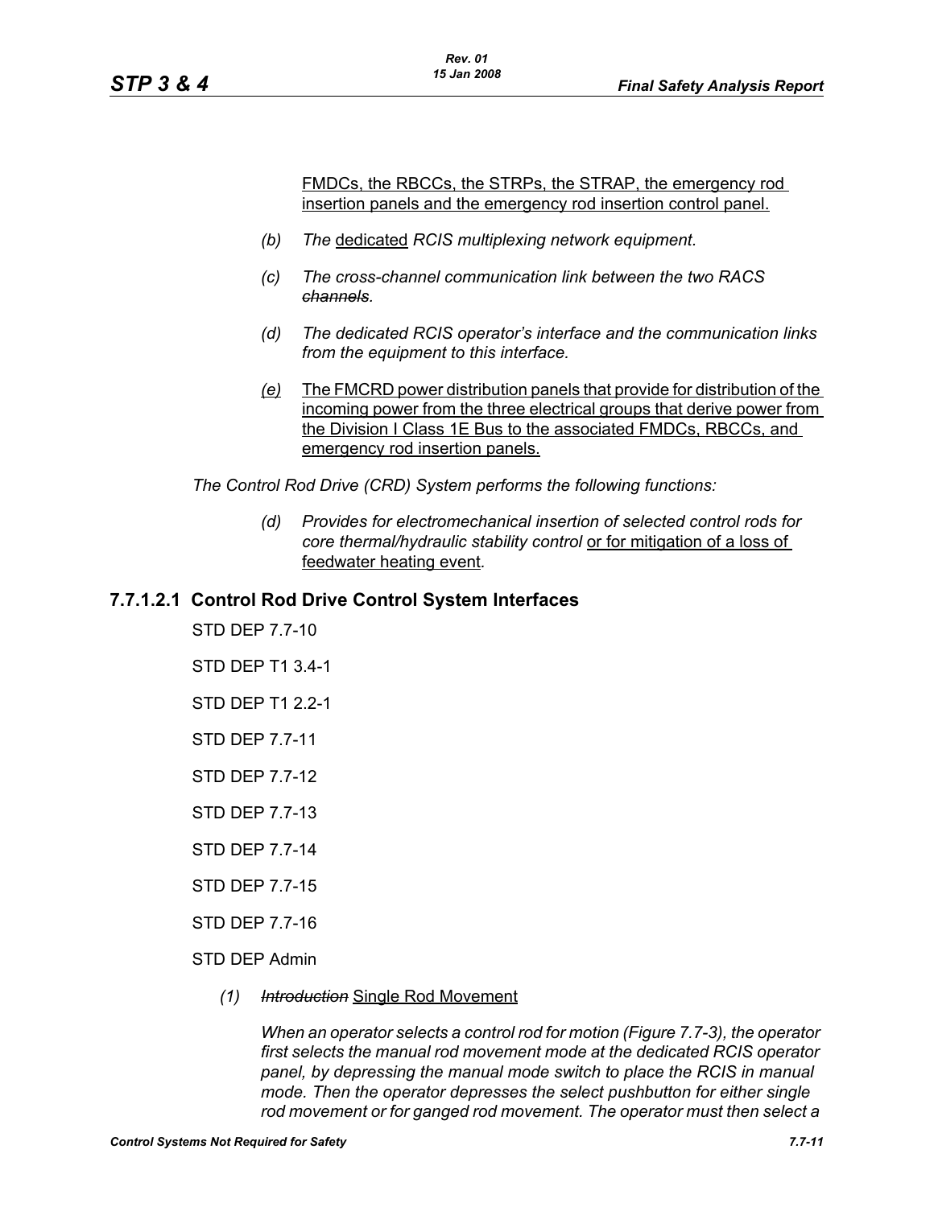FMDCs, the RBCCs, the STRPs, the STRAP, the emergency rod insertion panels and the emergency rod insertion control panel.

- *(b)* *The* dedicated *RCIS multiplexing network equipment.*
- *(c)* *The cross-channel communication link between the two RACS ~~channels~~.*
- *(d)* *The dedicated RCIS operator's interface and the communication links from the equipment to this interface.*
- *(e)* The FMCRD power distribution panels that provide for distribution of the incoming power from the three electrical groups that derive power from the Division I Class 1E Bus to the associated FMDCs, RBCCs, and emergency rod insertion panels.

*The Control Rod Drive (CRD) System performs the following functions:*

- *(d)* *Provides for electromechanical insertion of selected control rods for core thermal/hydraulic stability control* or for mitigation of a loss of feedwater heating event*.*

### 7.7.1.2.1 Control Rod Drive Control System Interfaces

STD DEP 7.7-10

STD DEP T1 3.4-1

STD DEP T1 2.2-1

STD DEP 7.7-11

STD DEP 7.7-12

STD DEP 7.7-13

STD DEP 7.7-14

STD DEP 7.7-15

STD DEP 7.7-16

STD DEP Admin

*(1)* *~~Introduction~~* Single Rod Movement

*When an operator selects a control rod for motion (Figure 7.7-3), the operator first selects the manual rod movement mode at the dedicated RCIS operator panel, by depressing the manual mode switch to place the RCIS in manual mode. Then the operator depresses the select pushbutton for either single rod movement or for ganged rod movement. The operator must then select a*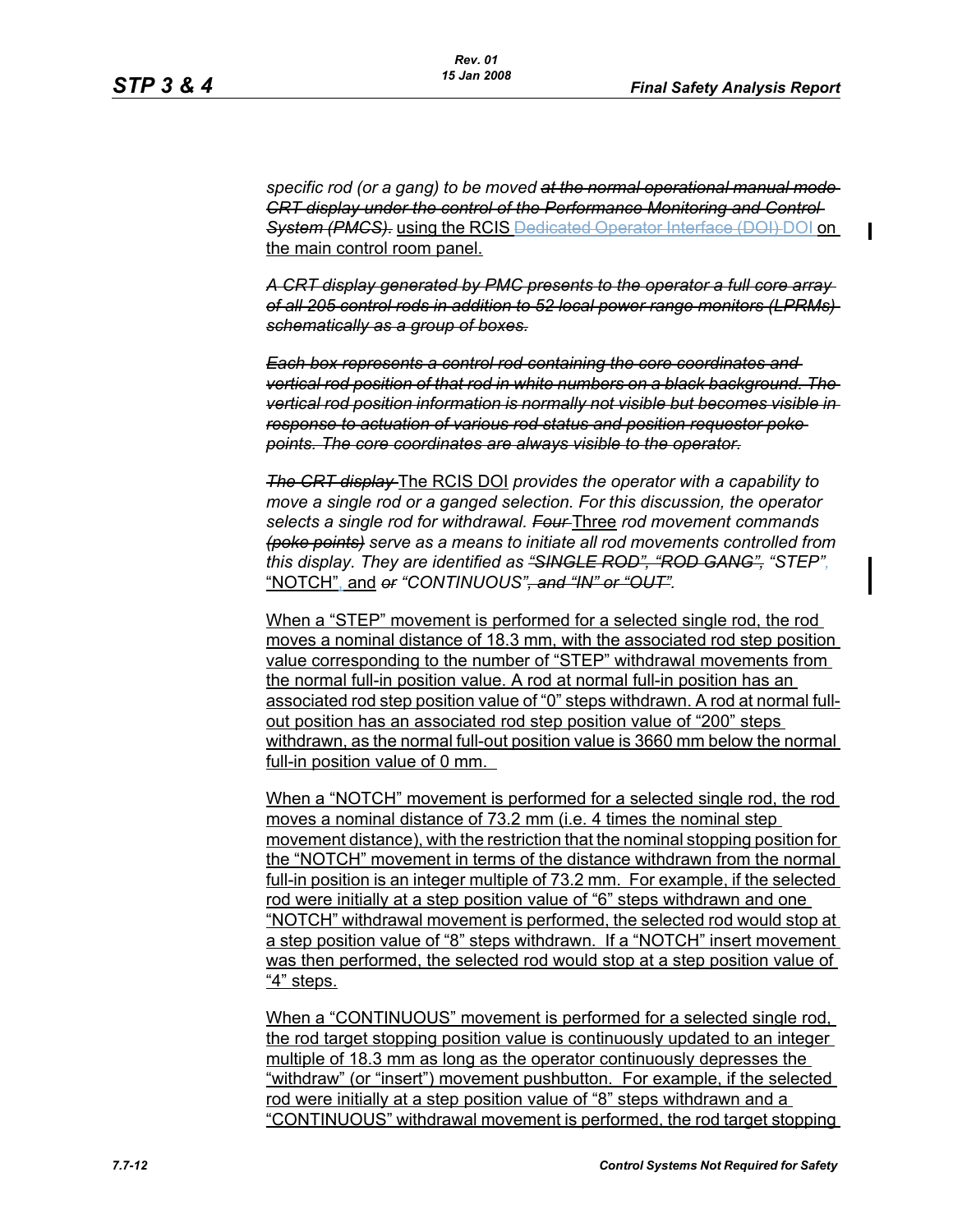*specific rod (or a gang) to be moved ~~at the normal operational manual mode CRT display under the control of the Performance Monitoring and Control System (PMCS).~~* using the RCIS ~~Dedicated Operator Interface (DOI)~~ DOI on the main control room panel.

~~*A CRT display generated by PMC presents to the operator a full core array of all 205 control rods in addition to 52 local power range monitors (LPRMs) schematically as a group of boxes.*~~

~~*Each box represents a control rod containing the core coordinates and vertical rod position of that rod in white numbers on a black background. The vertical rod position information is normally not visible but becomes visible in response to actuation of various rod status and position requestor poke points. The core coordinates are always visible to the operator.*~~

~~*The CRT display*~~ The RCIS DOI *provides the operator with a capability to move a single rod or a ganged selection. For this discussion, the operator selects a single rod for withdrawal.* ~~*Four*~~ Three *rod movement commands* ~~*(poke points)*~~ *serve as a means to initiate all rod movements controlled from this display. They are identified as* ~~*"SINGLE ROD", "ROD GANG",*~~ *"STEP",* "NOTCH", and ~~*or*~~ *"CONTINUOUS"*~~*, and "IN" or "OUT"*~~*.*

When a "STEP" movement is performed for a selected single rod, the rod moves a nominal distance of 18.3 mm, with the associated rod step position value corresponding to the number of "STEP" withdrawal movements from the normal full-in position value. A rod at normal full-in position has an associated rod step position value of "0" steps withdrawn. A rod at normal full-out position has an associated rod step position value of "200" steps withdrawn, as the normal full-out position value is 3660 mm below the normal full-in position value of 0 mm.

When a "NOTCH" movement is performed for a selected single rod, the rod moves a nominal distance of 73.2 mm (i.e. 4 times the nominal step movement distance), with the restriction that the nominal stopping position for the "NOTCH" movement in terms of the distance withdrawn from the normal full-in position is an integer multiple of 73.2 mm. For example, if the selected rod were initially at a step position value of "6" steps withdrawn and one "NOTCH" withdrawal movement is performed, the selected rod would stop at a step position value of "8" steps withdrawn. If a "NOTCH" insert movement was then performed, the selected rod would stop at a step position value of "4" steps.

When a "CONTINUOUS" movement is performed for a selected single rod, the rod target stopping position value is continuously updated to an integer multiple of 18.3 mm as long as the operator continuously depresses the "withdraw" (or "insert") movement pushbutton. For example, if the selected rod were initially at a step position value of "8" steps withdrawn and a "CONTINUOUS" withdrawal movement is performed, the rod target stopping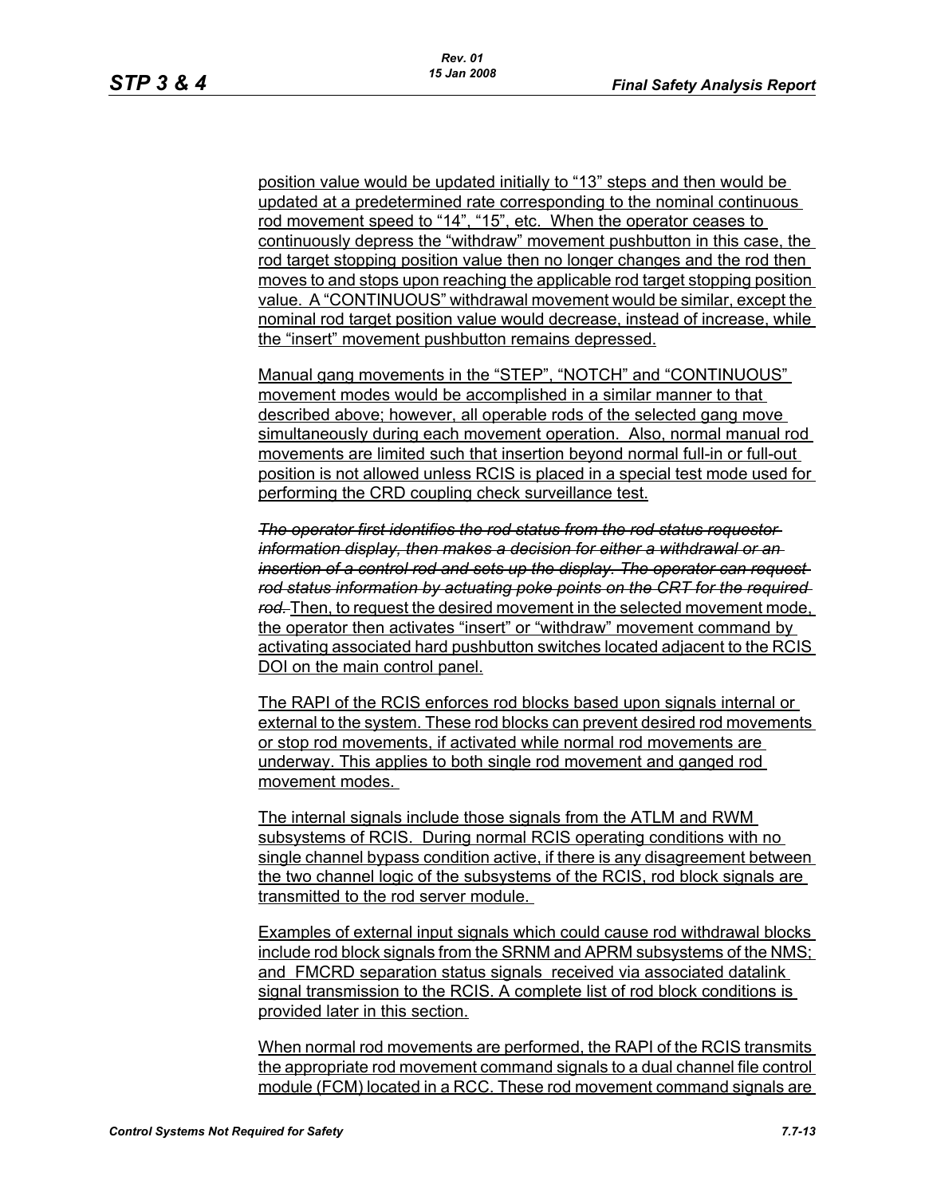position value would be updated initially to “13” steps and then would be updated at a predetermined rate corresponding to the nominal continuous rod movement speed to “14”, “15”, etc. When the operator ceases to continuously depress the “withdraw” movement pushbutton in this case, the rod target stopping position value then no longer changes and the rod then moves to and stops upon reaching the applicable rod target stopping position value. A “CONTINUOUS” withdrawal movement would be similar, except the nominal rod target position value would decrease, instead of increase, while the “insert” movement pushbutton remains depressed.

Manual gang movements in the “STEP”, “NOTCH” and “CONTINUOUS” movement modes would be accomplished in a similar manner to that described above; however, all operable rods of the selected gang move simultaneously during each movement operation. Also, normal manual rod movements are limited such that insertion beyond normal full-in or full-out position is not allowed unless RCIS is placed in a special test mode used for performing the CRD coupling check surveillance test.

~~*The operator first identifies the rod status from the rod status requestor information display, then makes a decision for either a withdrawal or an insertion of a control rod and sets up the display. The operator can request rod status information by actuating poke points on the CRT for the required rod.*~~ Then, to request the desired movement in the selected movement mode, the operator then activates “insert” or “withdraw” movement command by activating associated hard pushbutton switches located adjacent to the RCIS DOI on the main control panel.

The RAPI of the RCIS enforces rod blocks based upon signals internal or external to the system. These rod blocks can prevent desired rod movements or stop rod movements, if activated while normal rod movements are underway. This applies to both single rod movement and ganged rod movement modes.

The internal signals include those signals from the ATLM and RWM subsystems of RCIS. During normal RCIS operating conditions with no single channel bypass condition active, if there is any disagreement between the two channel logic of the subsystems of the RCIS, rod block signals are transmitted to the rod server module.

Examples of external input signals which could cause rod withdrawal blocks include rod block signals from the SRNM and APRM subsystems of the NMS; and FMCRD separation status signals received via associated datalink signal transmission to the RCIS. A complete list of rod block conditions is provided later in this section.

When normal rod movements are performed, the RAPI of the RCIS transmits the appropriate rod movement command signals to a dual channel file control module (FCM) located in a RCC. These rod movement command signals are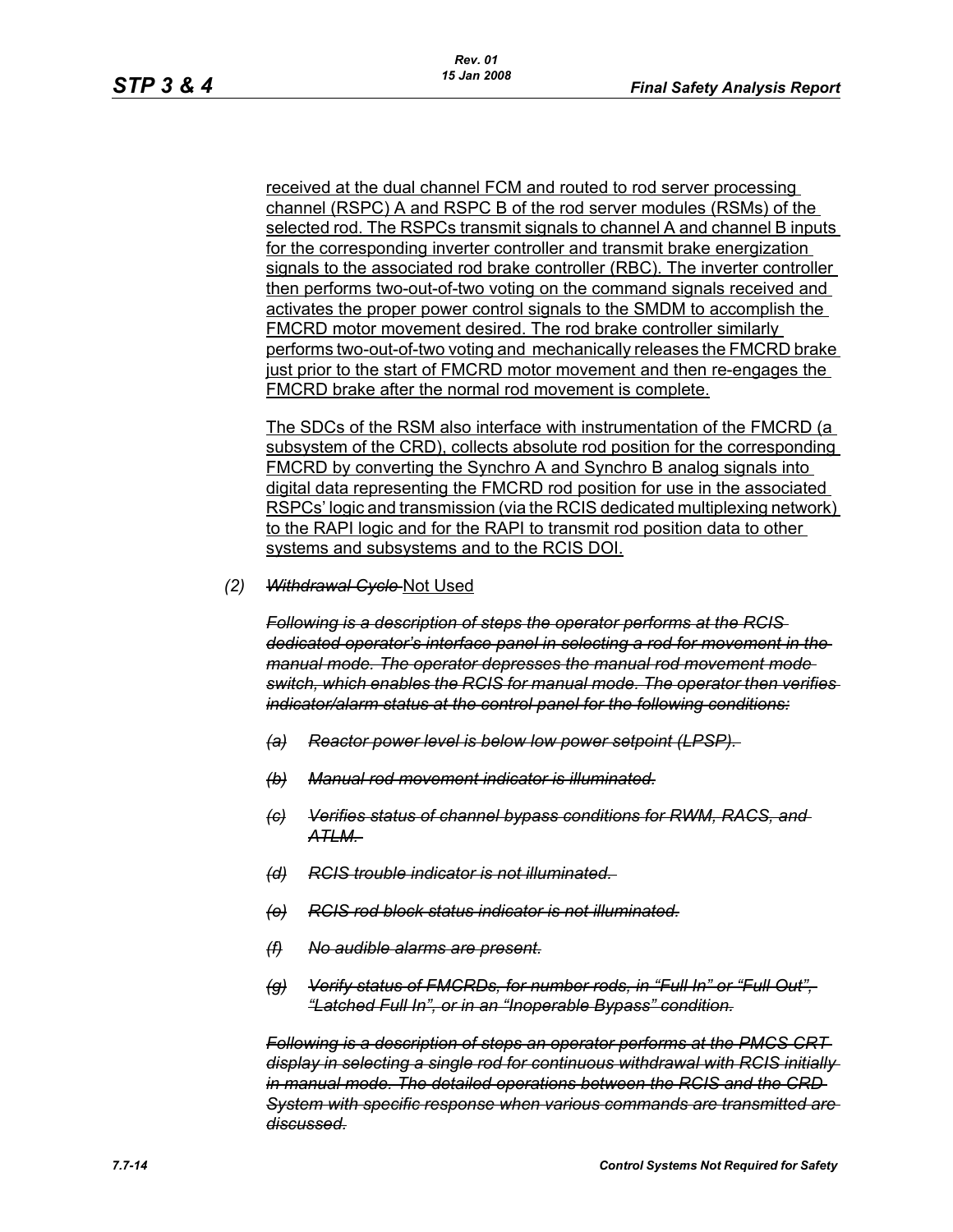received at the dual channel FCM and routed to rod server processing channel (RSPC) A and RSPC B of the rod server modules (RSMs) of the selected rod. The RSPCs transmit signals to channel A and channel B inputs for the corresponding inverter controller and transmit brake energization signals to the associated rod brake controller (RBC). The inverter controller then performs two-out-of-two voting on the command signals received and activates the proper power control signals to the SMDM to accomplish the FMCRD motor movement desired. The rod brake controller similarly performs two-out-of-two voting and mechanically releases the FMCRD brake just prior to the start of FMCRD motor movement and then re-engages the FMCRD brake after the normal rod movement is complete.

The SDCs of the RSM also interface with instrumentation of the FMCRD (a subsystem of the CRD), collects absolute rod position for the corresponding FMCRD by converting the Synchro A and Synchro B analog signals into digital data representing the FMCRD rod position for use in the associated RSPCs' logic and transmission (via the RCIS dedicated multiplexing network) to the RAPI logic and for the RAPI to transmit rod position data to other systems and subsystems and to the RCIS DOI.

(2) ~~*Withdrawal Cycle*~~ Not Used

~~*Following is a description of steps the operator performs at the RCIS dedicated operator's interface panel in selecting a rod for movement in the manual mode. The operator depresses the manual rod movement mode switch, which enables the RCIS for manual mode. The operator then verifies indicator/alarm status at the control panel for the following conditions:*~~

~~*(a) Reactor power level is below low power setpoint (LPSP).*~~

~~*(b) Manual rod movement indicator is illuminated.*~~

~~*(c) Verifies status of channel bypass conditions for RWM, RACS, and ATLM.*~~

~~*(d) RCIS trouble indicator is not illuminated.*~~

~~*(e) RCIS rod block status indicator is not illuminated.*~~

~~*(f) No audible alarms are present.*~~

~~*(g) Verify status of FMCRDs, for number rods, in "Full In" or "Full Out", "Latched Full In", or in an "Inoperable Bypass" condition.*~~

~~*Following is a description of steps an operator performs at the PMCS CRT display in selecting a single rod for continuous withdrawal with RCIS initially in manual mode. The detailed operations between the RCIS and the CRD System with specific response when various commands are transmitted are discussed.*~~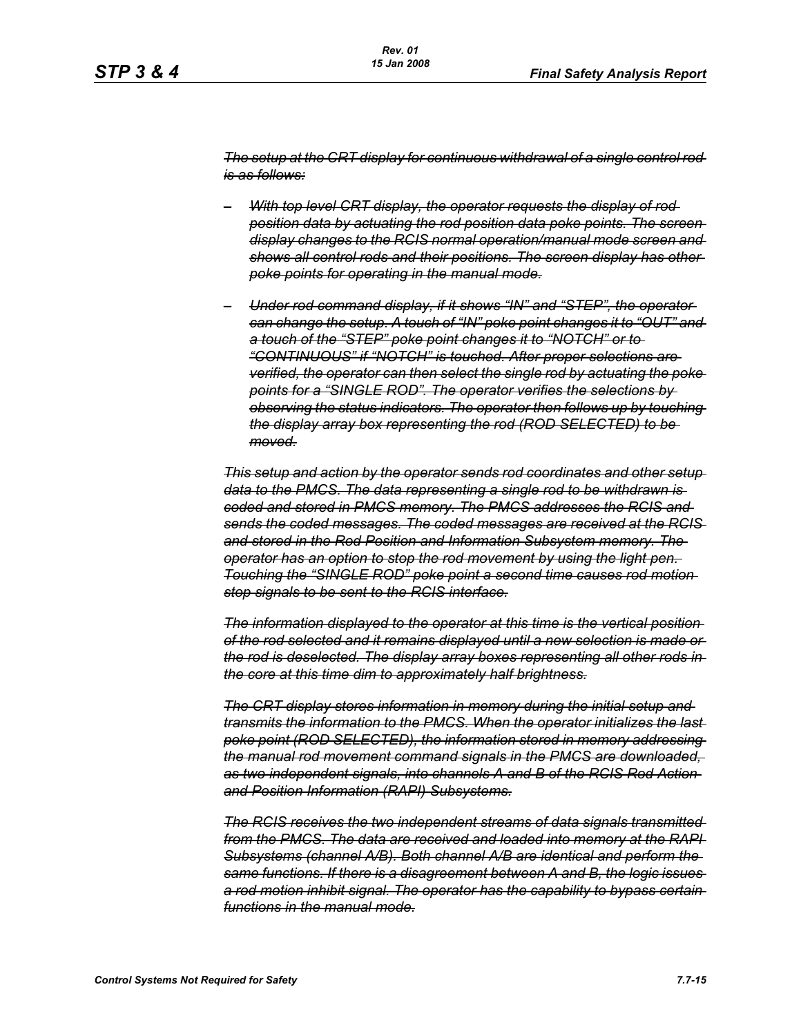~~*The setup at the CRT display for continuous withdrawal of a single control rod is as follows:*~~

- ~~*With top level CRT display, the operator requests the display of rod position data by actuating the rod position data poke points. The screen display changes to the RCIS normal operation/manual mode screen and shows all control rods and their positions. The screen display has other poke points for operating in the manual mode.*~~

- ~~*Under rod command display, if it shows "IN" and "STEP", the operator can change the setup. A touch of "IN" poke point changes it to "OUT" and a touch of the "STEP" poke point changes it to "NOTCH" or to "CONTINUOUS" if "NOTCH" is touched. After proper selections are verified, the operator can then select the single rod by actuating the poke points for a "SINGLE ROD". The operator verifies the selections by observing the status indicators. The operator then follows up by touching the display array box representing the rod (ROD SELECTED) to be moved.*~~

~~*This setup and action by the operator sends rod coordinates and other setup data to the PMCS. The data representing a single rod to be withdrawn is coded and stored in PMCS memory. The PMCS addresses the RCIS and sends the coded messages. The coded messages are received at the RCIS and stored in the Rod Position and Information Subsystem memory. The operator has an option to stop the rod movement by using the light pen. Touching the "SINGLE ROD" poke point a second time causes rod motion stop signals to be sent to the RCIS interface.*~~

~~*The information displayed to the operator at this time is the vertical position of the rod selected and it remains displayed until a new selection is made or the rod is deselected. The display array boxes representing all other rods in the core at this time dim to approximately half brightness.*~~

~~*The CRT display stores information in memory during the initial setup and transmits the information to the PMCS. When the operator initializes the last poke point (ROD SELECTED), the information stored in memory addressing the manual rod movement command signals in the PMCS are downloaded, as two independent signals, into channels A and B of the RCIS Rod Action and Position Information (RAPI) Subsystems.*~~

~~*The RCIS receives the two independent streams of data signals transmitted from the PMCS. The data are received and loaded into memory at the RAPI Subsystems (channel A/B). Both channel A/B are identical and perform the same functions. If there is a disagreement between A and B, the logic issues a rod motion inhibit signal. The operator has the capability to bypass certain functions in the manual mode.*~~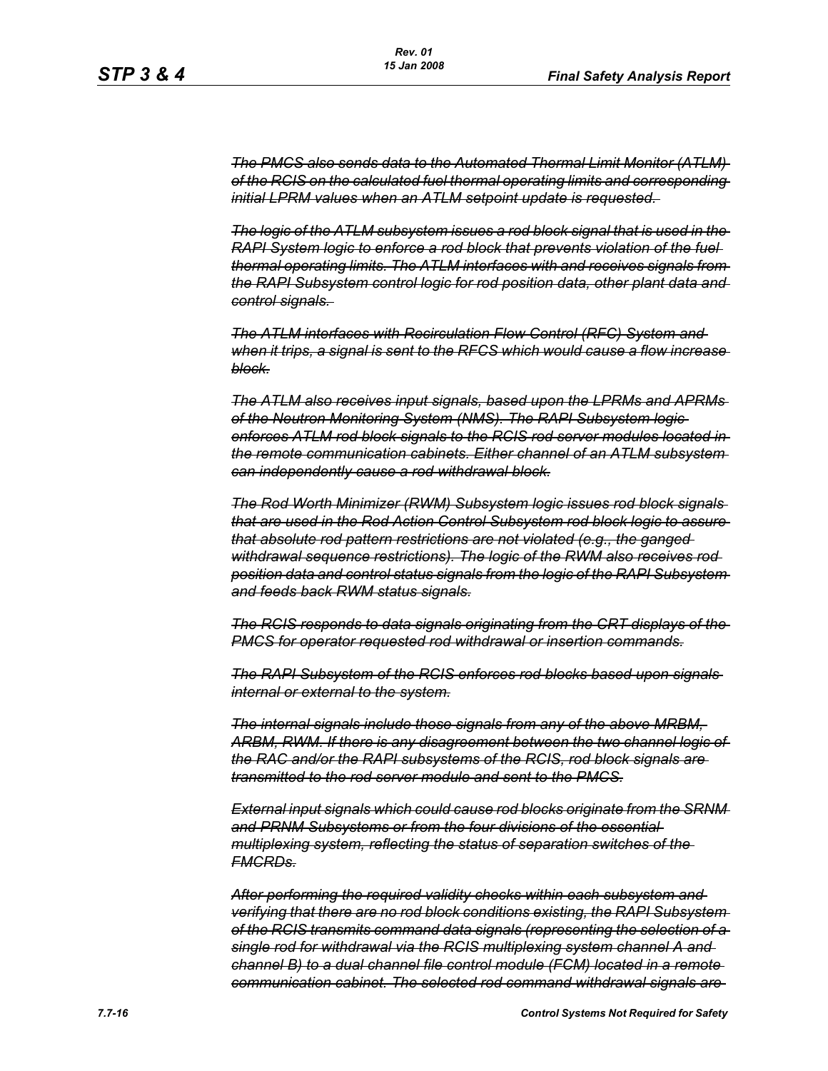~~*The PMCS also sends data to the Automated Thermal Limit Monitor (ATLM) of the RCIS on the calculated fuel thermal operating limits and corresponding initial LPRM values when an ATLM setpoint update is requested.*~~

~~*The logic of the ATLM subsystem issues a rod block signal that is used in the RAPI System logic to enforce a rod block that prevents violation of the fuel thermal operating limits. The ATLM interfaces with and receives signals from the RAPI Subsystem control logic for rod position data, other plant data and control signals.*~~

~~*The ATLM interfaces with Recirculation Flow Control (RFC) System and when it trips, a signal is sent to the RFCS which would cause a flow increase block.*~~

~~*The ATLM also receives input signals, based upon the LPRMs and APRMs of the Neutron Monitoring System (NMS). The RAPI Subsystem logic enforces ATLM rod block signals to the RCIS rod server modules located in the remote communication cabinets. Either channel of an ATLM subsystem can independently cause a rod withdrawal block.*~~

~~*The Rod Worth Minimizer (RWM) Subsystem logic issues rod block signals that are used in the Rod Action Control Subsystem rod block logic to assure that absolute rod pattern restrictions are not violated (e.g., the ganged withdrawal sequence restrictions). The logic of the RWM also receives rod position data and control status signals from the logic of the RAPI Subsystem and feeds back RWM status signals.*~~

~~*The RCIS responds to data signals originating from the CRT displays of the PMCS for operator requested rod withdrawal or insertion commands.*~~

~~*The RAPI Subsystem of the RCIS enforces rod blocks based upon signals internal or external to the system.*~~

~~*The internal signals include those signals from any of the above MRBM, ARBM, RWM. If there is any disagreement between the two channel logic of the RAC and/or the RAPI subsystems of the RCIS, rod block signals are transmitted to the rod server module and sent to the PMCS.*~~

~~*External input signals which could cause rod blocks originate from the SRNM and PRNM Subsystems or from the four divisions of the essential multiplexing system, reflecting the status of separation switches of the FMCRDs.*~~

~~*After performing the required validity checks within each subsystem and verifying that there are no rod block conditions existing, the RAPI Subsystem of the RCIS transmits command data signals (representing the selection of a single rod for withdrawal via the RCIS multiplexing system channel A and channel B) to a dual channel file control module (FCM) located in a remote communication cabinet. The selected rod command withdrawal signals are*~~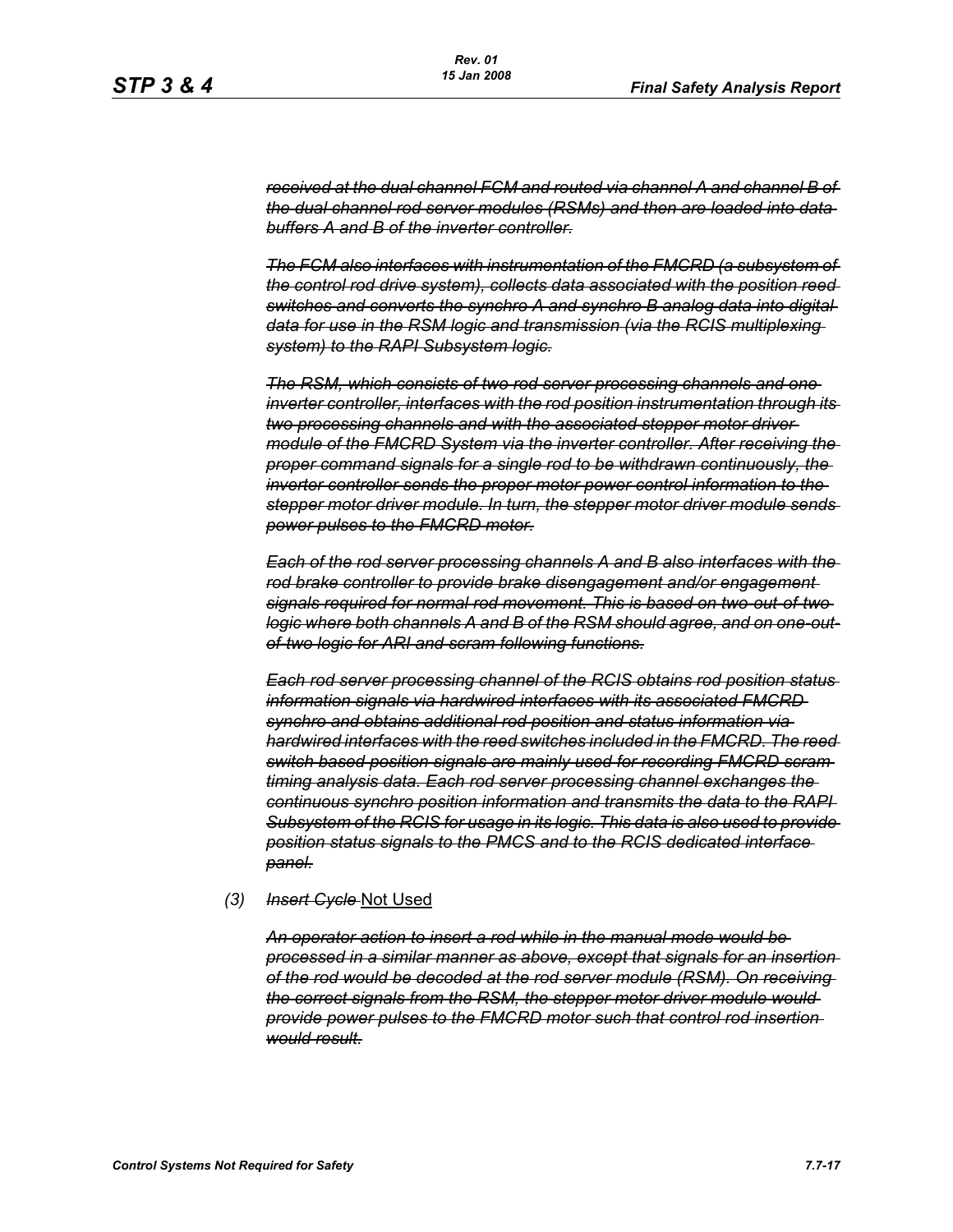~~*received at the dual channel FCM and routed via channel A and channel B of the dual channel rod server modules (RSMs) and then are loaded into data buffers A and B of the inverter controller.*~~

~~*The FCM also interfaces with instrumentation of the FMCRD (a subsystem of the control rod drive system), collects data associated with the position reed switches and converts the synchro A and synchro B analog data into digital data for use in the RSM logic and transmission (via the RCIS multiplexing system) to the RAPI Subsystem logic.*~~

~~*The RSM, which consists of two rod server processing channels and one inverter controller, interfaces with the rod position instrumentation through its two processing channels and with the associated stepper motor driver module of the FMCRD System via the inverter controller. After receiving the proper command signals for a single rod to be withdrawn continuously, the inverter controller sends the proper motor power control information to the stepper motor driver module. In turn, the stepper motor driver module sends power pulses to the FMCRD motor.*~~

~~*Each of the rod server processing channels A and B also interfaces with the rod brake controller to provide brake disengagement and/or engagement signals required for normal rod movement. This is based on two-out-of-two logic where both channels A and B of the RSM should agree, and on one-out-of-two logic for ARI and scram following functions.*~~

~~*Each rod server processing channel of the RCIS obtains rod position status information signals via hardwired interfaces with its associated FMCRD synchro and obtains additional rod position and status information via hardwired interfaces with the reed switches included in the FMCRD. The reed switch based position signals are mainly used for recording FMCRD scram timing analysis data. Each rod server processing channel exchanges the continuous synchro position information and transmits the data to the RAPI Subsystem of the RCIS for usage in its logic. This data is also used to provide position status signals to the PMCS and to the RCIS dedicated interface panel.*~~

*(3)* ~~*Insert Cycle*~~ <u>Not Used</u>

~~*An operator action to insert a rod while in the manual mode would be processed in a similar manner as above, except that signals for an insertion of the rod would be decoded at the rod server module (RSM). On receiving the correct signals from the RSM, the stepper motor driver module would provide power pulses to the FMCRD motor such that control rod insertion would result.*~~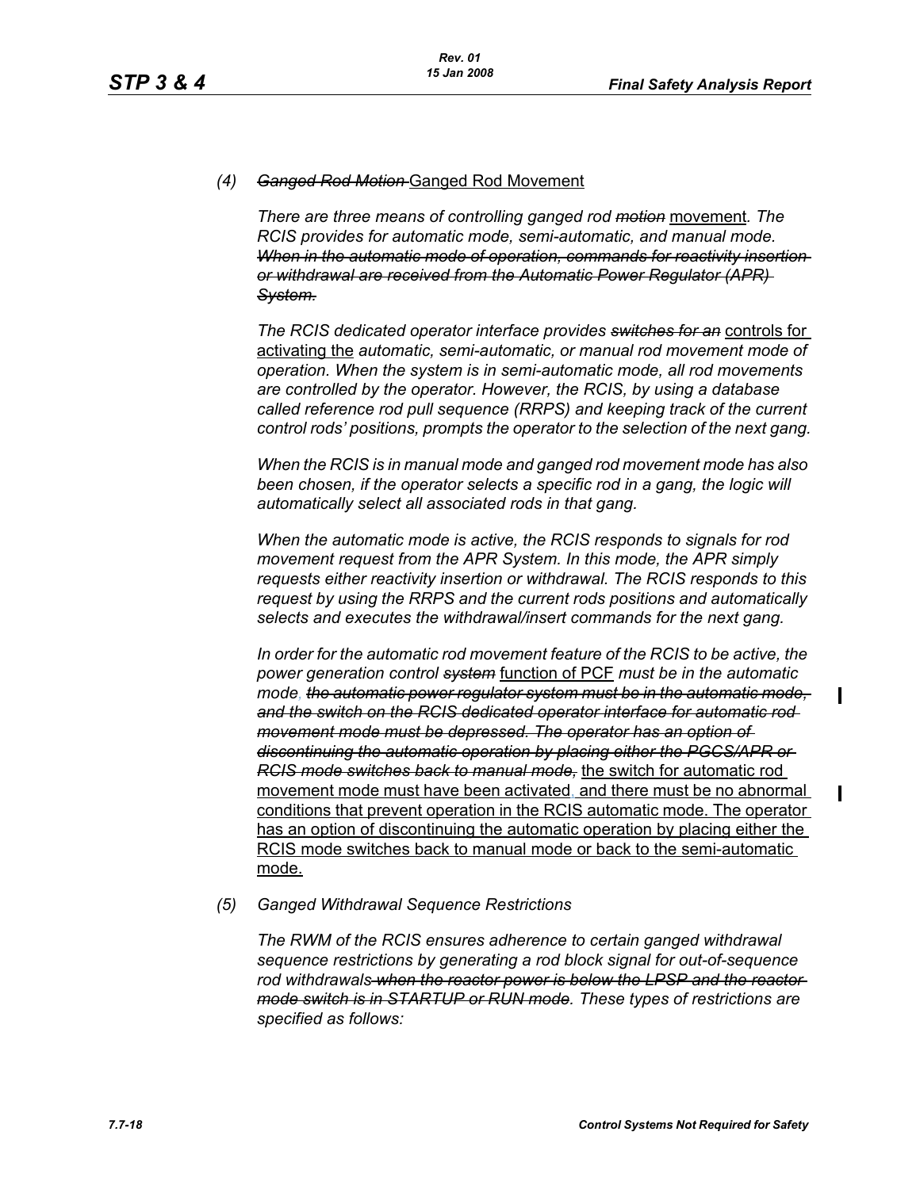(4) ~~Ganged Rod Motion~~ Ganged Rod Movement

*There are three means of controlling ganged rod ~~motion~~* movement. *The RCIS provides for automatic mode, semi-automatic, and manual mode. ~~When in the automatic mode of operation, commands for reactivity insertion or withdrawal are received from the Automatic Power Regulator (APR) System.~~*

*The RCIS dedicated operator interface provides ~~switches for an~~* controls for activating the *automatic, semi-automatic, or manual rod movement mode of operation. When the system is in semi-automatic mode, all rod movements are controlled by the operator. However, the RCIS, by using a database called reference rod pull sequence (RRPS) and keeping track of the current control rods' positions, prompts the operator to the selection of the next gang.*

*When the RCIS is in manual mode and ganged rod movement mode has also been chosen, if the operator selects a specific rod in a gang, the logic will automatically select all associated rods in that gang.*

*When the automatic mode is active, the RCIS responds to signals for rod movement request from the APR System. In this mode, the APR simply requests either reactivity insertion or withdrawal. The RCIS responds to this request by using the RRPS and the current rods positions and automatically selects and executes the withdrawal/insert commands for the next gang.*

*In order for the automatic rod movement feature of the RCIS to be active, the power generation control ~~system~~* function of PCF *must be in the automatic mode, ~~the automatic power regulator system must be in the automatic mode, and the switch on the RCIS dedicated operator interface for automatic rod movement mode must be depressed. The operator has an option of discontinuing the automatic operation by placing either the PGCS/APR or RCIS mode switches back to manual mode,~~* the switch for automatic rod movement mode must have been activated, and there must be no abnormal conditions that prevent operation in the RCIS automatic mode. The operator has an option of discontinuing the automatic operation by placing either the RCIS mode switches back to manual mode or back to the semi-automatic mode.

(5) *Ganged Withdrawal Sequence Restrictions*

*The RWM of the RCIS ensures adherence to certain ganged withdrawal sequence restrictions by generating a rod block signal for out-of-sequence rod withdrawals ~~when the reactor power is below the LPSP and the reactor mode switch is in STARTUP or RUN mode~~. These types of restrictions are specified as follows:*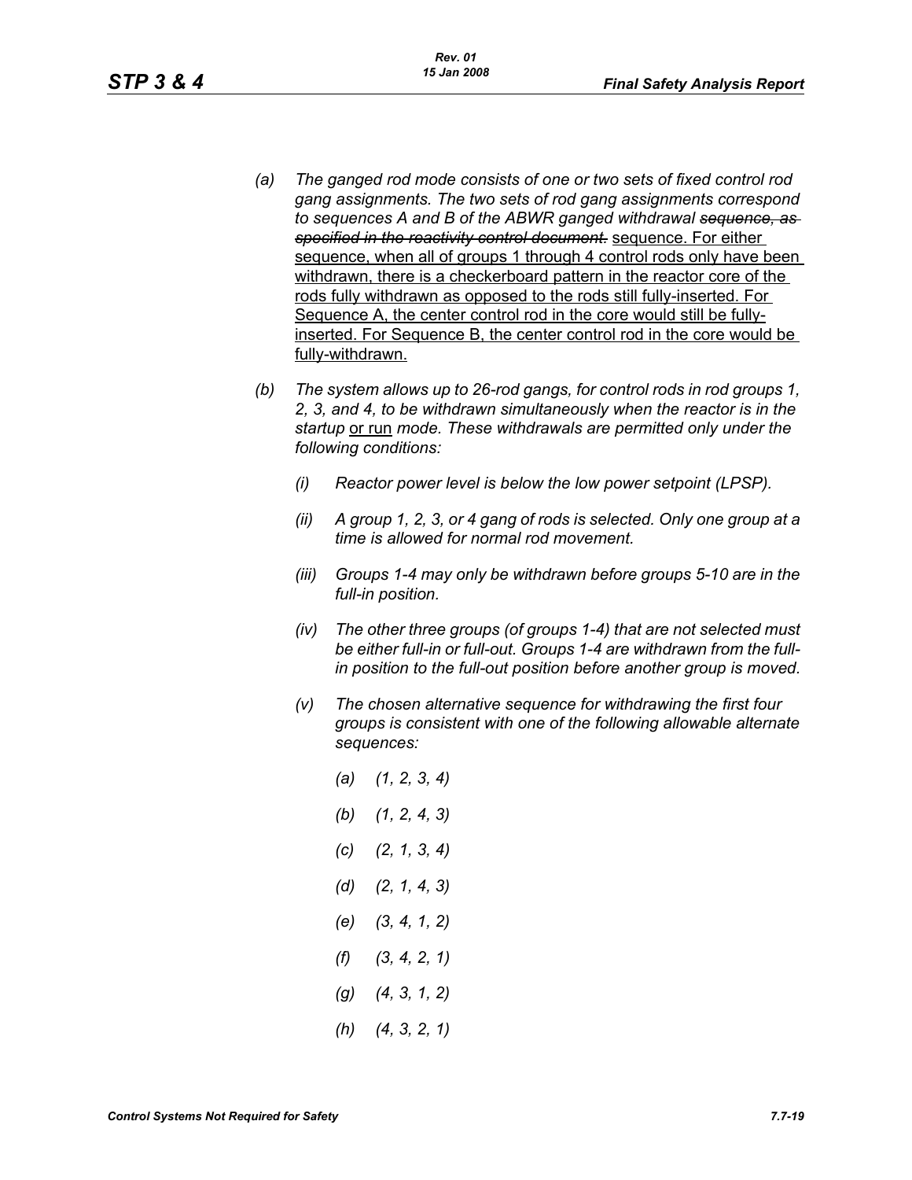(a) *The ganged rod mode consists of one or two sets of fixed control rod gang assignments. The two sets of rod gang assignments correspond to sequences A and B of the ABWR ganged withdrawal ~~sequence, as specified in the reactivity control document.~~* <u>sequence. For either sequence, when all of groups 1 through 4 control rods only have been withdrawn, there is a checkerboard pattern in the reactor core of the rods fully withdrawn as opposed to the rods still fully-inserted. For Sequence A, the center control rod in the core would still be fully-inserted. For Sequence B, the center control rod in the core would be fully-withdrawn.</u>

(b) *The system allows up to 26-rod gangs, for control rods in rod groups 1, 2, 3, and 4, to be withdrawn simultaneously when the reactor is in the startup* <u>or run</u> *mode. These withdrawals are permitted only under the following conditions:*

  (i) *Reactor power level is below the low power setpoint (LPSP).*

  (ii) *A group 1, 2, 3, or 4 gang of rods is selected. Only one group at a time is allowed for normal rod movement.*

  (iii) *Groups 1-4 may only be withdrawn before groups 5-10 are in the full-in position.*

  (iv) *The other three groups (of groups 1-4) that are not selected must be either full-in or full-out. Groups 1-4 are withdrawn from the full-in position to the full-out position before another group is moved.*

  (v) *The chosen alternative sequence for withdrawing the first four groups is consistent with one of the following allowable alternate sequences:*

    (a) *(1, 2, 3, 4)*

    (b) *(1, 2, 4, 3)*

    (c) *(2, 1, 3, 4)*

    (d) *(2, 1, 4, 3)*

    (e) *(3, 4, 1, 2)*

    (f) *(3, 4, 2, 1)*

    (g) *(4, 3, 1, 2)*

    (h) *(4, 3, 2, 1)*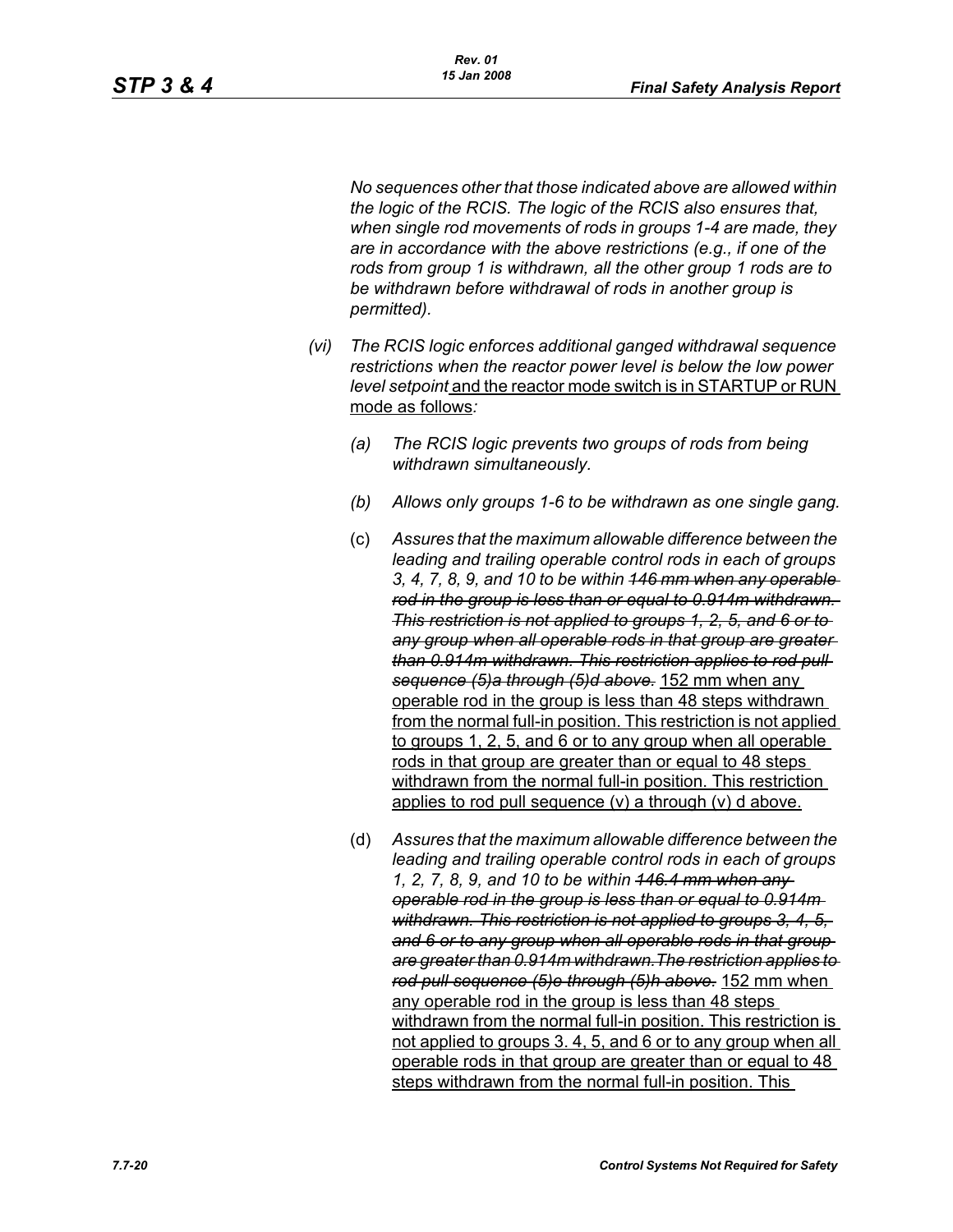*No sequences other that those indicated above are allowed within the logic of the RCIS. The logic of the RCIS also ensures that, when single rod movements of rods in groups 1-4 are made, they are in accordance with the above restrictions (e.g., if one of the rods from group 1 is withdrawn, all the other group 1 rods are to be withdrawn before withdrawal of rods in another group is permitted).*

(vi) *The RCIS logic enforces additional ganged withdrawal sequence restrictions when the reactor power level is below the low power level setpoint* <u>and the reactor mode switch is in STARTUP or RUN mode as follows</u>*:*

(a) *The RCIS logic prevents two groups of rods from being withdrawn simultaneously.*

(b) *Allows only groups 1-6 to be withdrawn as one single gang.*

(c) *Assures that the maximum allowable difference between the leading and trailing operable control rods in each of groups 3, 4, 7, 8, 9, and 10 to be within* ~~*146 mm when any operable rod in the group is less than or equal to 0.914m withdrawn. This restriction is not applied to groups 1, 2, 5, and 6 or to any group when all operable rods in that group are greater than 0.914m withdrawn. This restriction applies to rod pull sequence (5)a through (5)d above.*~~ <u>152 mm when any operable rod in the group is less than 48 steps withdrawn from the normal full-in position. This restriction is not applied to groups 1, 2, 5, and 6 or to any group when all operable rods in that group are greater than or equal to 48 steps withdrawn from the normal full-in position. This restriction applies to rod pull sequence (v) a through (v) d above.</u>

(d) *Assures that the maximum allowable difference between the leading and trailing operable control rods in each of groups 1, 2, 7, 8, 9, and 10 to be within* ~~*146.4 mm when any operable rod in the group is less than or equal to 0.914m withdrawn. This restriction is not applied to groups 3, 4, 5, and 6 or to any group when all operable rods in that group are greater than 0.914m withdrawn.The restriction applies to rod pull sequence (5)e through (5)h above.*~~ <u>152 mm when any operable rod in the group is less than 48 steps withdrawn from the normal full-in position. This restriction is not applied to groups 3. 4, 5, and 6 or to any group when all operable rods in that group are greater than or equal to 48 steps withdrawn from the normal full-in position. This</u>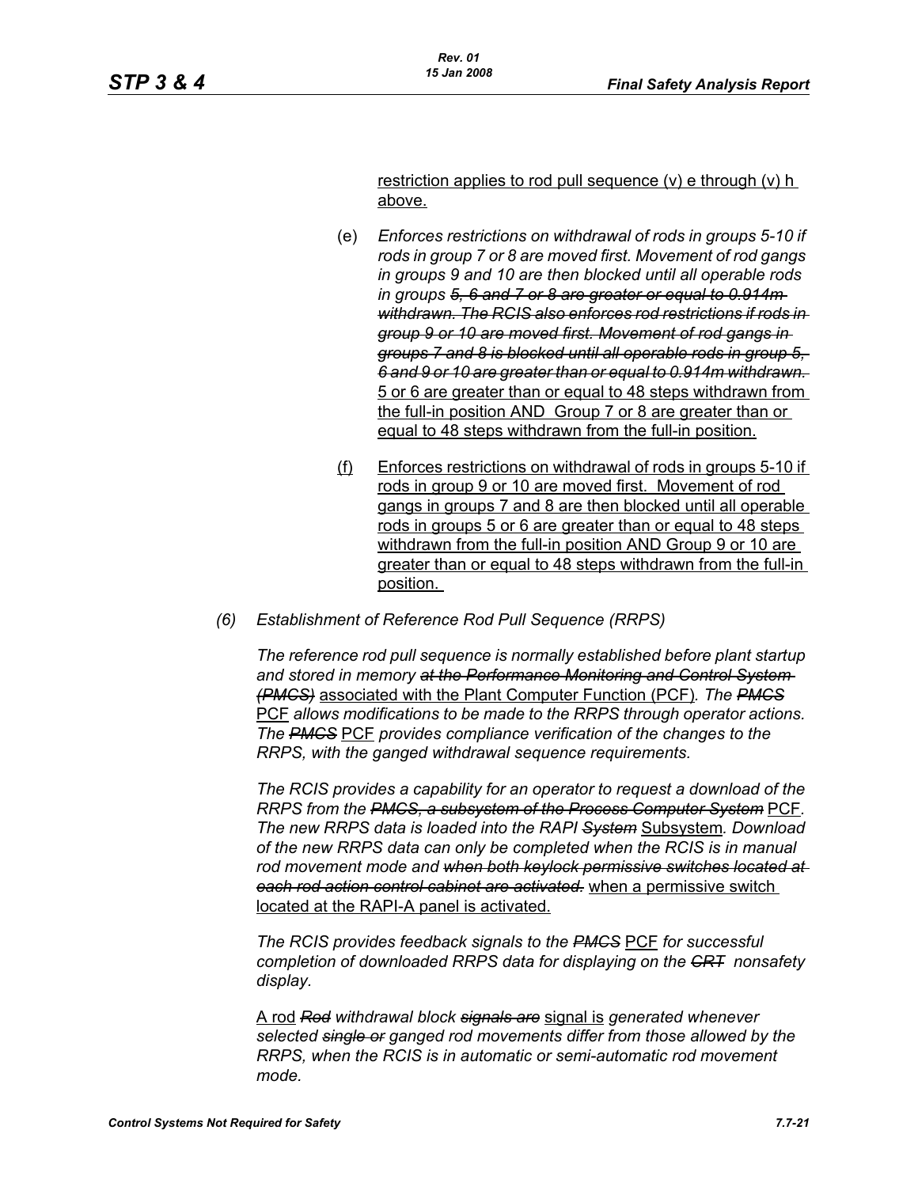restriction applies to rod pull sequence (v) e through (v) h above.

(e) *Enforces restrictions on withdrawal of rods in groups 5-10 if rods in group 7 or 8 are moved first. Movement of rod gangs in groups 9 and 10 are then blocked until all operable rods in groups ~~5, 6 and 7 or 8 are greater or equal to 0.914m withdrawn. The RCIS also enforces rod restrictions if rods in group 9 or 10 are moved first. Movement of rod gangs in groups 7 and 8 is blocked until all operable rods in group 5, 6 and 9 or 10 are greater than or equal to 0.914m withdrawn.~~* 5 or 6 are greater than or equal to 48 steps withdrawn from the full-in position AND Group 7 or 8 are greater than or equal to 48 steps withdrawn from the full-in position.

(f) Enforces restrictions on withdrawal of rods in groups 5-10 if rods in group 9 or 10 are moved first. Movement of rod gangs in groups 7 and 8 are then blocked until all operable rods in groups 5 or 6 are greater than or equal to 48 steps withdrawn from the full-in position AND Group 9 or 10 are greater than or equal to 48 steps withdrawn from the full-in position.

*(6) Establishment of Reference Rod Pull Sequence (RRPS)*

*The reference rod pull sequence is normally established before plant startup and stored in memory ~~at the Performance Monitoring and Control System (PMCS)~~* associated with the Plant Computer Function (PCF)*. The ~~PMCS~~* PCF *allows modifications to be made to the RRPS through operator actions. The ~~PMCS~~* PCF *provides compliance verification of the changes to the RRPS, with the ganged withdrawal sequence requirements.*

*The RCIS provides a capability for an operator to request a download of the RRPS from the ~~PMCS, a subsystem of the Process Computer System~~* PCF*. The new RRPS data is loaded into the RAPI ~~System~~* Subsystem*. Download of the new RRPS data can only be completed when the RCIS is in manual rod movement mode and ~~when both keylock permissive switches located at each rod action control cabinet are activated.~~* when a permissive switch located at the RAPI-A panel is activated.

*The RCIS provides feedback signals to the ~~PMCS~~* PCF *for successful completion of downloaded RRPS data for displaying on the ~~CRT~~ nonsafety display.*

A rod *~~Rod~~ withdrawal block ~~signals are~~* signal is *generated whenever selected ~~single or~~ ganged rod movements differ from those allowed by the RRPS, when the RCIS is in automatic or semi-automatic rod movement mode.*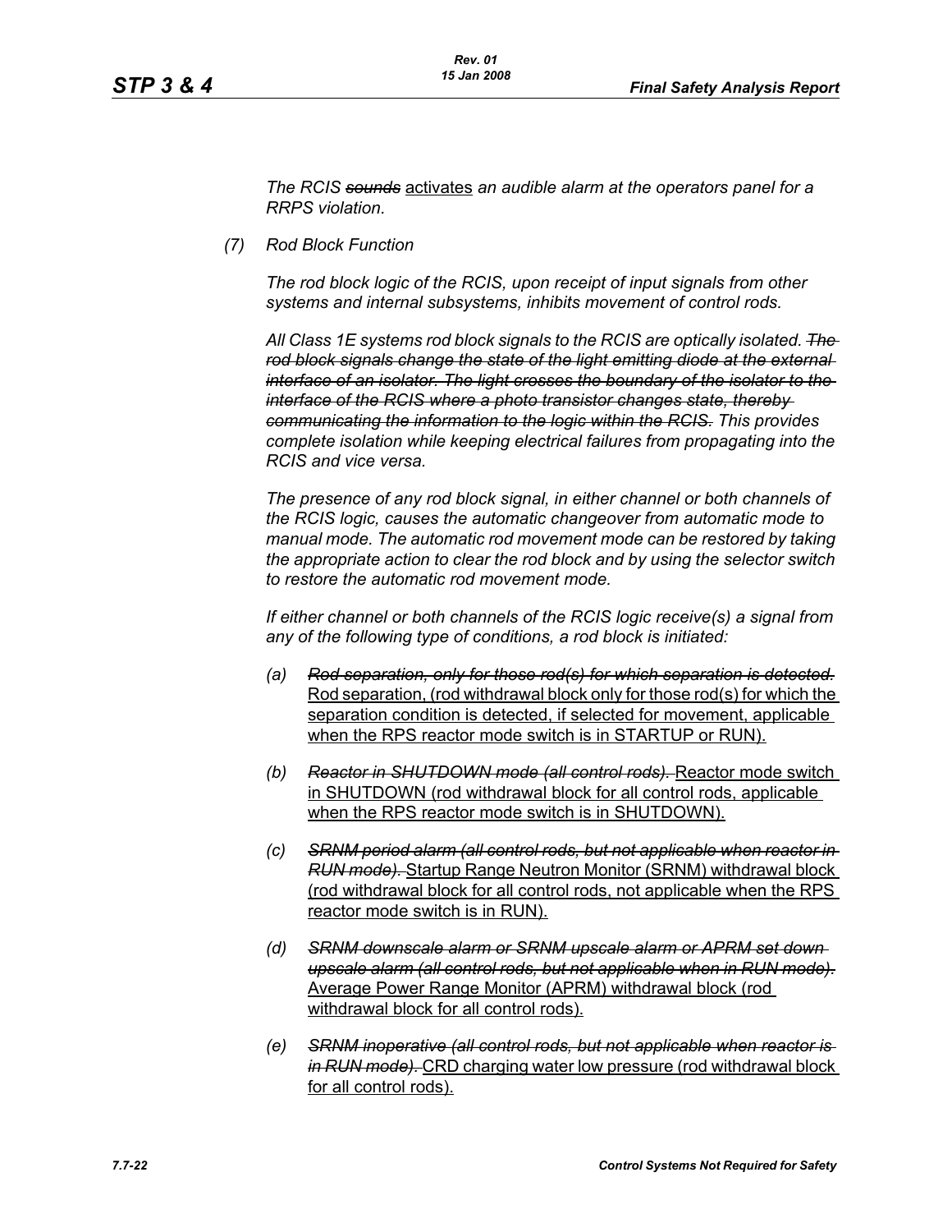*The RCIS ~~sounds~~* activates *an audible alarm at the operators panel for a RRPS violation.*

*(7) Rod Block Function*

*The rod block logic of the RCIS, upon receipt of input signals from other systems and internal subsystems, inhibits movement of control rods.*

*All Class 1E systems rod block signals to the RCIS are optically isolated. ~~The rod block signals change the state of the light emitting diode at the external interface of an isolator. The light crosses the boundary of the isolator to the interface of the RCIS where a photo transistor changes state, thereby communicating the information to the logic within the RCIS.~~ This provides complete isolation while keeping electrical failures from propagating into the RCIS and vice versa.*

*The presence of any rod block signal, in either channel or both channels of the RCIS logic, causes the automatic changeover from automatic mode to manual mode. The automatic rod movement mode can be restored by taking the appropriate action to clear the rod block and by using the selector switch to restore the automatic rod movement mode.*

*If either channel or both channels of the RCIS logic receive(s) a signal from any of the following type of conditions, a rod block is initiated:*

*(a) ~~Rod separation, only for those rod(s) for which separation is detected.~~* <u>Rod separation, (rod withdrawal block only for those rod(s) for which the separation condition is detected, if selected for movement, applicable when the RPS reactor mode switch is in STARTUP or RUN).</u>

*(b) ~~Reactor in SHUTDOWN mode (all control rods).~~* <u>Reactor mode switch in SHUTDOWN (rod withdrawal block for all control rods, applicable when the RPS reactor mode switch is in SHUTDOWN).</u>

*(c) ~~SRNM period alarm (all control rods, but not applicable when reactor in RUN mode).~~* <u>Startup Range Neutron Monitor (SRNM) withdrawal block (rod withdrawal block for all control rods, not applicable when the RPS reactor mode switch is in RUN).</u>

*(d) ~~SRNM downscale alarm or SRNM upscale alarm or APRM set down upscale alarm (all control rods, but not applicable when in RUN mode).~~* <u>Average Power Range Monitor (APRM) withdrawal block (rod withdrawal block for all control rods).</u>

*(e) ~~SRNM inoperative (all control rods, but not applicable when reactor is in RUN mode).~~* <u>CRD charging water low pressure (rod withdrawal block for all control rods).</u>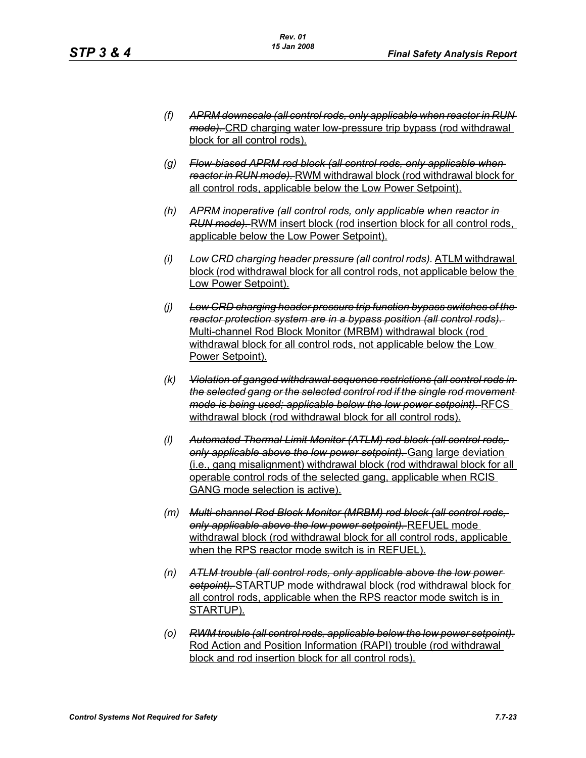(f) ~~*APRM downscale (all control rods, only applicable when reactor in RUN mode).*~~ <u>CRD charging water low-pressure trip bypass (rod withdrawal block for all control rods).</u>

(g) ~~*Flow-biased APRM rod block (all control rods, only applicable when reactor in RUN mode).*~~ <u>RWM withdrawal block (rod withdrawal block for all control rods, applicable below the Low Power Setpoint).</u>

(h) ~~*APRM inoperative (all control rods, only applicable when reactor in RUN mode).*~~ <u>RWM insert block (rod insertion block for all control rods, applicable below the Low Power Setpoint).</u>

(i) ~~*Low CRD charging header pressure (all control rods).*~~ <u>ATLM withdrawal block (rod withdrawal block for all control rods, not applicable below the Low Power Setpoint).</u>

(j) ~~*Low CRD charging header pressure trip function bypass switches of the reactor protection system are in a bypass position (all control rods).*~~ <u>Multi-channel Rod Block Monitor (MRBM) withdrawal block (rod withdrawal block for all control rods, not applicable below the Low Power Setpoint).</u>

(k) ~~*Violation of ganged withdrawal sequence restrictions (all control rods in the selected gang or the selected control rod if the single rod movement mode is being used; applicable below the low power setpoint).*~~ <u>RFCS withdrawal block (rod withdrawal block for all control rods).</u>

(l) ~~*Automated Thermal Limit Monitor (ATLM) rod block (all control rods, only applicable above the low power setpoint).*~~ <u>Gang large deviation (i.e., gang misalignment) withdrawal block (rod withdrawal block for all operable control rods of the selected gang, applicable when RCIS GANG mode selection is active).</u>

(m) ~~*Multi-channel Rod Block Monitor (MRBM) rod block (all control rods, only applicable above the low power setpoint).*~~ <u>REFUEL mode withdrawal block (rod withdrawal block for all control rods, applicable when the RPS reactor mode switch is in REFUEL).</u>

(n) ~~*ATLM trouble (all control rods, only applicable above the low power setpoint).*~~ <u>STARTUP mode withdrawal block (rod withdrawal block for all control rods, applicable when the RPS reactor mode switch is in STARTUP).</u>

(o) ~~*RWM trouble (all control rods, applicable below the low power setpoint).*~~ <u>Rod Action and Position Information (RAPI) trouble (rod withdrawal block and rod insertion block for all control rods).</u>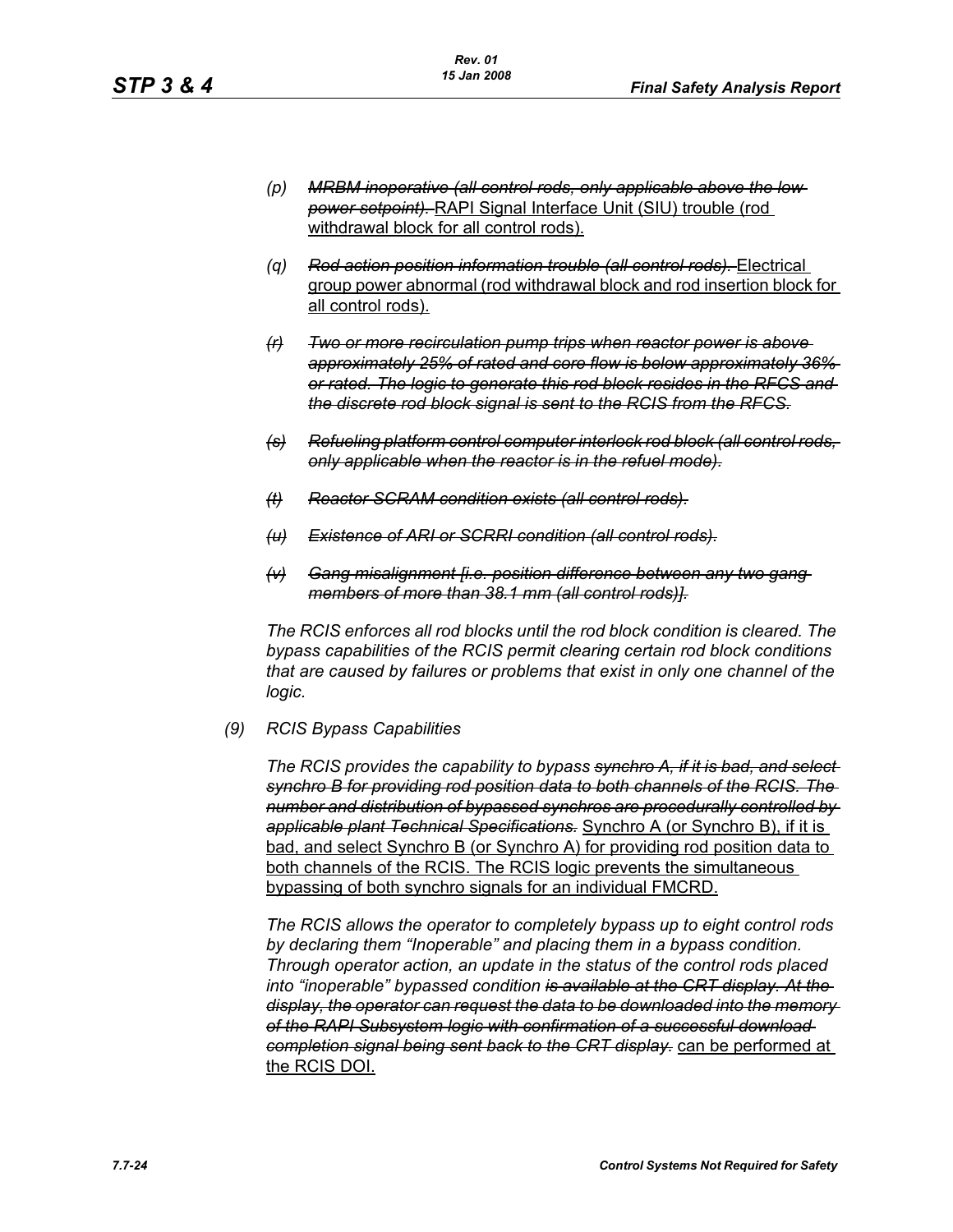(p) ~~*MRBM inoperative (all control rods, only applicable above the low power setpoint).*~~ <u>RAPI Signal Interface Unit (SIU) trouble (rod withdrawal block for all control rods).</u>

(q) ~~*Rod action position information trouble (all control rods).*~~ <u>Electrical group power abnormal (rod withdrawal block and rod insertion block for all control rods).</u>

~~*(r) Two or more recirculation pump trips when reactor power is above approximately 25% of rated and core flow is below approximately 36% or rated. The logic to generate this rod block resides in the RFCS and the discrete rod block signal is sent to the RCIS from the RFCS.*~~

~~*(s) Refueling platform control computer interlock rod block (all control rods, only applicable when the reactor is in the refuel mode).*~~

~~*(t) Reactor SCRAM condition exists (all control rods).*~~

~~*(u) Existence of ARI or SCRRI condition (all control rods).*~~

~~*(v) Gang misalignment [i.e. position difference between any two gang members of more than 38.1 mm (all control rods)].*~~

*The RCIS enforces all rod blocks until the rod block condition is cleared. The bypass capabilities of the RCIS permit clearing certain rod block conditions that are caused by failures or problems that exist in only one channel of the logic.*

(9) *RCIS Bypass Capabilities*

*The RCIS provides the capability to bypass* ~~*synchro A, if it is bad, and select synchro B for providing rod position data to both channels of the RCIS. The number and distribution of bypassed synchros are procedurally controlled by applicable plant Technical Specifications.*~~ <u>Synchro A (or Synchro B), if it is bad, and select Synchro B (or Synchro A) for providing rod position data to both channels of the RCIS. The RCIS logic prevents the simultaneous bypassing of both synchro signals for an individual FMCRD.</u>

*The RCIS allows the operator to completely bypass up to eight control rods by declaring them "Inoperable" and placing them in a bypass condition. Through operator action, an update in the status of the control rods placed into "inoperable" bypassed condition* ~~*is available at the CRT display. At the display, the operator can request the data to be downloaded into the memory of the RAPI Subsystem logic with confirmation of a successful download completion signal being sent back to the CRT display.*~~ <u>can be performed at the RCIS DOI.</u>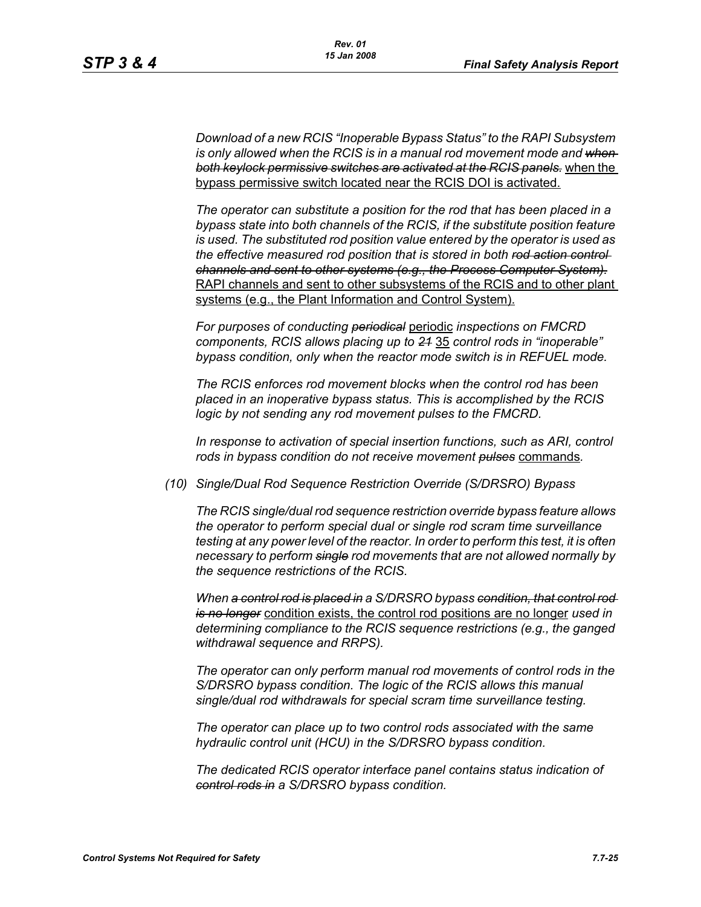*Download of a new RCIS "Inoperable Bypass Status" to the RAPI Subsystem is only allowed when the RCIS is in a manual rod movement mode and ~~when both keylock permissive switches are activated at the RCIS panels.~~* <u>when the bypass permissive switch located near the RCIS DOI is activated.</u>

*The operator can substitute a position for the rod that has been placed in a bypass state into both channels of the RCIS, if the substitute position feature is used. The substituted rod position value entered by the operator is used as the effective measured rod position that is stored in both ~~rod action control channels and sent to other systems (e.g., the Process Computer System).~~* <u>RAPI channels and sent to other subsystems of the RCIS and to other plant systems (e.g., the Plant Information and Control System).</u>

*For purposes of conducting ~~periodical~~* <u>periodic</u> *inspections on FMCRD components, RCIS allows placing up to ~~21~~* <u>35</u> *control rods in "inoperable" bypass condition, only when the reactor mode switch is in REFUEL mode.*

*The RCIS enforces rod movement blocks when the control rod has been placed in an inoperative bypass status. This is accomplished by the RCIS logic by not sending any rod movement pulses to the FMCRD.*

*In response to activation of special insertion functions, such as ARI, control rods in bypass condition do not receive movement ~~pulses~~* <u>commands</u>*.*

*(10) Single/Dual Rod Sequence Restriction Override (S/DRSRO) Bypass*

*The RCIS single/dual rod sequence restriction override bypass feature allows the operator to perform special dual or single rod scram time surveillance testing at any power level of the reactor. In order to perform this test, it is often necessary to perform ~~single~~ rod movements that are not allowed normally by the sequence restrictions of the RCIS.*

*When ~~a control rod is placed in~~ a S/DRSRO bypass ~~condition, that control rod is no longer~~* <u>condition exists, the control rod positions are no longer</u> *used in determining compliance to the RCIS sequence restrictions (e.g., the ganged withdrawal sequence and RRPS).*

*The operator can only perform manual rod movements of control rods in the S/DRSRO bypass condition. The logic of the RCIS allows this manual single/dual rod withdrawals for special scram time surveillance testing.*

*The operator can place up to two control rods associated with the same hydraulic control unit (HCU) in the S/DRSRO bypass condition.*

*The dedicated RCIS operator interface panel contains status indication of ~~control rods in~~ a S/DRSRO bypass condition.*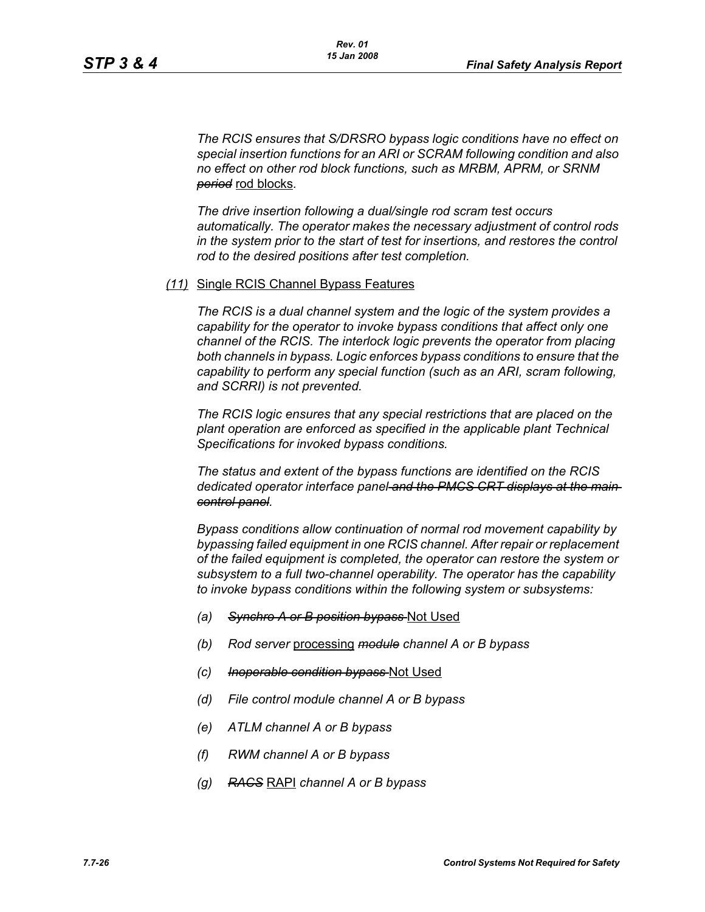*The RCIS ensures that S/DRSRO bypass logic conditions have no effect on special insertion functions for an ARI or SCRAM following condition and also no effect on other rod block functions, such as MRBM, APRM, or SRNM ~~period~~* rod blocks.

*The drive insertion following a dual/single rod scram test occurs automatically. The operator makes the necessary adjustment of control rods in the system prior to the start of test for insertions, and restores the control rod to the desired positions after test completion.*

*(11)* Single RCIS Channel Bypass Features

*The RCIS is a dual channel system and the logic of the system provides a capability for the operator to invoke bypass conditions that affect only one channel of the RCIS. The interlock logic prevents the operator from placing both channels in bypass. Logic enforces bypass conditions to ensure that the capability to perform any special function (such as an ARI, scram following, and SCRRI) is not prevented.*

*The RCIS logic ensures that any special restrictions that are placed on the plant operation are enforced as specified in the applicable plant Technical Specifications for invoked bypass conditions.*

*The status and extent of the bypass functions are identified on the RCIS dedicated operator interface panel ~~and the PMCS CRT displays at the main control panel~~.*

*Bypass conditions allow continuation of normal rod movement capability by bypassing failed equipment in one RCIS channel. After repair or replacement of the failed equipment is completed, the operator can restore the system or subsystem to a full two-channel operability. The operator has the capability to invoke bypass conditions within the following system or subsystems:*

- *(a)* ~~*Synchro A or B position bypass*~~ Not Used
- *(b)* *Rod server* processing ~~*module*~~ *channel A or B bypass*
- *(c)* ~~*Inoperable condition bypass*~~ Not Used
- *(d)* *File control module channel A or B bypass*
- *(e)* *ATLM channel A or B bypass*
- *(f)* *RWM channel A or B bypass*
- *(g)* ~~*RACS*~~ RAPI *channel A or B bypass*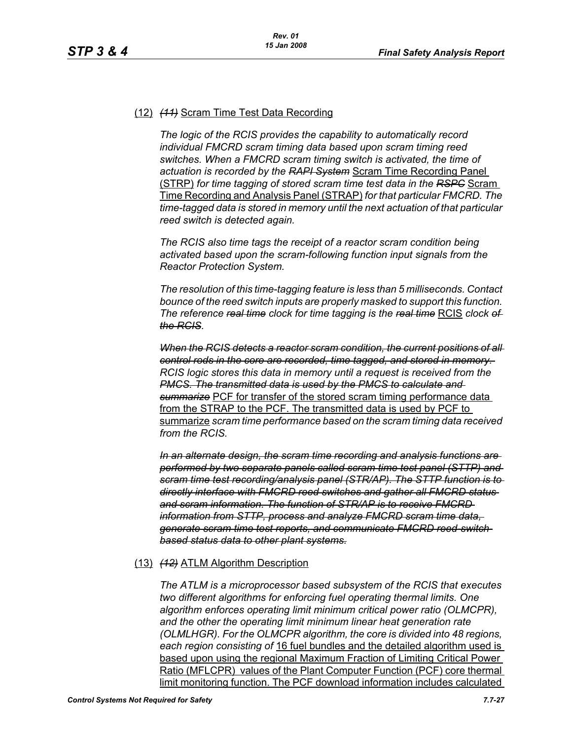(12) ~~*(11)*~~ <u>Scram Time Test Data Recording</u>

*The logic of the RCIS provides the capability to automatically record individual FMCRD scram timing data based upon scram timing reed switches. When a FMCRD scram timing switch is activated, the time of actuation is recorded by the* ~~*RAPI System*~~ <u>Scram Time Recording Panel (STRP)</u> *for time tagging of stored scram time test data in the* ~~*RSPC*~~ <u>Scram Time Recording and Analysis Panel (STRAP)</u> *for that particular FMCRD. The time-tagged data is stored in memory until the next actuation of that particular reed switch is detected again.*

*The RCIS also time tags the receipt of a reactor scram condition being activated based upon the scram-following function input signals from the Reactor Protection System.*

*The resolution of this time-tagging feature is less than 5 milliseconds. Contact bounce of the reed switch inputs are properly masked to support this function. The reference* ~~*real time*~~ *clock for time tagging is the* ~~*real time*~~ <u>RCIS</u> *clock* ~~*of the RCIS*~~.

~~*When the RCIS detects a reactor scram condition, the current positions of all control rods in the core are recorded, time-tagged, and stored in memory.*~~ *RCIS logic stores this data in memory until a request is received from the* ~~*PMCS. The transmitted data is used by the PMCS to calculate and summarize*~~ <u>PCF for transfer of the stored scram timing performance data from the STRAP to the PCF. The transmitted data is used by PCF to summarize</u> *scram time performance based on the scram timing data received from the RCIS.*

~~*In an alternate design, the scram time recording and analysis functions are performed by two separate panels called scram time test panel (STTP) and scram time test recording/analysis panel (STR/AP). The STTP function is to directly interface with FMCRD reed switches and gather all FMCRD status and scram information. The function of STR/AP is to receive FMCRD information from STTP, process and analyze FMCRD scram time data, generate scram time test reports, and communicate FMCRD reed-switch-based status data to other plant systems.*~~

(13) ~~*(12)*~~ <u>ATLM Algorithm Description</u>

*The ATLM is a microprocessor based subsystem of the RCIS that executes two different algorithms for enforcing fuel operating thermal limits. One algorithm enforces operating limit minimum critical power ratio (OLMCPR), and the other the operating limit minimum linear heat generation rate (OLMLHGR). For the OLMCPR algorithm, the core is divided into 48 regions, each region consisting of* <u>16 fuel bundles and the detailed algorithm used is based upon using the regional Maximum Fraction of Limiting Critical Power Ratio (MFLCPR) values of the Plant Computer Function (PCF) core thermal limit monitoring function. The PCF download information includes calculated</u>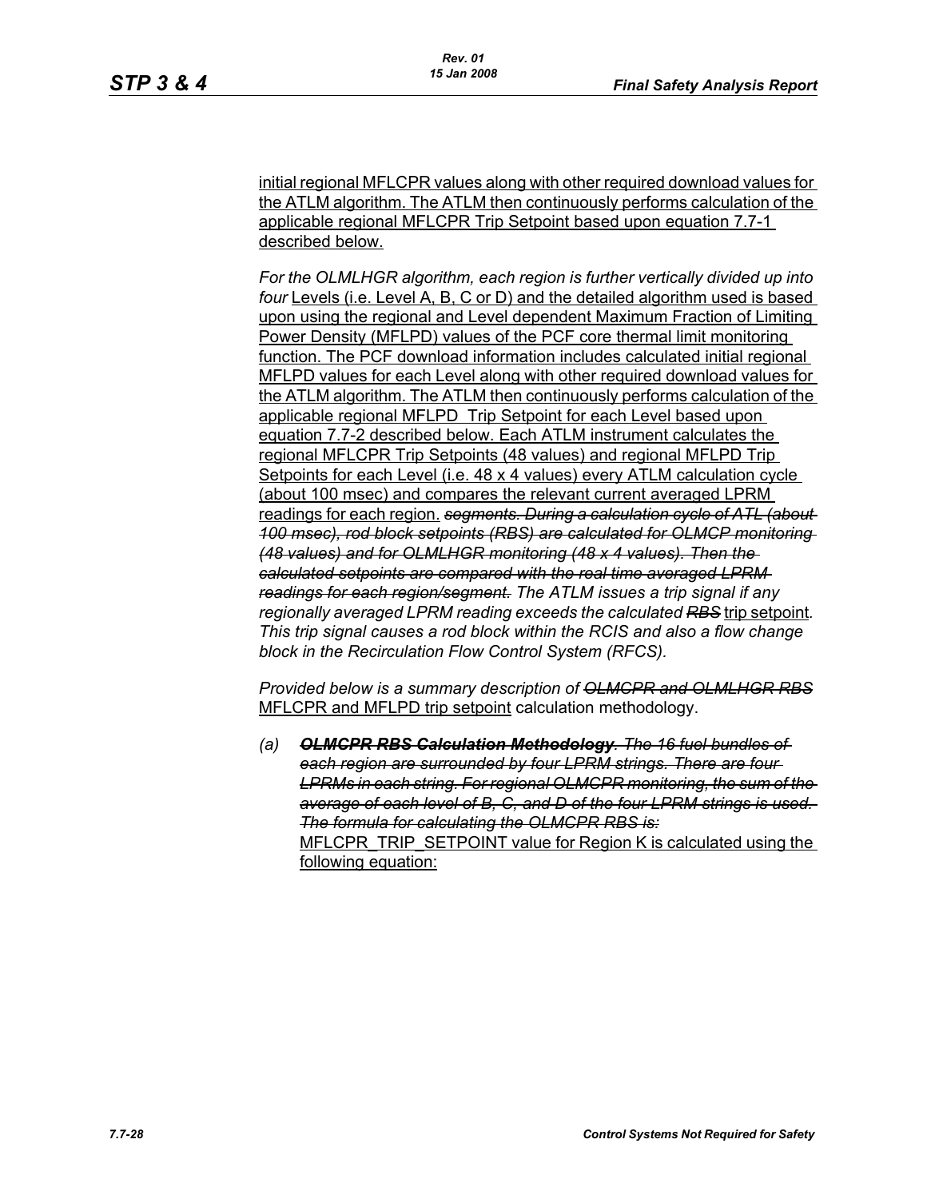initial regional MFLCPR values along with other required download values for the ATLM algorithm. The ATLM then continuously performs calculation of the applicable regional MFLCPR Trip Setpoint based upon equation 7.7-1 described below.

*For the OLMLHGR algorithm, each region is further vertically divided up into four* Levels (i.e. Level A, B, C or D) and the detailed algorithm used is based upon using the regional and Level dependent Maximum Fraction of Limiting Power Density (MFLPD) values of the PCF core thermal limit monitoring function. The PCF download information includes calculated initial regional MFLPD values for each Level along with other required download values for the ATLM algorithm. The ATLM then continuously performs calculation of the applicable regional MFLPD Trip Setpoint for each Level based upon equation 7.7-2 described below. Each ATLM instrument calculates the regional MFLCPR Trip Setpoints (48 values) and regional MFLPD Trip Setpoints for each Level (i.e. 48 x 4 values) every ATLM calculation cycle (about 100 msec) and compares the relevant current averaged LPRM readings for each region. ~~*segments. During a calculation cycle of ATL (about 100 msec), rod block setpoints (RBS) are calculated for OLMCP monitoring (48 values) and for OLMLHGR monitoring (48 x 4 values). Then the calculated setpoints are compared with the real time averaged LPRM readings for each region/segment.*~~ *The ATLM issues a trip signal if any regionally averaged LPRM reading exceeds the calculated* ~~*RBS*~~ trip setpoint*. This trip signal causes a rod block within the RCIS and also a flow change block in the Recirculation Flow Control System (RFCS).*

*Provided below is a summary description of* ~~*OLMCPR and OLMLHGR RBS*~~ MFLCPR and MFLPD trip setpoint calculation methodology.

(a) ~~***OLMCPR RBS Calculation Methodology**. The 16 fuel bundles of each region are surrounded by four LPRM strings. There are four LPRMs in each string. For regional OLMCPR monitoring, the sum of the average of each level of B, C, and D of the four LPRM strings is used. The formula for calculating the OLMCPR RBS is:*~~ MFLCPR_TRIP_SETPOINT value for Region K is calculated using the following equation: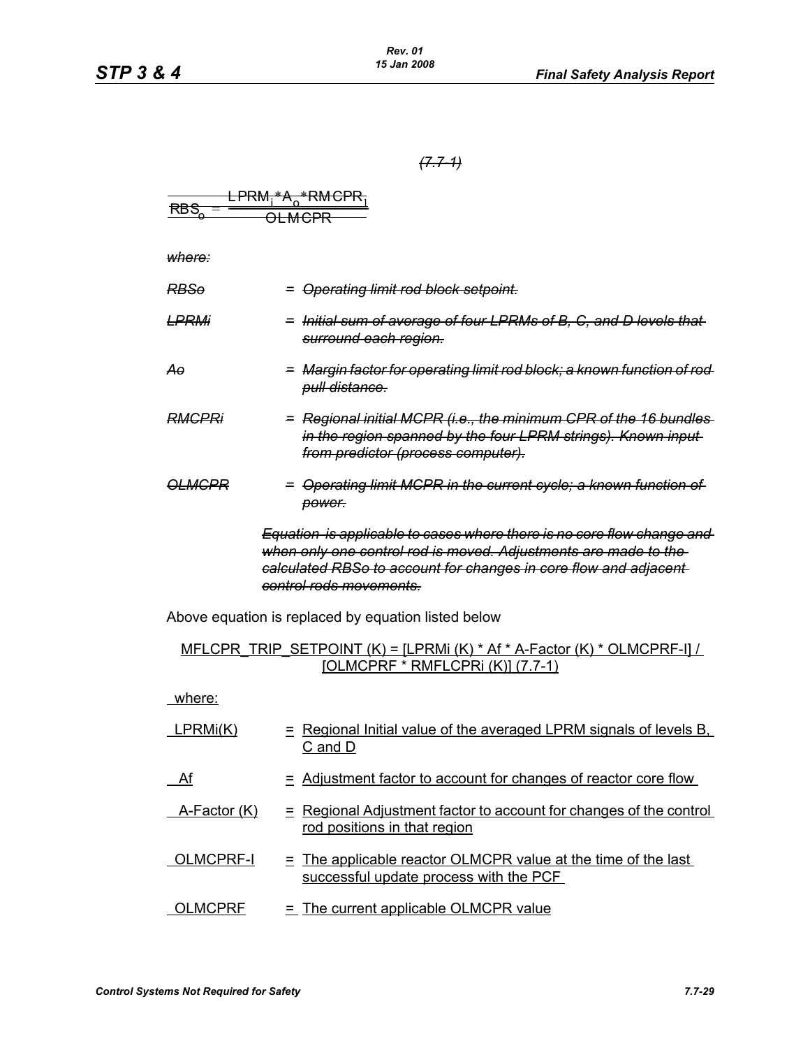~~*(7.7-1)*~~

$$\text{RBS}_o = \frac{\text{LPRM}_i * A_o * \text{RMCPR}_i}{\text{OLMCPR}}$$

~~*where:*~~

~~*RBSo*~~ ~~*= Operating limit rod block setpoint.*~~

~~*LPRMi*~~ ~~*= Initial sum of average of four LPRMs of B, C, and D levels that surround each region.*~~

~~*Ao*~~ ~~*= Margin factor for operating limit rod block; a known function of rod pull distance.*~~

~~*RMCPRi*~~ ~~*= Regional initial MCPR (i.e., the minimum CPR of the 16 bundles in the region spanned by the four LPRM strings). Known input from predictor (process computer).*~~

~~*OLMCPR*~~ ~~*= Operating limit MCPR in the current cycle; a known function of power.*~~

~~*Equation is applicable to cases where there is no core flow change and when only one control rod is moved. Adjustments are made to the calculated RBSo to account for changes in core flow and adjacent control rods movements.*~~

Above equation is replaced by equation listed below

MFLCPR_TRIP_SETPOINT (K) = [LPRMi (K) * Af * A-Factor (K) * OLMCPRF-I] / [OLMCPRF * RMFLCPRi (K)] (7.7-1)

where:

LPRMi(K) = Regional Initial value of the averaged LPRM signals of levels B, C and D

Af = Adjustment factor to account for changes of reactor core flow

A-Factor (K) = Regional Adjustment factor to account for changes of the control rod positions in that region

OLMCPRF-I = The applicable reactor OLMCPR value at the time of the last successful update process with the PCF

OLMCPRF = The current applicable OLMCPR value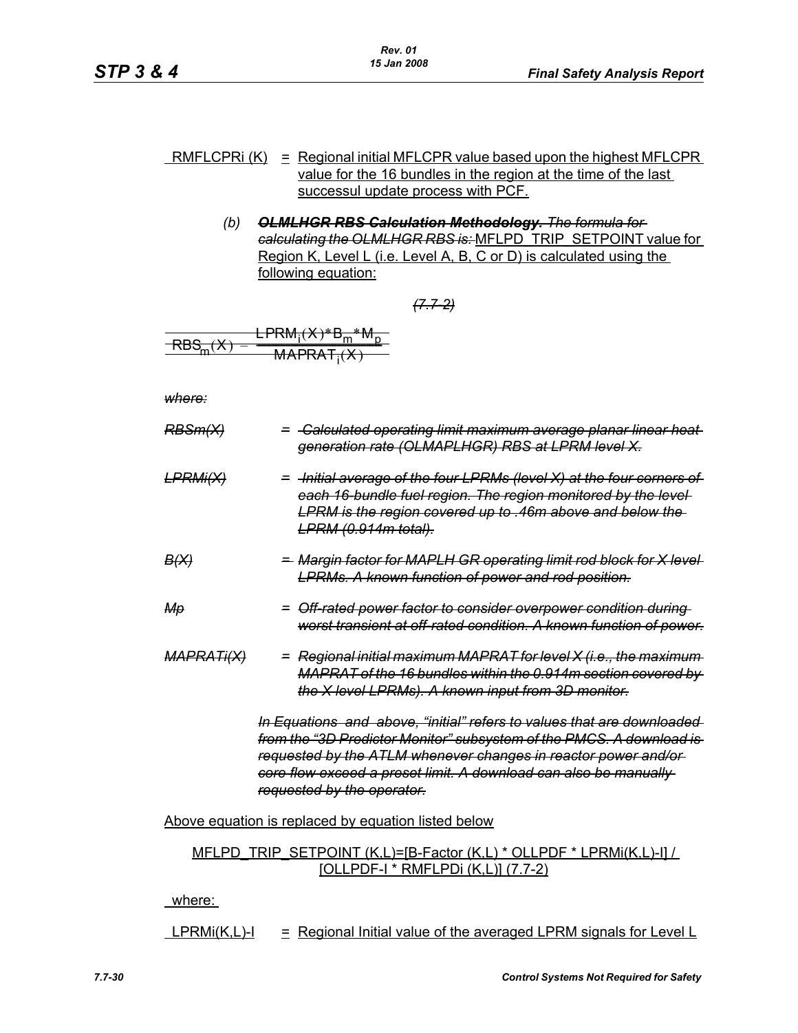RMFLCPRi (K) = Regional initial MFLCPR value based upon the highest MFLCPR value for the 16 bundles in the region at the time of the last successul update process with PCF.

(b) ~~**OLMLHGR RBS Calculation Methodology.** The formula for calculating the OLMLHGR RBS is:~~ MFLPD_TRIP_SETPOINT value for Region K, Level L (i.e. Level A, B, C or D) is calculated using the following equation:

~~(7.7-2)~~

$$\text{RBS}_m(X) = \frac{\text{LPRM}_i(X)*B_m*M_p}{\text{MAPRAT}_i(X)}$$

~~where:~~

~~RBSm(X) = Calculated operating limit maximum average planar linear heat generation rate (OLMAPLHGR) RBS at LPRM level X.~~

~~LPRMi(X) = Initial average of the four LPRMs (level X) at the four corners of each 16-bundle fuel region. The region monitored by the level LPRM is the region covered up to .46m above and below the LPRM (0.914m total).~~

~~B(X) = Margin factor for MAPLH GR operating limit rod block for X level LPRMs. A known function of power and rod position.~~

~~Mp = Off-rated power factor to consider overpower condition during worst transient at off-rated condition. A known function of power.~~

~~MAPRATi(X) = Regional initial maximum MAPRAT for level X (i.e., the maximum MAPRAT of the 16 bundles within the 0.914m section covered by the X level LPRMs). A known input from 3D monitor.~~

~~In Equations and above, "initial" refers to values that are downloaded from the "3D Predictor Monitor" subsystem of the PMCS. A download is requested by the ATLM whenever changes in reactor power and/or core flow exceed a preset limit. A download can also be manually requested by the operator.~~

Above equation is replaced by equation listed below

MFLPD_TRIP_SETPOINT (K,L)=[B-Factor (K,L) * OLLPDF * LPRMi(K,L)-I] / [OLLPDF-I * RMFLPDi (K,L)] (7.7-2)

where:

LPRMi(K,L)-I = Regional Initial value of the averaged LPRM signals for Level L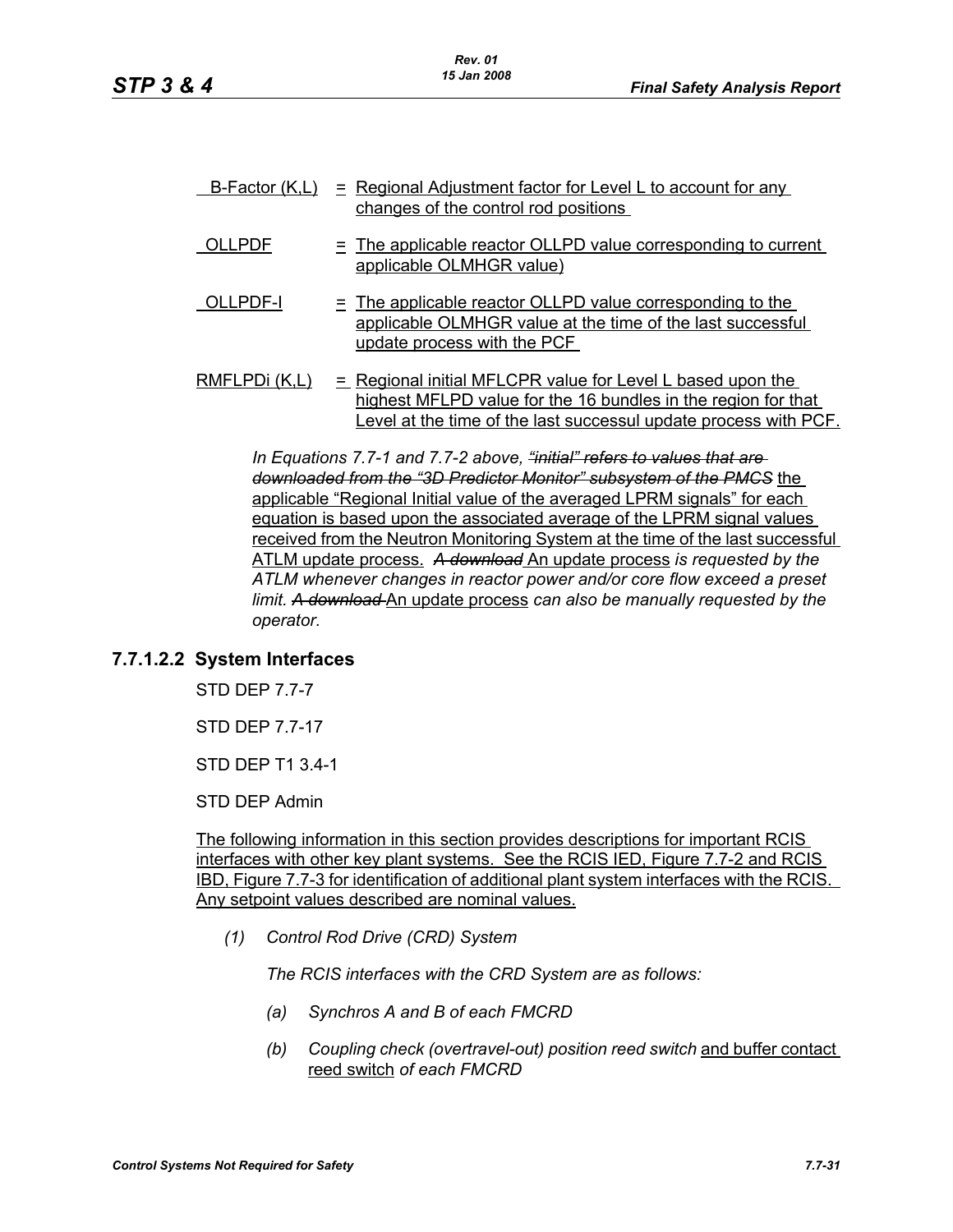B-Factor (K,L) = Regional Adjustment factor for Level L to account for any changes of the control rod positions

OLLPDF = The applicable reactor OLLPD value corresponding to current applicable OLMHGR value)

OLLPDF-I = The applicable reactor OLLPD value corresponding to the applicable OLMHGR value at the time of the last successful update process with the PCF

RMFLPDi (K,L) = Regional initial MFLCPR value for Level L based upon the highest MFLPD value for the 16 bundles in the region for that Level at the time of the last successul update process with PCF.

*In Equations 7.7-1 and 7.7-2 above,* ~~*"initial" refers to values that are downloaded from the "3D Predictor Monitor" subsystem of the PMCS*~~ the applicable "Regional Initial value of the averaged LPRM signals" for each equation is based upon the associated average of the LPRM signal values received from the Neutron Monitoring System at the time of the last successful ATLM update process. ~~*A download*~~ An update process *is requested by the ATLM whenever changes in reactor power and/or core flow exceed a preset limit.* ~~*A download*~~ An update process *can also be manually requested by the operator.*

### 7.7.1.2.2 System Interfaces

STD DEP 7.7-7

STD DEP 7.7-17

STD DEP T1 3.4-1

STD DEP Admin

The following information in this section provides descriptions for important RCIS interfaces with other key plant systems. See the RCIS IED, Figure 7.7-2 and RCIS IBD, Figure 7.7-3 for identification of additional plant system interfaces with the RCIS. Any setpoint values described are nominal values.

*(1) Control Rod Drive (CRD) System*

*The RCIS interfaces with the CRD System are as follows:*

*(a) Synchros A and B of each FMCRD*

*(b) Coupling check (overtravel-out) position reed switch* and buffer contact reed switch *of each FMCRD*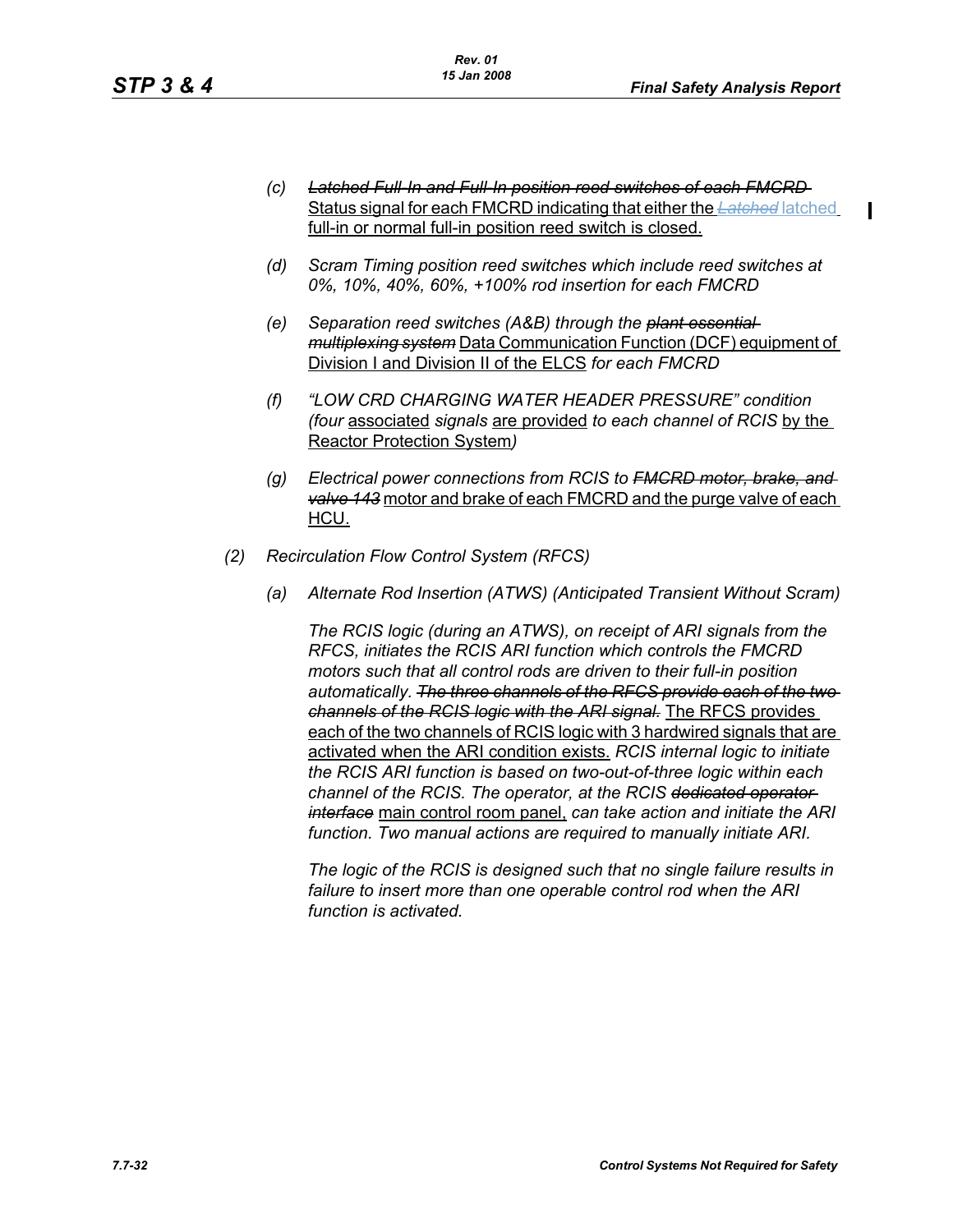- (c) *~~Latched Full-In and Full-In position reed switches of each FMCRD~~* Status signal for each FMCRD indicating that either the ~~*Latched*~~ latched full-in or normal full-in position reed switch is closed.

- (d) *Scram Timing position reed switches which include reed switches at 0%, 10%, 40%, 60%, +100% rod insertion for each FMCRD*

- (e) *Separation reed switches (A&B) through the ~~plant essential multiplexing system~~* Data Communication Function (DCF) equipment of Division I and Division II of the ELCS *for each FMCRD*

- (f) *"LOW CRD CHARGING WATER HEADER PRESSURE" condition (four* associated *signals* are provided *to each channel of RCIS* by the Reactor Protection System*)*

- (g) *Electrical power connections from RCIS to ~~FMCRD motor, brake, and valve 143~~* motor and brake of each FMCRD and the purge valve of each HCU.

(2) *Recirculation Flow Control System (RFCS)*

- (a) *Alternate Rod Insertion (ATWS) (Anticipated Transient Without Scram)*

  *The RCIS logic (during an ATWS), on receipt of ARI signals from the RFCS, initiates the RCIS ARI function which controls the FMCRD motors such that all control rods are driven to their full-in position automatically. ~~The three channels of the RFCS provide each of the two channels of the RCIS logic with the ARI signal.~~* The RFCS provides each of the two channels of RCIS logic with 3 hardwired signals that are activated when the ARI condition exists. *RCIS internal logic to initiate the RCIS ARI function is based on two-out-of-three logic within each channel of the RCIS. The operator, at the RCIS ~~dedicated operator interface~~* main control room panel, *can take action and initiate the ARI function. Two manual actions are required to manually initiate ARI.*

  *The logic of the RCIS is designed such that no single failure results in failure to insert more than one operable control rod when the ARI function is activated.*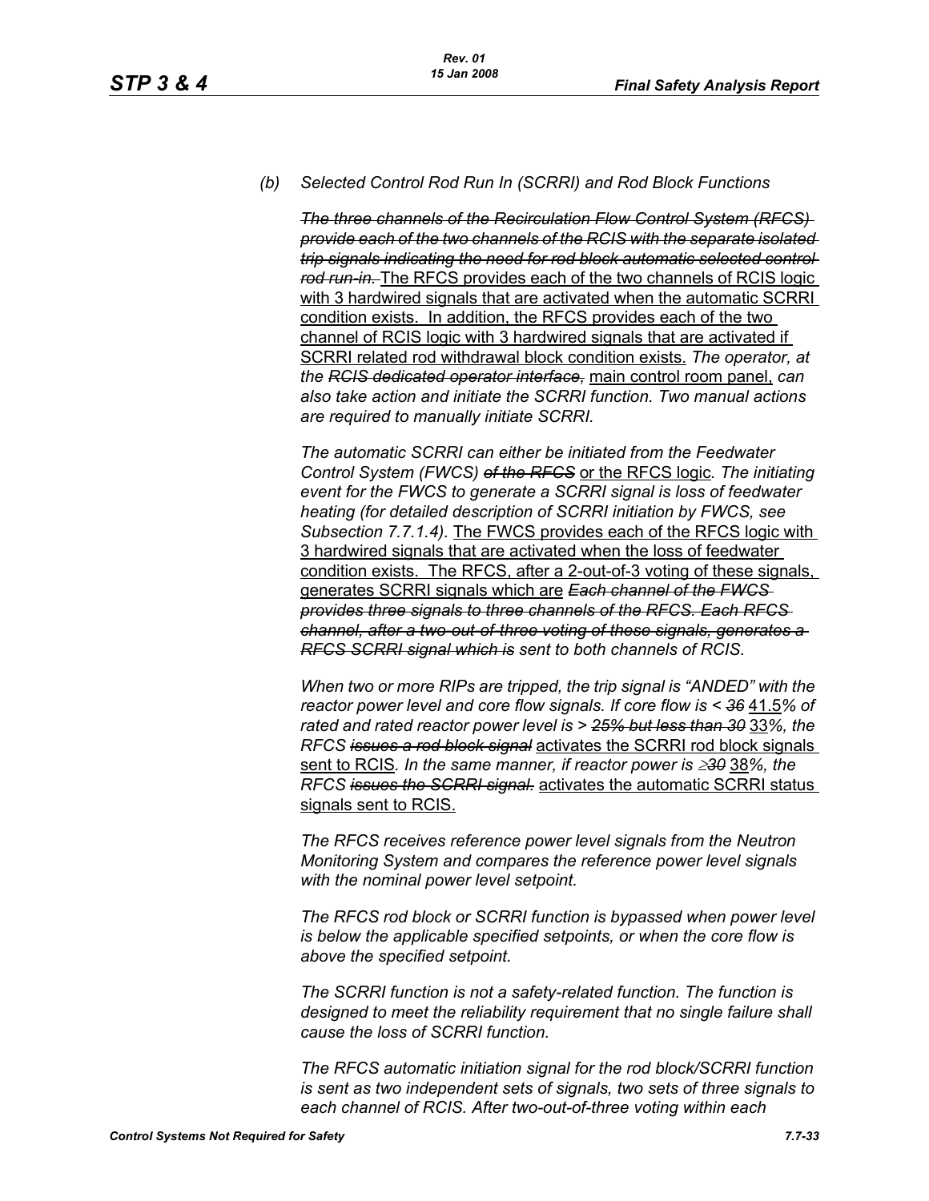*(b) Selected Control Rod Run In (SCRRI) and Rod Block Functions*

~~*The three channels of the Recirculation Flow Control System (RFCS) provide each of the two channels of the RCIS with the separate isolated trip signals indicating the need for rod block automatic selected control rod run-in.*~~ <u>The RFCS provides each of the two channels of RCIS logic with 3 hardwired signals that are activated when the automatic SCRRI condition exists. In addition, the RFCS provides each of the two channel of RCIS logic with 3 hardwired signals that are activated if SCRRI related rod withdrawal block condition exists.</u> *The operator, at the* ~~*RCIS dedicated operator interface,*~~ <u>main control room panel</u>, *can also take action and initiate the SCRRI function. Two manual actions are required to manually initiate SCRRI.*

*The automatic SCRRI can either be initiated from the Feedwater Control System (FWCS)* ~~*of the RFCS*~~ <u>or the RFCS logic</u>*. The initiating event for the FWCS to generate a SCRRI signal is loss of feedwater heating (for detailed description of SCRRI initiation by FWCS, see Subsection 7.7.1.4).* <u>The FWCS provides each of the RFCS logic with 3 hardwired signals that are activated when the loss of feedwater condition exists. The RFCS, after a 2-out-of-3 voting of these signals, generates SCRRI signals which are</u> ~~*Each channel of the FWCS provides three signals to three channels of the RFCS. Each RFCS channel, after a two-out-of-three voting of these signals, generates a RFCS SCRRI signal which is*~~ *sent to both channels of RCIS.*

*When two or more RIPs are tripped, the trip signal is "ANDED" with the reactor power level and core flow signals. If core flow is <* ~~*36*~~ <u>41.5</u>*% of rated and rated reactor power level is >* ~~*25% but less than 30*~~ <u>33</u>*%, the RFCS* ~~*issues a rod block signal*~~ <u>activates the SCRRI rod block signals sent to RCIS</u>*. In the same manner, if reactor power is* ~~*≥30*~~ <u>38</u>*%, the RFCS* ~~*issues the SCRRI signal.*~~ <u>activates the automatic SCRRI status signals sent to RCIS.</u>

*The RFCS receives reference power level signals from the Neutron Monitoring System and compares the reference power level signals with the nominal power level setpoint.*

*The RFCS rod block or SCRRI function is bypassed when power level is below the applicable specified setpoints, or when the core flow is above the specified setpoint.*

*The SCRRI function is not a safety-related function. The function is designed to meet the reliability requirement that no single failure shall cause the loss of SCRRI function.*

*The RFCS automatic initiation signal for the rod block/SCRRI function is sent as two independent sets of signals, two sets of three signals to each channel of RCIS. After two-out-of-three voting within each*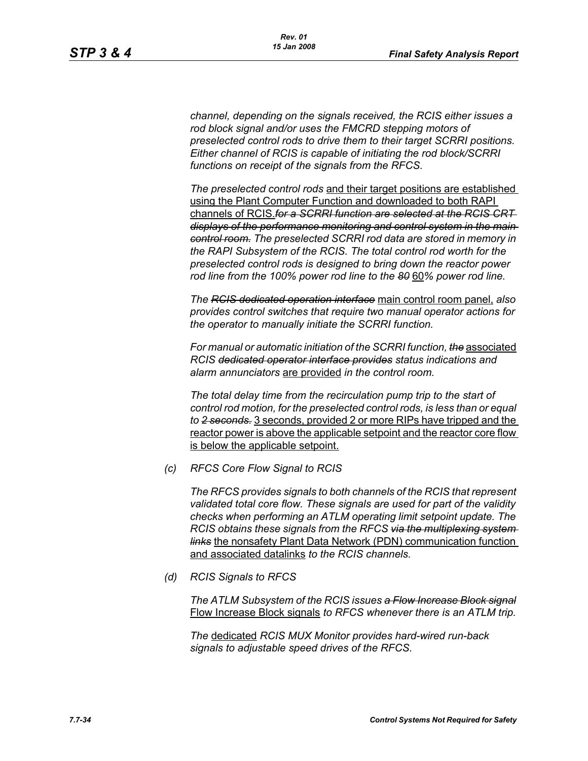*channel, depending on the signals received, the RCIS either issues a rod block signal and/or uses the FMCRD stepping motors of preselected control rods to drive them to their target SCRRI positions. Either channel of RCIS is capable of initiating the rod block/SCRRI functions on receipt of the signals from the RFCS.*

*The preselected control rods* and their target positions are established using the Plant Computer Function and downloaded to both RAPI channels of RCIS.~~*for a SCRRI function are selected at the RCIS CRT displays of the performance monitoring and control system in the main control room.*~~ *The preselected SCRRI rod data are stored in memory in the RAPI Subsystem of the RCIS. The total control rod worth for the preselected control rods is designed to bring down the reactor power rod line from the 100% power rod line to the* ~~*80*~~ 60*% power rod line.*

*The* ~~*RCIS dedicated operation interface*~~ main control room panel, *also provides control switches that require two manual operator actions for the operator to manually initiate the SCRRI function.*

*For manual or automatic initiation of the SCRRI function,* ~~*the*~~ associated *RCIS* ~~*dedicated operator interface provides*~~ *status indications and alarm annunciators* are provided *in the control room.*

*The total delay time from the recirculation pump trip to the start of control rod motion, for the preselected control rods, is less than or equal to* ~~*2 seconds.*~~ 3 seconds, provided 2 or more RIPs have tripped and the reactor power is above the applicable setpoint and the reactor core flow is below the applicable setpoint.

*(c) RFCS Core Flow Signal to RCIS*

*The RFCS provides signals to both channels of the RCIS that represent validated total core flow. These signals are used for part of the validity checks when performing an ATLM operating limit setpoint update. The RCIS obtains these signals from the RFCS* ~~*via the multiplexing system links*~~ the nonsafety Plant Data Network (PDN) communication function and associated datalinks *to the RCIS channels.*

*(d) RCIS Signals to RFCS*

*The ATLM Subsystem of the RCIS issues* ~~*a Flow Increase Block signal*~~ Flow Increase Block signals *to RFCS whenever there is an ATLM trip.*

*The* dedicated *RCIS MUX Monitor provides hard-wired run-back signals to adjustable speed drives of the RFCS.*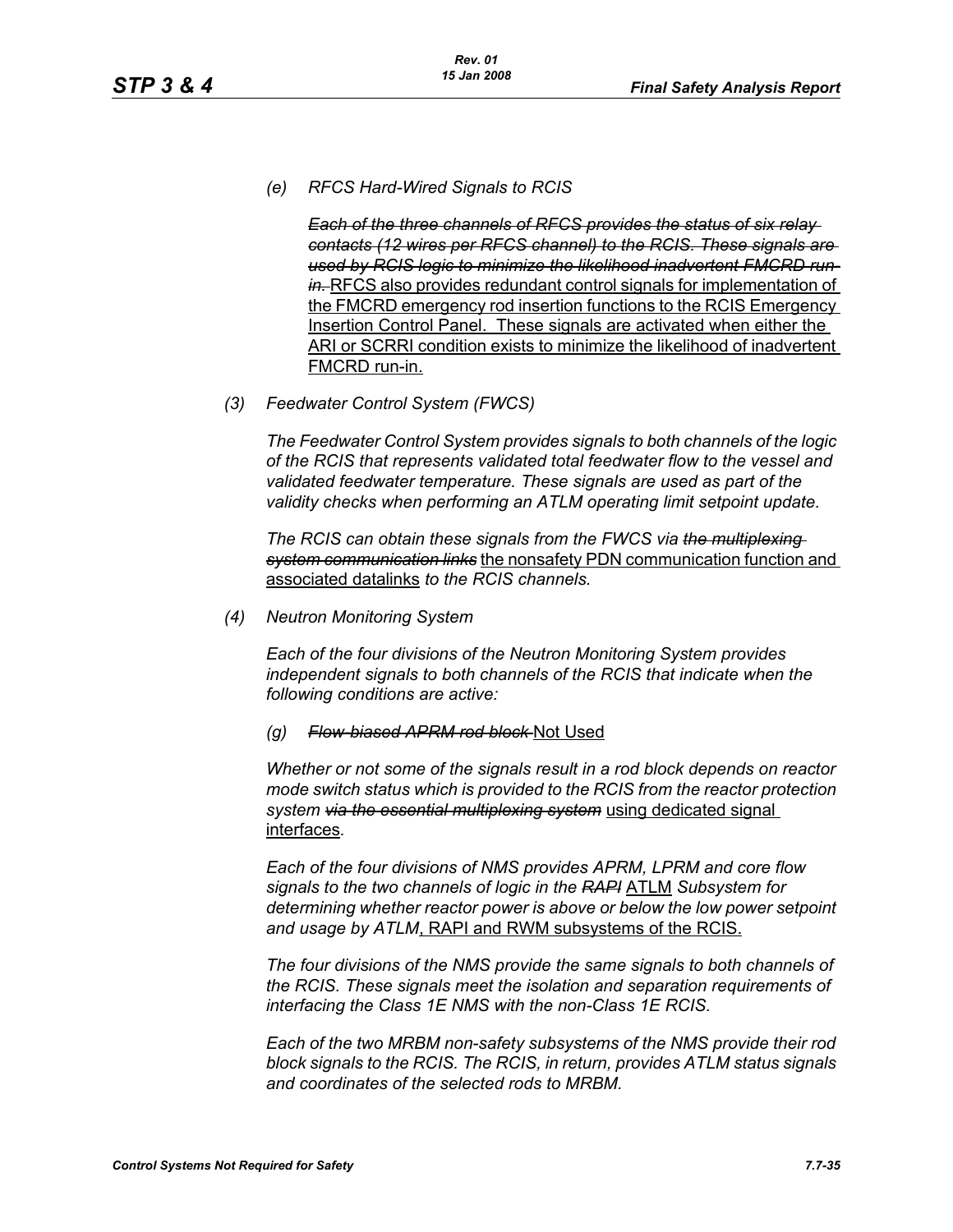*(e) RFCS Hard-Wired Signals to RCIS*

~~*Each of the three channels of RFCS provides the status of six relay contacts (12 wires per RFCS channel) to the RCIS. These signals are used by RCIS logic to minimize the likelihood inadvertent FMCRD run-in.*~~ RFCS also provides redundant control signals for implementation of the FMCRD emergency rod insertion functions to the RCIS Emergency Insertion Control Panel. These signals are activated when either the ARI or SCRRI condition exists to minimize the likelihood of inadvertent FMCRD run-in.

*(3) Feedwater Control System (FWCS)*

*The Feedwater Control System provides signals to both channels of the logic of the RCIS that represents validated total feedwater flow to the vessel and validated feedwater temperature. These signals are used as part of the validity checks when performing an ATLM operating limit setpoint update.*

*The RCIS can obtain these signals from the FWCS via ~~the multiplexing system communication links~~* the nonsafety PDN communication function and associated datalinks *to the RCIS channels.*

*(4) Neutron Monitoring System*

*Each of the four divisions of the Neutron Monitoring System provides independent signals to both channels of the RCIS that indicate when the following conditions are active:*

*(g) ~~Flow-biased APRM rod block~~* Not Used

*Whether or not some of the signals result in a rod block depends on reactor mode switch status which is provided to the RCIS from the reactor protection system ~~via the essential multiplexing system~~* using dedicated signal interfaces*.*

*Each of the four divisions of NMS provides APRM, LPRM and core flow signals to the two channels of logic in the ~~RAPI~~* ATLM *Subsystem for determining whether reactor power is above or below the low power setpoint and usage by ATLM*, RAPI and RWM subsystems of the RCIS.

*The four divisions of the NMS provide the same signals to both channels of the RCIS. These signals meet the isolation and separation requirements of interfacing the Class 1E NMS with the non-Class 1E RCIS.*

*Each of the two MRBM non-safety subsystems of the NMS provide their rod block signals to the RCIS. The RCIS, in return, provides ATLM status signals and coordinates of the selected rods to MRBM.*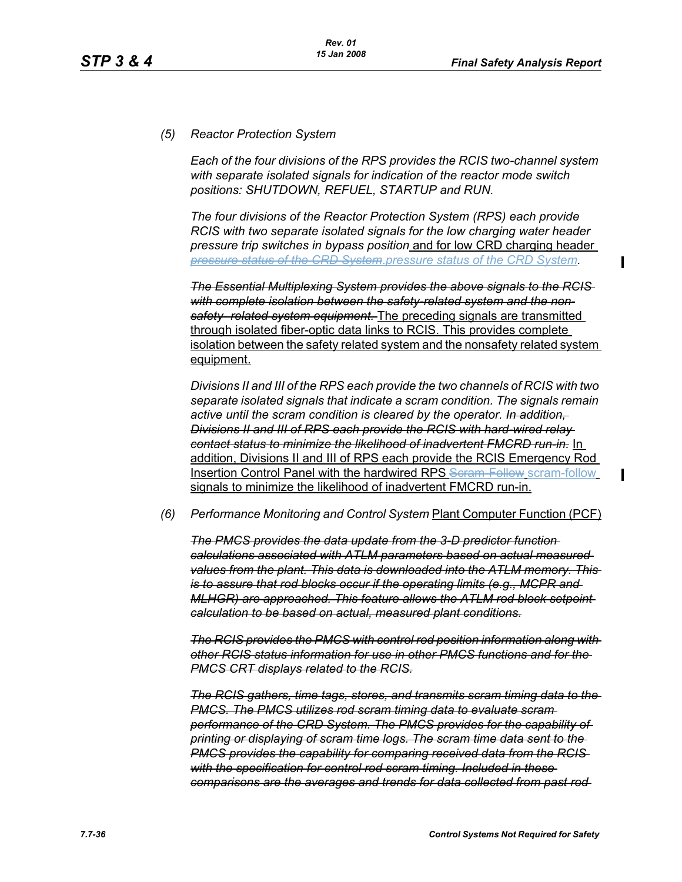*(5) Reactor Protection System*

*Each of the four divisions of the RPS provides the RCIS two-channel system with separate isolated signals for indication of the reactor mode switch positions: SHUTDOWN, REFUEL, STARTUP and RUN.*

*The four divisions of the Reactor Protection System (RPS) each provide RCIS with two separate isolated signals for the low charging water header pressure trip switches in bypass position* and for low CRD charging header ~~*pressure status of the CRD System*~~*.pressure status of the CRD System.*

~~*The Essential Multiplexing System provides the above signals to the RCIS with complete isolation between the safety-related system and the non-safety- related system equipment.*~~ The preceding signals are transmitted through isolated fiber-optic data links to RCIS. This provides complete isolation between the safety related system and the nonsafety related system equipment.

*Divisions II and III of the RPS each provide the two channels of RCIS with two separate isolated signals that indicate a scram condition. The signals remain active until the scram condition is cleared by the operator.* ~~*In addition, Divisions II and III of RPS each provide the RCIS with hard-wired relay contact status to minimize the likelihood of inadvertent FMCRD run-in.*~~ In addition, Divisions II and III of RPS each provide the RCIS Emergency Rod Insertion Control Panel with the hardwired RPS ~~Scram-Follow~~ scram-follow signals to minimize the likelihood of inadvertent FMCRD run-in.

*(6) Performance Monitoring and Control System* Plant Computer Function (PCF)

~~*The PMCS provides the data update from the 3-D predictor function calculations associated with ATLM parameters based on actual measured values from the plant. This data is downloaded into the ATLM memory. This is to assure that rod blocks occur if the operating limits (e.g., MCPR and MLHGR) are approached. This feature allows the ATLM rod block setpoint calculation to be based on actual, measured plant conditions.*~~

~~*The RCIS provides the PMCS with control rod position information along with other RCIS status information for use in other PMCS functions and for the PMCS CRT displays related to the RCIS.*~~

~~*The RCIS gathers, time tags, stores, and transmits scram timing data to the PMCS. The PMCS utilizes rod scram timing data to evaluate scram performance of the CRD System. The PMCS provides for the capability of printing or displaying of scram time logs. The scram time data sent to the PMCS provides the capability for comparing received data from the RCIS with the specification for control rod scram timing. Included in these comparisons are the averages and trends for data collected from past rod*~~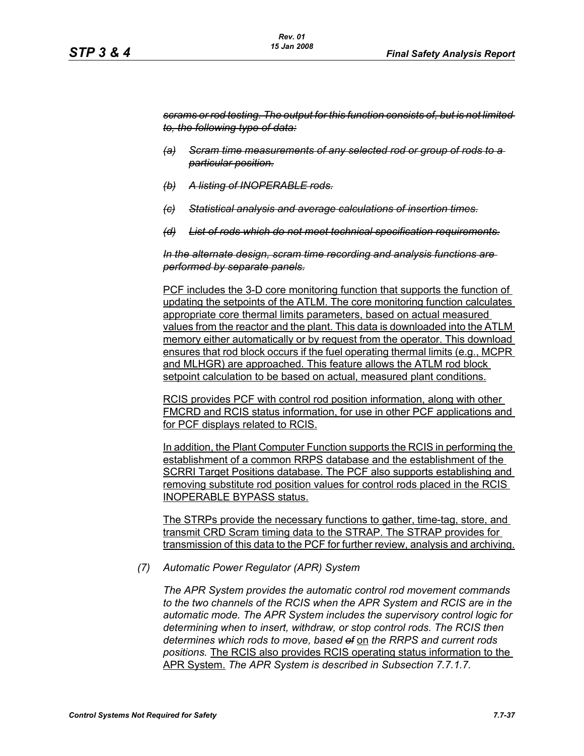~~*scrams or rod testing. The output for this function consists of, but is not limited to, the following type of data:*~~

~~*(a) Scram time measurements of any selected rod or group of rods to a particular position.*~~

~~*(b) A listing of INOPERABLE rods.*~~

~~*(c) Statistical analysis and average calculations of insertion times.*~~

~~*(d) List of rods which do not meet technical specification requirements.*~~

~~*In the alternate design, scram time recording and analysis functions are performed by separate panels.*~~

<u>PCF includes the 3-D core monitoring function that supports the function of updating the setpoints of the ATLM. The core monitoring function calculates appropriate core thermal limits parameters, based on actual measured values from the reactor and the plant. This data is downloaded into the ATLM memory either automatically or by request from the operator. This download ensures that rod block occurs if the fuel operating thermal limits (e.g., MCPR and MLHGR) are approached. This feature allows the ATLM rod block setpoint calculation to be based on actual, measured plant conditions.</u>

<u>RCIS provides PCF with control rod position information, along with other FMCRD and RCIS status information, for use in other PCF applications and for PCF displays related to RCIS.</u>

<u>In addition, the Plant Computer Function supports the RCIS in performing the establishment of a common RRPS database and the establishment of the SCRRI Target Positions database. The PCF also supports establishing and removing substitute rod position values for control rods placed in the RCIS INOPERABLE BYPASS status.</u>

<u>The STRPs provide the necessary functions to gather, time-tag, store, and transmit CRD Scram timing data to the STRAP. The STRAP provides for transmission of this data to the PCF for further review, analysis and archiving.</u>

*(7) Automatic Power Regulator (APR) System*

*The APR System provides the automatic control rod movement commands to the two channels of the RCIS when the APR System and RCIS are in the automatic mode. The APR System includes the supervisory control logic for determining when to insert, withdraw, or stop control rods. The RCIS then determines which rods to move, based ~~of~~* <u>on</u> *the RRPS and current rods positions.* <u>The RCIS also provides RCIS operating status information to the APR System.</u> *The APR System is described in Subsection 7.7.1.7.*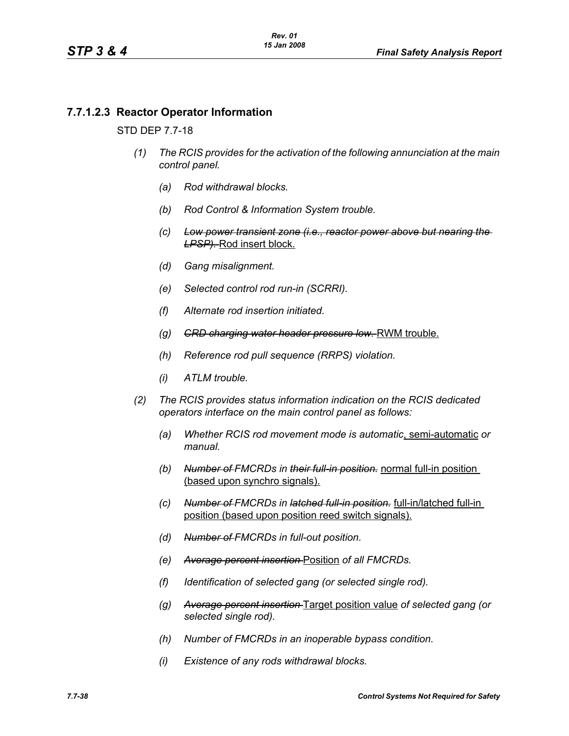### 7.7.1.2.3 Reactor Operator Information

STD DEP 7.7-18

*(1) The RCIS provides for the activation of the following annunciation at the main control panel.*

- *(a) Rod withdrawal blocks.*
- *(b) Rod Control & Information System trouble.*
- *(c)* ~~*Low power transient zone (i.e., reactor power above but nearing the LPSP).*~~ Rod insert block.
- *(d) Gang misalignment.*
- *(e) Selected control rod run-in (SCRRI).*
- *(f) Alternate rod insertion initiated.*
- *(g)* ~~*CRD charging water header pressure low.*~~ RWM trouble.
- *(h) Reference rod pull sequence (RRPS) violation.*
- *(i) ATLM trouble.*

*(2) The RCIS provides status information indication on the RCIS dedicated operators interface on the main control panel as follows:*

- *(a) Whether RCIS rod movement mode is automatic*, semi-automatic *or manual.*
- *(b)* ~~*Number of*~~ *FMCRDs in* ~~*their full-in position.*~~ normal full-in position (based upon synchro signals).
- *(c)* ~~*Number of*~~ *FMCRDs in* ~~*latched full-in position.*~~ full-in/latched full-in position (based upon position reed switch signals).
- *(d)* ~~*Number of*~~ *FMCRDs in full-out position.*
- *(e)* ~~*Average percent insertion*~~ Position *of all FMCRDs.*
- *(f) Identification of selected gang (or selected single rod).*
- *(g)* ~~*Average percent insertion*~~ Target position value *of selected gang (or selected single rod).*
- *(h) Number of FMCRDs in an inoperable bypass condition.*
- *(i) Existence of any rods withdrawal blocks.*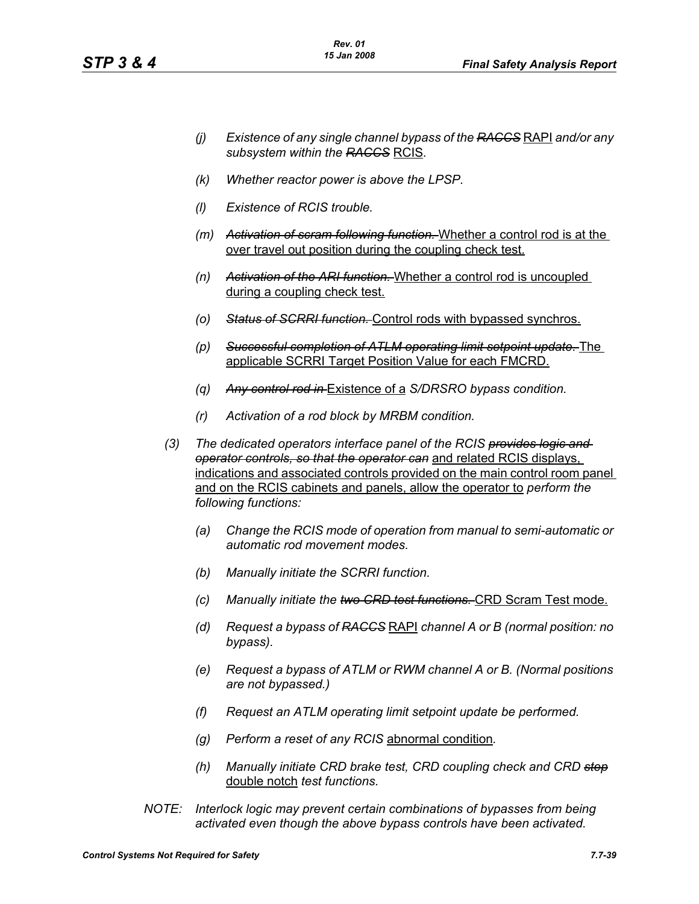- (j) *Existence of any single channel bypass of the* ~~*RACCS*~~ RAPI *and/or any subsystem within the* ~~*RACCS*~~ RCIS.

- (k) *Whether reactor power is above the LPSP.*

- (l) *Existence of RCIS trouble.*

- (m) ~~*Activation of scram following function.*~~ Whether a control rod is at the over travel out position during the coupling check test.

- (n) ~~*Activation of the ARI function.*~~ Whether a control rod is uncoupled during a coupling check test.

- (o) ~~*Status of SCRRI function.*~~ Control rods with bypassed synchros.

- (p) ~~*Successful completion of ATLM operating limit setpoint update.*~~ The applicable SCRRI Target Position Value for each FMCRD.

- (q) ~~*Any control rod in*~~ Existence of a *S/DRSRO bypass condition.*

- (r) *Activation of a rod block by MRBM condition.*

(3) *The dedicated operators interface panel of the RCIS* ~~*provides logic and operator controls, so that the operator can*~~ and related RCIS displays, indications and associated controls provided on the main control room panel and on the RCIS cabinets and panels, allow the operator to *perform the following functions:*

- (a) *Change the RCIS mode of operation from manual to semi-automatic or automatic rod movement modes.*

- (b) *Manually initiate the SCRRI function.*

- (c) *Manually initiate the* ~~*two CRD test functions.*~~ CRD Scram Test mode.

- (d) *Request a bypass of* ~~*RACCS*~~ RAPI *channel A or B (normal position: no bypass).*

- (e) *Request a bypass of ATLM or RWM channel A or B. (Normal positions are not bypassed.)*

- (f) *Request an ATLM operating limit setpoint update be performed.*

- (g) *Perform a reset of any RCIS* abnormal condition.

- (h) *Manually initiate CRD brake test, CRD coupling check and CRD* ~~*step*~~ double notch *test functions.*

*NOTE: Interlock logic may prevent certain combinations of bypasses from being activated even though the above bypass controls have been activated.*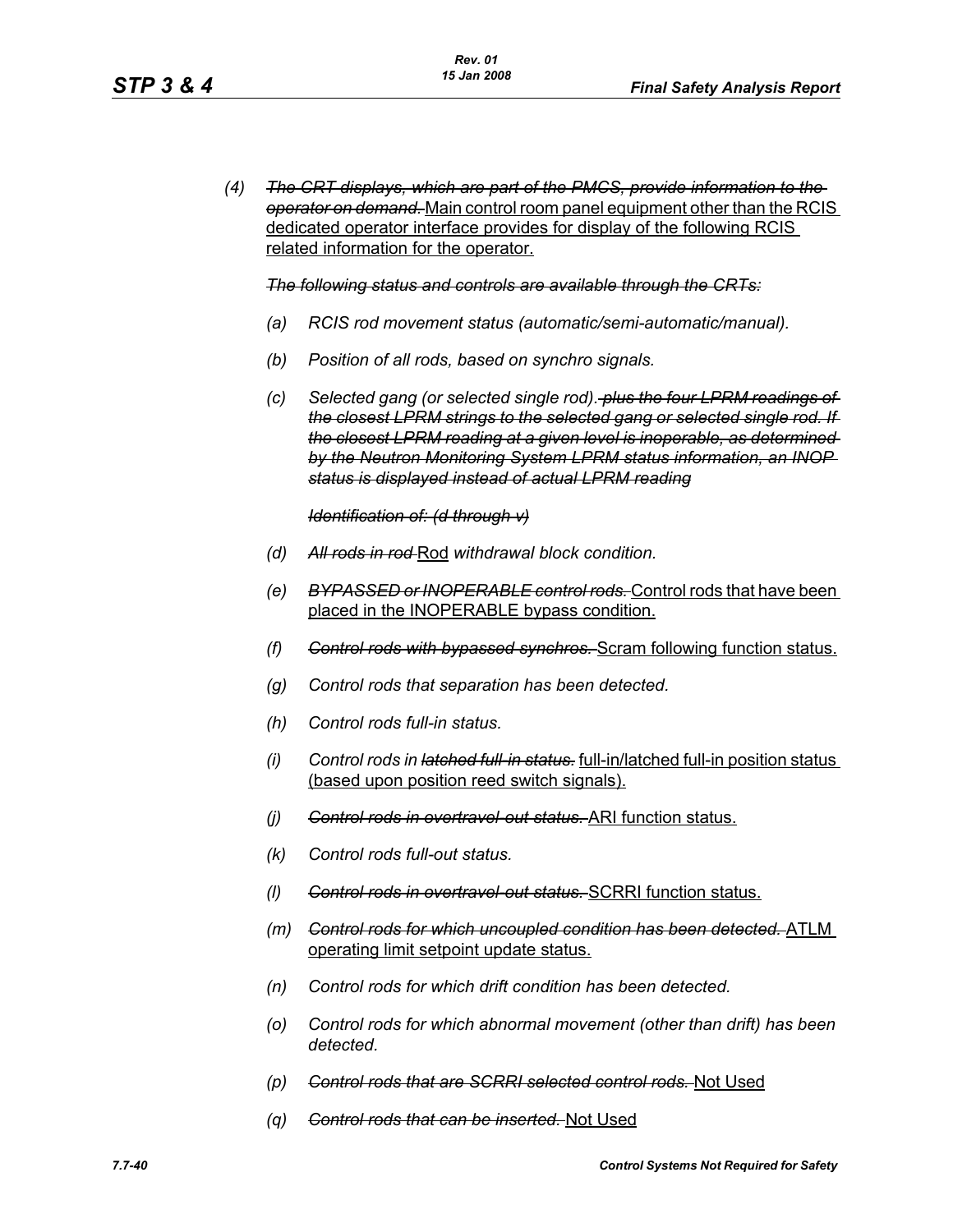(4) ~~*The CRT displays, which are part of the PMCS, provide information to the operator on demand.*~~ <u>Main control room panel equipment other than the RCIS dedicated operator interface provides for display of the following RCIS related information for the operator.</u>

~~*The following status and controls are available through the CRTs:*~~

- *(a) RCIS rod movement status (automatic/semi-automatic/manual).*
- *(b) Position of all rods, based on synchro signals.*
- *(c) Selected gang (or selected single rod).* ~~*plus the four LPRM readings of the closest LPRM strings to the selected gang or selected single rod. If the closest LPRM reading at a given level is inoperable, as determined by the Neutron Monitoring System LPRM status information, an INOP status is displayed instead of actual LPRM reading*~~

  ~~*Identification of: (d through v)*~~

- *(d)* ~~*All rods in rod*~~ <u>Rod</u> *withdrawal block condition.*
- *(e)* ~~*BYPASSED or INOPERABLE control rods.*~~ <u>Control rods that have been placed in the INOPERABLE bypass condition.</u>
- *(f)* ~~*Control rods with bypassed synchros.*~~ <u>Scram following function status.</u>
- *(g) Control rods that separation has been detected.*
- *(h) Control rods full-in status.*
- *(i) Control rods in* ~~*latched full-in status.*~~ <u>full-in/latched full-in position status (based upon position reed switch signals).</u>
- *(j)* ~~*Control rods in overtravel-out status.*~~ <u>ARI function status.</u>
- *(k) Control rods full-out status.*
- *(l)* ~~*Control rods in overtravel-out status.*~~ <u>SCRRI function status.</u>
- *(m)* ~~*Control rods for which uncoupled condition has been detected.*~~ <u>ATLM operating limit setpoint update status.</u>
- *(n) Control rods for which drift condition has been detected.*
- *(o) Control rods for which abnormal movement (other than drift) has been detected.*
- *(p)* ~~*Control rods that are SCRRI selected control rods.*~~ <u>Not Used</u>
- *(q)* ~~*Control rods that can be inserted.*~~ <u>Not Used</u>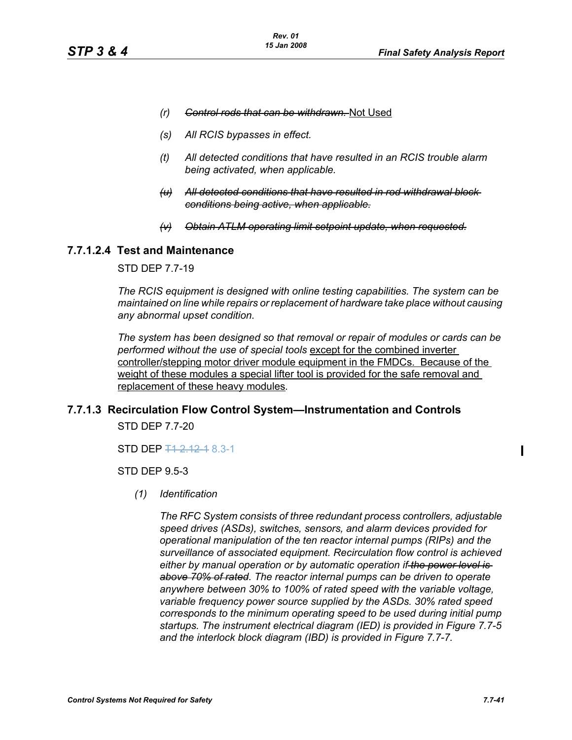- *(r)* ~~*Control rods that can be withdrawn.*~~ <u>Not Used</u>
- *(s)* *All RCIS bypasses in effect.*
- *(t)* *All detected conditions that have resulted in an RCIS trouble alarm being activated, when applicable.*
- ~~*(u)*~~ ~~*All detected conditions that have resulted in rod withdrawal block conditions being active, when applicable.*~~
- ~~*(v)*~~ ~~*Obtain ATLM operating limit setpoint update, when requested.*~~

### 7.7.1.2.4 Test and Maintenance

STD DEP 7.7-19

*The RCIS equipment is designed with online testing capabilities. The system can be maintained on line while repairs or replacement of hardware take place without causing any abnormal upset condition.*

*The system has been designed so that removal or repair of modules or cards can be performed without the use of special tools* <u>except for the combined inverter controller/stepping motor driver module equipment in the FMDCs. Because of the weight of these modules a special lifter tool is provided for the safe removal and replacement of these heavy modules</u>*.*

## 7.7.1.3 Recirculation Flow Control System—Instrumentation and Controls

STD DEP 7.7-20

STD DEP ~~T1 2.12-1~~ 8.3-1

STD DEP 9.5-3

*(1)* *Identification*

*The RFC System consists of three redundant process controllers, adjustable speed drives (ASDs), switches, sensors, and alarm devices provided for operational manipulation of the ten reactor internal pumps (RIPs) and the surveillance of associated equipment. Recirculation flow control is achieved either by manual operation or by automatic operation if* ~~*the power level is above 70% of rated*~~*. The reactor internal pumps can be driven to operate anywhere between 30% to 100% of rated speed with the variable voltage, variable frequency power source supplied by the ASDs. 30% rated speed corresponds to the minimum operating speed to be used during initial pump startups. The instrument electrical diagram (IED) is provided in Figure 7.7-5 and the interlock block diagram (IBD) is provided in Figure 7.7-7.*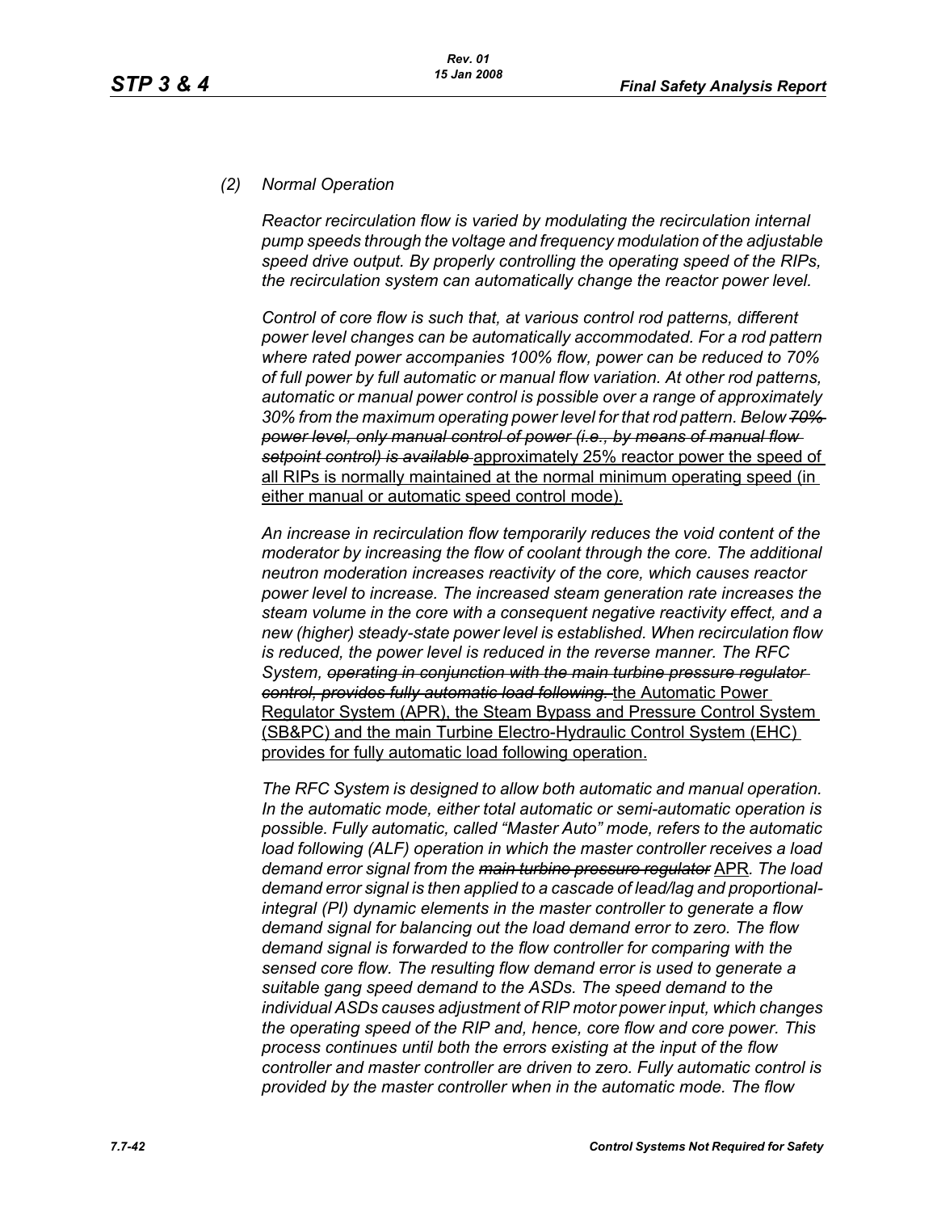*(2) Normal Operation*

*Reactor recirculation flow is varied by modulating the recirculation internal pump speeds through the voltage and frequency modulation of the adjustable speed drive output. By properly controlling the operating speed of the RIPs, the recirculation system can automatically change the reactor power level.*

*Control of core flow is such that, at various control rod patterns, different power level changes can be automatically accommodated. For a rod pattern where rated power accompanies 100% flow, power can be reduced to 70% of full power by full automatic or manual flow variation. At other rod patterns, automatic or manual power control is possible over a range of approximately 30% from the maximum operating power level for that rod pattern. Below ~~70% power level, only manual control of power (i.e., by means of manual flow setpoint control) is available~~* approximately 25% reactor power the speed of all RIPs is normally maintained at the normal minimum operating speed (in either manual or automatic speed control mode).

*An increase in recirculation flow temporarily reduces the void content of the moderator by increasing the flow of coolant through the core. The additional neutron moderation increases reactivity of the core, which causes reactor power level to increase. The increased steam generation rate increases the steam volume in the core with a consequent negative reactivity effect, and a new (higher) steady-state power level is established. When recirculation flow is reduced, the power level is reduced in the reverse manner. The RFC System, ~~operating in conjunction with the main turbine pressure regulator control, provides fully automatic load following.~~* the Automatic Power Regulator System (APR), the Steam Bypass and Pressure Control System (SB&PC) and the main Turbine Electro-Hydraulic Control System (EHC) provides for fully automatic load following operation.

*The RFC System is designed to allow both automatic and manual operation. In the automatic mode, either total automatic or semi-automatic operation is possible. Fully automatic, called "Master Auto" mode, refers to the automatic load following (ALF) operation in which the master controller receives a load demand error signal from the ~~main turbine pressure regulator~~* APR*. The load demand error signal is then applied to a cascade of lead/lag and proportional-integral (PI) dynamic elements in the master controller to generate a flow demand signal for balancing out the load demand error to zero. The flow demand signal is forwarded to the flow controller for comparing with the sensed core flow. The resulting flow demand error is used to generate a suitable gang speed demand to the ASDs. The speed demand to the individual ASDs causes adjustment of RIP motor power input, which changes the operating speed of the RIP and, hence, core flow and core power. This process continues until both the errors existing at the input of the flow controller and master controller are driven to zero. Fully automatic control is provided by the master controller when in the automatic mode. The flow*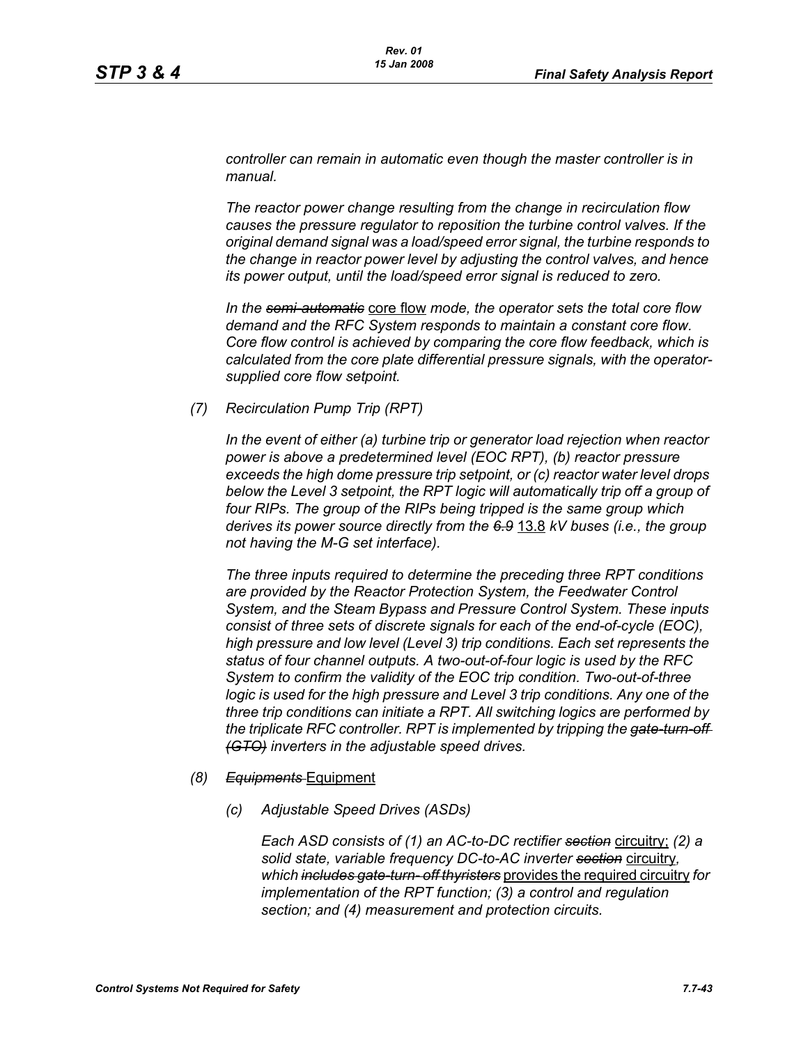*controller can remain in automatic even though the master controller is in manual.*

*The reactor power change resulting from the change in recirculation flow causes the pressure regulator to reposition the turbine control valves. If the original demand signal was a load/speed error signal, the turbine responds to the change in reactor power level by adjusting the control valves, and hence its power output, until the load/speed error signal is reduced to zero.*

*In the ~~semi-automatic~~* core flow *mode, the operator sets the total core flow demand and the RFC System responds to maintain a constant core flow. Core flow control is achieved by comparing the core flow feedback, which is calculated from the core plate differential pressure signals, with the operator-supplied core flow setpoint.*

*(7) Recirculation Pump Trip (RPT)*

*In the event of either (a) turbine trip or generator load rejection when reactor power is above a predetermined level (EOC RPT), (b) reactor pressure exceeds the high dome pressure trip setpoint, or (c) reactor water level drops below the Level 3 setpoint, the RPT logic will automatically trip off a group of four RIPs. The group of the RIPs being tripped is the same group which derives its power source directly from the ~~6.9~~* 13.8 *kV buses (i.e., the group not having the M-G set interface).*

*The three inputs required to determine the preceding three RPT conditions are provided by the Reactor Protection System, the Feedwater Control System, and the Steam Bypass and Pressure Control System. These inputs consist of three sets of discrete signals for each of the end-of-cycle (EOC), high pressure and low level (Level 3) trip conditions. Each set represents the status of four channel outputs. A two-out-of-four logic is used by the RFC System to confirm the validity of the EOC trip condition. Two-out-of-three logic is used for the high pressure and Level 3 trip conditions. Any one of the three trip conditions can initiate a RPT. All switching logics are performed by the triplicate RFC controller. RPT is implemented by tripping the ~~gate-turn-off (GTO)~~ inverters in the adjustable speed drives.*

*(8) ~~Equipments~~* Equipment

*(c) Adjustable Speed Drives (ASDs)*

*Each ASD consists of (1) an AC-to-DC rectifier ~~section~~* circuitry; *(2) a solid state, variable frequency DC-to-AC inverter ~~section~~* circuitry, *which ~~includes gate-turn- off thyristers~~* provides the required circuitry *for implementation of the RPT function; (3) a control and regulation section; and (4) measurement and protection circuits.*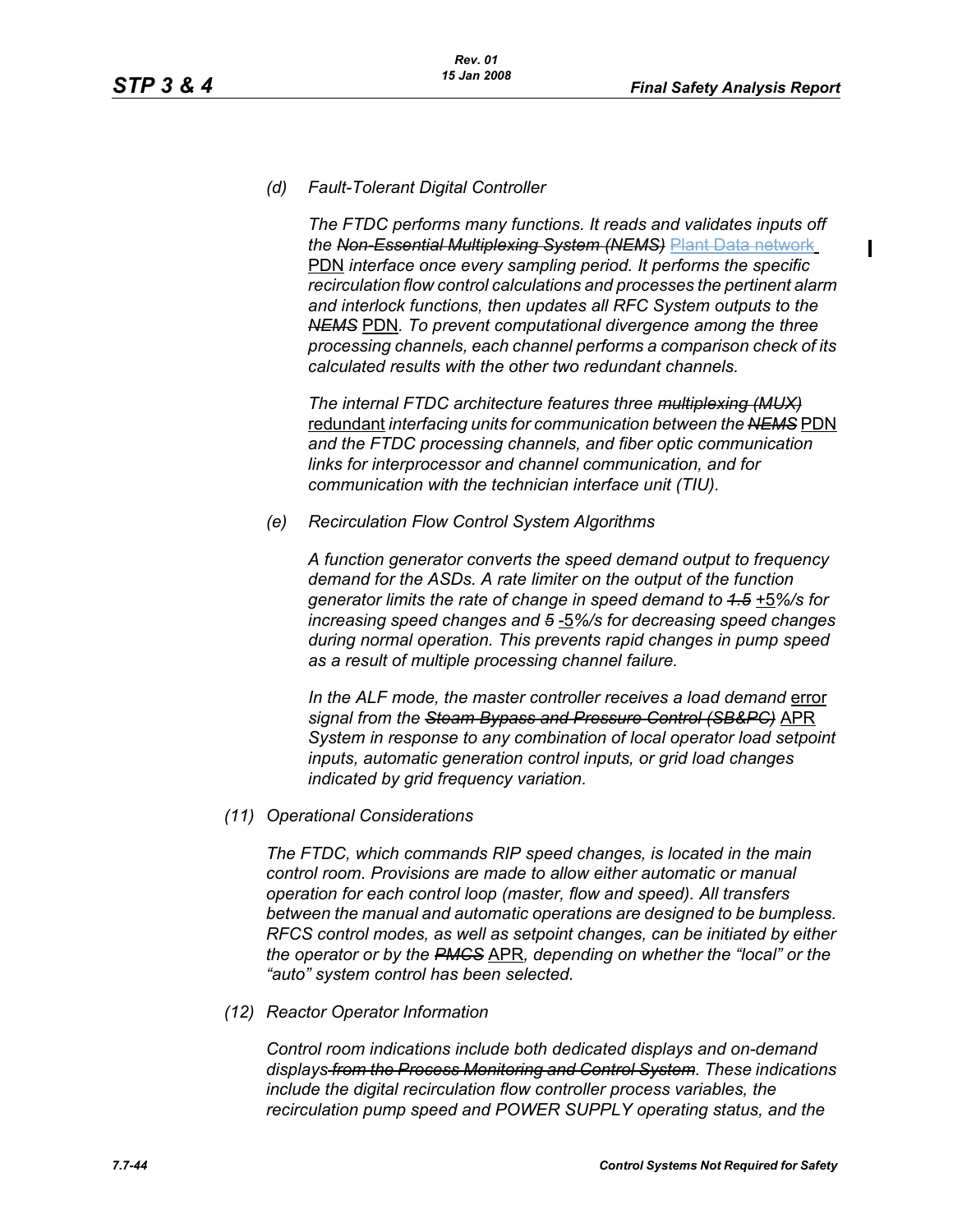(d) Fault-Tolerant Digital Controller

*The FTDC performs many functions. It reads and validates inputs off the ~~Non-Essential Multiplexing System (NEMS)~~ ~~Plant Data network~~ PDN interface once every sampling period. It performs the specific recirculation flow control calculations and processes the pertinent alarm and interlock functions, then updates all RFC System outputs to the ~~NEMS~~ PDN. To prevent computational divergence among the three processing channels, each channel performs a comparison check of its calculated results with the other two redundant channels.*

*The internal FTDC architecture features three ~~multiplexing (MUX)~~ redundant interfacing units for communication between the ~~NEMS~~ PDN and the FTDC processing channels, and fiber optic communication links for interprocessor and channel communication, and for communication with the technician interface unit (TIU).*

(e) Recirculation Flow Control System Algorithms

*A function generator converts the speed demand output to frequency demand for the ASDs. A rate limiter on the output of the function generator limits the rate of change in speed demand to ~~1.5~~ +5%/s for increasing speed changes and ~~5~~ -5%/s for decreasing speed changes during normal operation. This prevents rapid changes in pump speed as a result of multiple processing channel failure.*

*In the ALF mode, the master controller receives a load demand error signal from the ~~Steam Bypass and Pressure Control (SB&PC)~~ APR System in response to any combination of local operator load setpoint inputs, automatic generation control inputs, or grid load changes indicated by grid frequency variation.*

(11) Operational Considerations

*The FTDC, which commands RIP speed changes, is located in the main control room. Provisions are made to allow either automatic or manual operation for each control loop (master, flow and speed). All transfers between the manual and automatic operations are designed to be bumpless. RFCS control modes, as well as setpoint changes, can be initiated by either the operator or by the ~~PMCS~~ APR, depending on whether the "local" or the "auto" system control has been selected.*

(12) Reactor Operator Information

*Control room indications include both dedicated displays and on-demand displays ~~from the Process Monitoring and Control System~~. These indications include the digital recirculation flow controller process variables, the recirculation pump speed and POWER SUPPLY operating status, and the*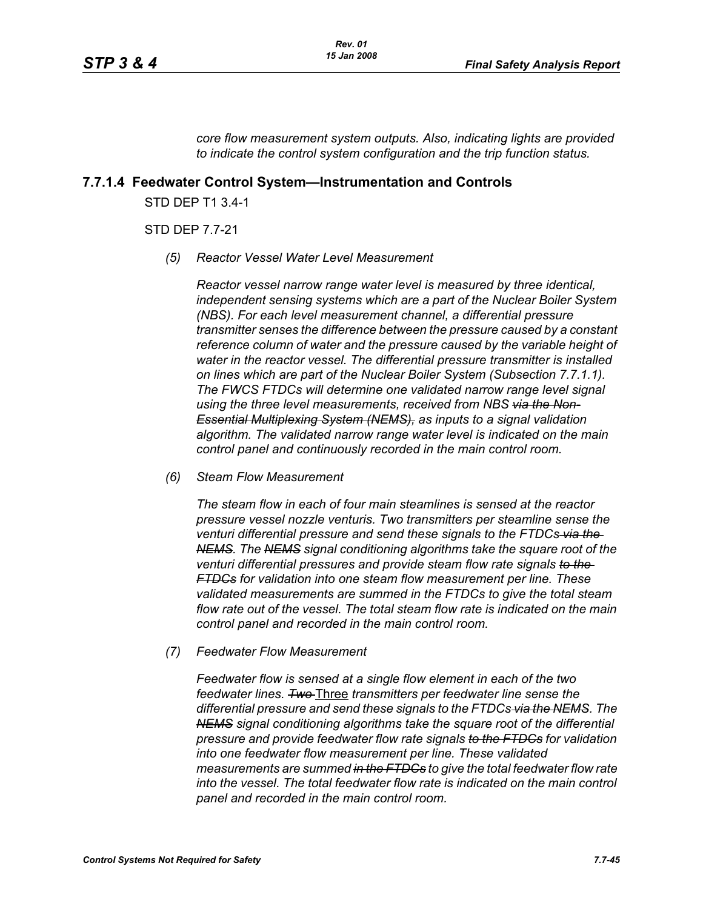*core flow measurement system outputs. Also, indicating lights are provided to indicate the control system configuration and the trip function status.*

### 7.7.1.4 Feedwater Control System—Instrumentation and Controls

STD DEP T1 3.4-1

STD DEP 7.7-21

*(5) Reactor Vessel Water Level Measurement*

*Reactor vessel narrow range water level is measured by three identical, independent sensing systems which are a part of the Nuclear Boiler System (NBS). For each level measurement channel, a differential pressure transmitter senses the difference between the pressure caused by a constant reference column of water and the pressure caused by the variable height of water in the reactor vessel. The differential pressure transmitter is installed on lines which are part of the Nuclear Boiler System (Subsection 7.7.1.1). The FWCS FTDCs will determine one validated narrow range level signal using the three level measurements, received from NBS ~~via the Non-Essential Multiplexing System (NEMS),~~ as inputs to a signal validation algorithm. The validated narrow range water level is indicated on the main control panel and continuously recorded in the main control room.*

*(6) Steam Flow Measurement*

*The steam flow in each of four main steamlines is sensed at the reactor pressure vessel nozzle venturis. Two transmitters per steamline sense the venturi differential pressure and send these signals to the FTDCs ~~via the NEMS~~. The ~~NEMS~~ signal conditioning algorithms take the square root of the venturi differential pressures and provide steam flow rate signals ~~to the FTDCs~~ for validation into one steam flow measurement per line. These validated measurements are summed in the FTDCs to give the total steam flow rate out of the vessel. The total steam flow rate is indicated on the main control panel and recorded in the main control room.*

*(7) Feedwater Flow Measurement*

*Feedwater flow is sensed at a single flow element in each of the two feedwater lines. ~~Two~~* <u>Three</u> *transmitters per feedwater line sense the differential pressure and send these signals to the FTDCs ~~via the NEMS~~. The ~~NEMS~~ signal conditioning algorithms take the square root of the differential pressure and provide feedwater flow rate signals ~~to the FTDCs~~ for validation into one feedwater flow measurement per line. These validated measurements are summed ~~in the FTDCs~~ to give the total feedwater flow rate into the vessel. The total feedwater flow rate is indicated on the main control panel and recorded in the main control room.*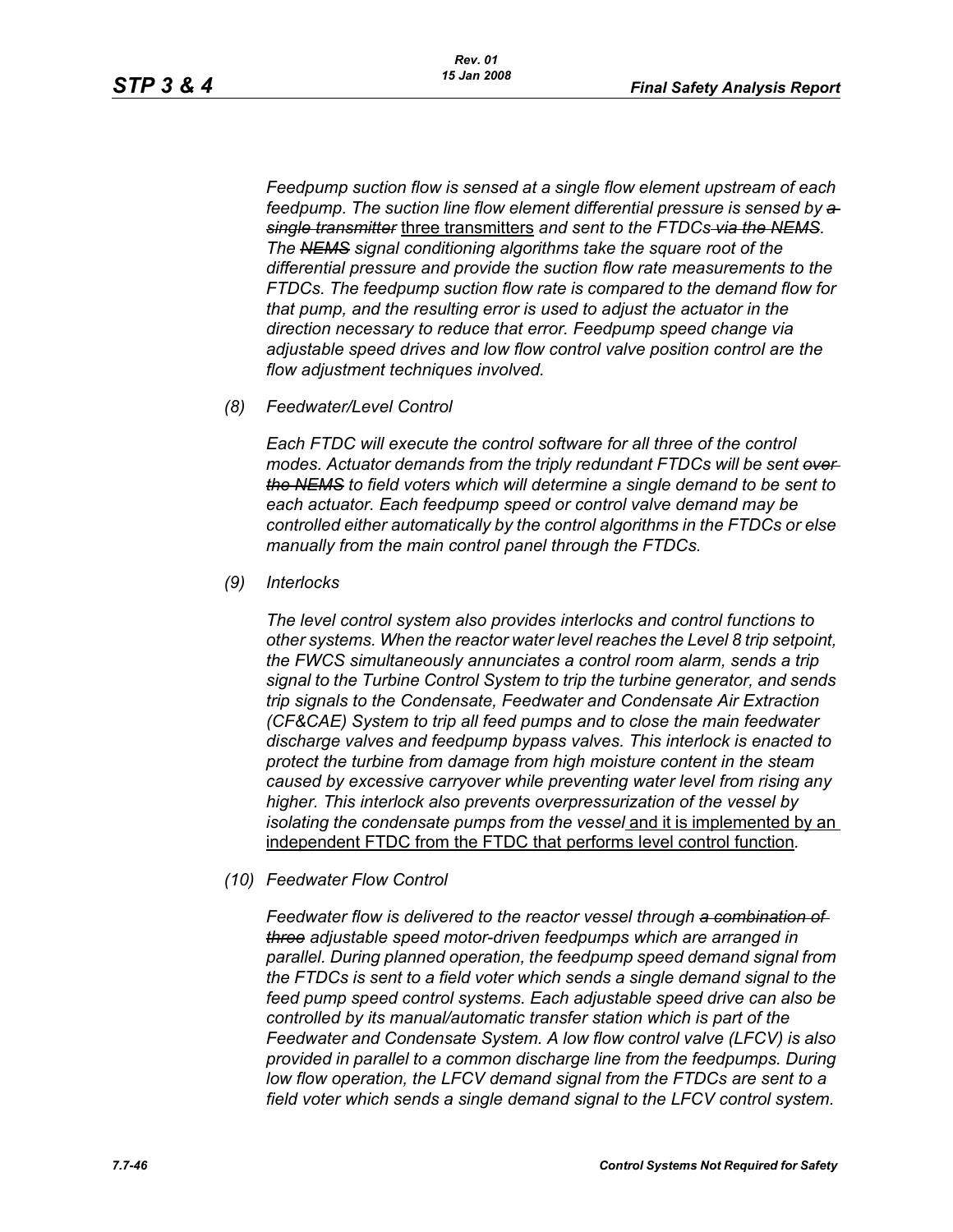*Feedpump suction flow is sensed at a single flow element upstream of each feedpump. The suction line flow element differential pressure is sensed by ~~a single transmitter~~* three transmitters *and sent to the FTDCs ~~via the NEMS~~. The ~~NEMS~~ signal conditioning algorithms take the square root of the differential pressure and provide the suction flow rate measurements to the FTDCs. The feedpump suction flow rate is compared to the demand flow for that pump, and the resulting error is used to adjust the actuator in the direction necessary to reduce that error. Feedpump speed change via adjustable speed drives and low flow control valve position control are the flow adjustment techniques involved.*

*(8) Feedwater/Level Control*

*Each FTDC will execute the control software for all three of the control modes. Actuator demands from the triply redundant FTDCs will be sent ~~over the NEMS~~ to field voters which will determine a single demand to be sent to each actuator. Each feedpump speed or control valve demand may be controlled either automatically by the control algorithms in the FTDCs or else manually from the main control panel through the FTDCs.*

*(9) Interlocks*

*The level control system also provides interlocks and control functions to other systems. When the reactor water level reaches the Level 8 trip setpoint, the FWCS simultaneously annunciates a control room alarm, sends a trip signal to the Turbine Control System to trip the turbine generator, and sends trip signals to the Condensate, Feedwater and Condensate Air Extraction (CF&CAE) System to trip all feed pumps and to close the main feedwater discharge valves and feedpump bypass valves. This interlock is enacted to protect the turbine from damage from high moisture content in the steam caused by excessive carryover while preventing water level from rising any higher. This interlock also prevents overpressurization of the vessel by isolating the condensate pumps from the vessel* and it is implemented by an independent FTDC from the FTDC that performs level control function*.*

*(10) Feedwater Flow Control*

*Feedwater flow is delivered to the reactor vessel through ~~a combination of three~~ adjustable speed motor-driven feedpumps which are arranged in parallel. During planned operation, the feedpump speed demand signal from the FTDCs is sent to a field voter which sends a single demand signal to the feed pump speed control systems. Each adjustable speed drive can also be controlled by its manual/automatic transfer station which is part of the Feedwater and Condensate System. A low flow control valve (LFCV) is also provided in parallel to a common discharge line from the feedpumps. During low flow operation, the LFCV demand signal from the FTDCs are sent to a field voter which sends a single demand signal to the LFCV control system.*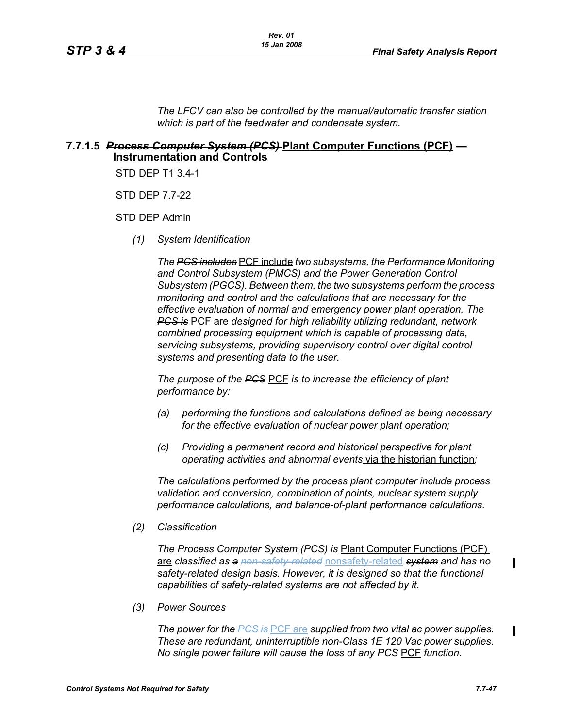*The LFCV can also be controlled by the manual/automatic transfer station which is part of the feedwater and condensate system.*

### 7.7.1.5 ~~*Process Computer System (PCS)*~~ Plant Computer Functions (PCF) — Instrumentation and Controls

STD DEP T1 3.4-1

STD DEP 7.7-22

STD DEP Admin

*(1) System Identification*

*The ~~PCS includes~~* PCF include *two subsystems, the Performance Monitoring and Control Subsystem (PMCS) and the Power Generation Control Subsystem (PGCS). Between them, the two subsystems perform the process monitoring and control and the calculations that are necessary for the effective evaluation of normal and emergency power plant operation. The ~~PCS is~~* PCF are *designed for high reliability utilizing redundant, network combined processing equipment which is capable of processing data, servicing subsystems, providing supervisory control over digital control systems and presenting data to the user.*

*The purpose of the ~~PCS~~* PCF *is to increase the efficiency of plant performance by:*

*(a) performing the functions and calculations defined as being necessary for the effective evaluation of nuclear power plant operation;*

*(c) Providing a permanent record and historical perspective for plant operating activities and abnormal events* via the historian function*;*

*The calculations performed by the process plant computer include process validation and conversion, combination of points, nuclear system supply performance calculations, and balance-of-plant performance calculations.*

*(2) Classification*

*The ~~Process Computer System (PCS) is~~* Plant Computer Functions (PCF) are *classified as ~~a~~ ~~non-safety-related~~* nonsafety-related *~~system~~ and has no safety-related design basis. However, it is designed so that the functional capabilities of safety-related systems are not affected by it.*

*(3) Power Sources*

*The power for the ~~PCS is~~* PCF are *supplied from two vital ac power supplies. These are redundant, uninterruptible non-Class 1E 120 Vac power supplies. No single power failure will cause the loss of any ~~PCS~~* PCF *function.*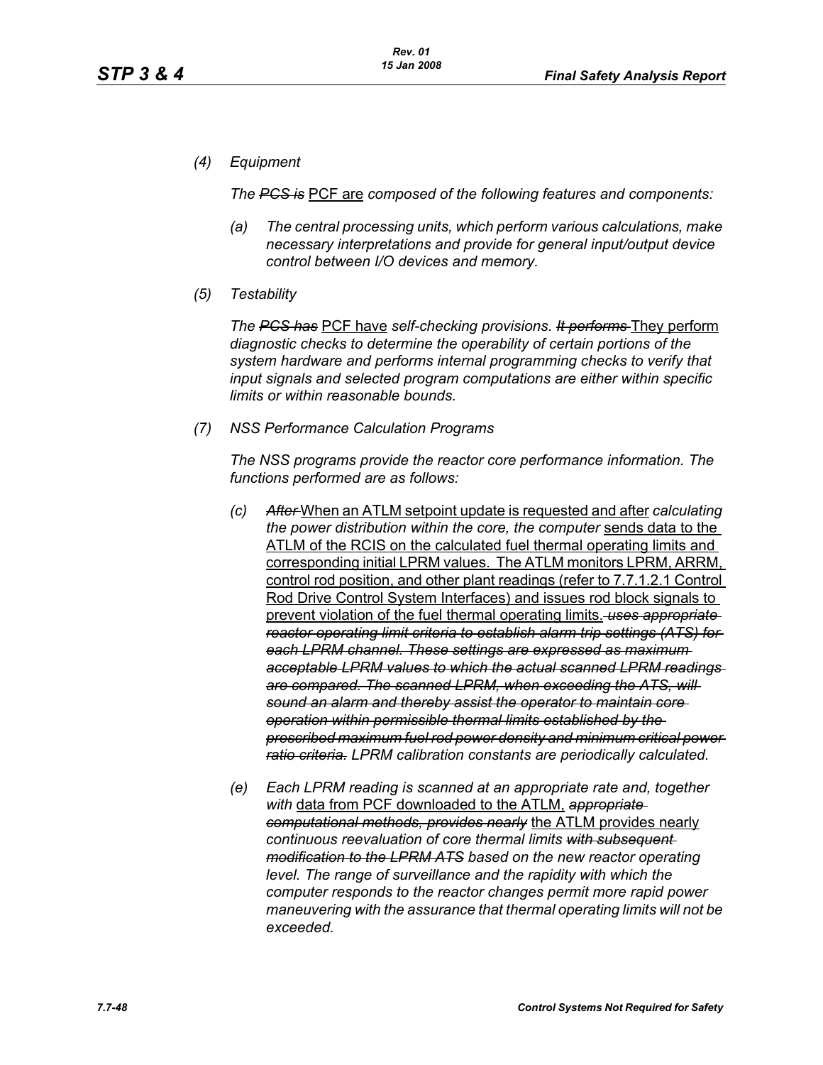*(4) Equipment*

*The ~~PCS is~~* <u>PCF are</u> *composed of the following features and components:*

*(a) The central processing units, which perform various calculations, make necessary interpretations and provide for general input/output device control between I/O devices and memory.*

*(5) Testability*

*The ~~PCS has~~* <u>PCF have</u> *self-checking provisions. ~~It performs~~* <u>They perform</u> *diagnostic checks to determine the operability of certain portions of the system hardware and performs internal programming checks to verify that input signals and selected program computations are either within specific limits or within reasonable bounds.*

*(7) NSS Performance Calculation Programs*

*The NSS programs provide the reactor core performance information. The functions performed are as follows:*

*(c) ~~After~~* <u>When an ATLM setpoint update is requested and after</u> *calculating the power distribution within the core, the computer* <u>sends data to the ATLM of the RCIS on the calculated fuel thermal operating limits and corresponding initial LPRM values. The ATLM monitors LPRM, ARRM, control rod position, and other plant readings (refer to 7.7.1.2.1 Control Rod Drive Control System Interfaces) and issues rod block signals to prevent violation of the fuel thermal operating limits.</u> *~~uses appropriate reactor operating limit criteria to establish alarm trip settings (ATS) for each LPRM channel. These settings are expressed as maximum acceptable LPRM values to which the actual scanned LPRM readings are compared. The scanned LPRM, when exceeding the ATS, will sound an alarm and thereby assist the operator to maintain core operation within permissible thermal limits established by the prescribed maximum fuel rod power density and minimum critical power ratio criteria.~~ LPRM calibration constants are periodically calculated.*

*(e) Each LPRM reading is scanned at an appropriate rate and, together with* <u>data from PCF downloaded to the ATLM,</u> *~~appropriate computational methods, provides nearly~~* <u>the ATLM provides nearly</u> *continuous reevaluation of core thermal limits ~~with subsequent modification to the LPRM ATS~~ based on the new reactor operating level. The range of surveillance and the rapidity with which the computer responds to the reactor changes permit more rapid power maneuvering with the assurance that thermal operating limits will not be exceeded.*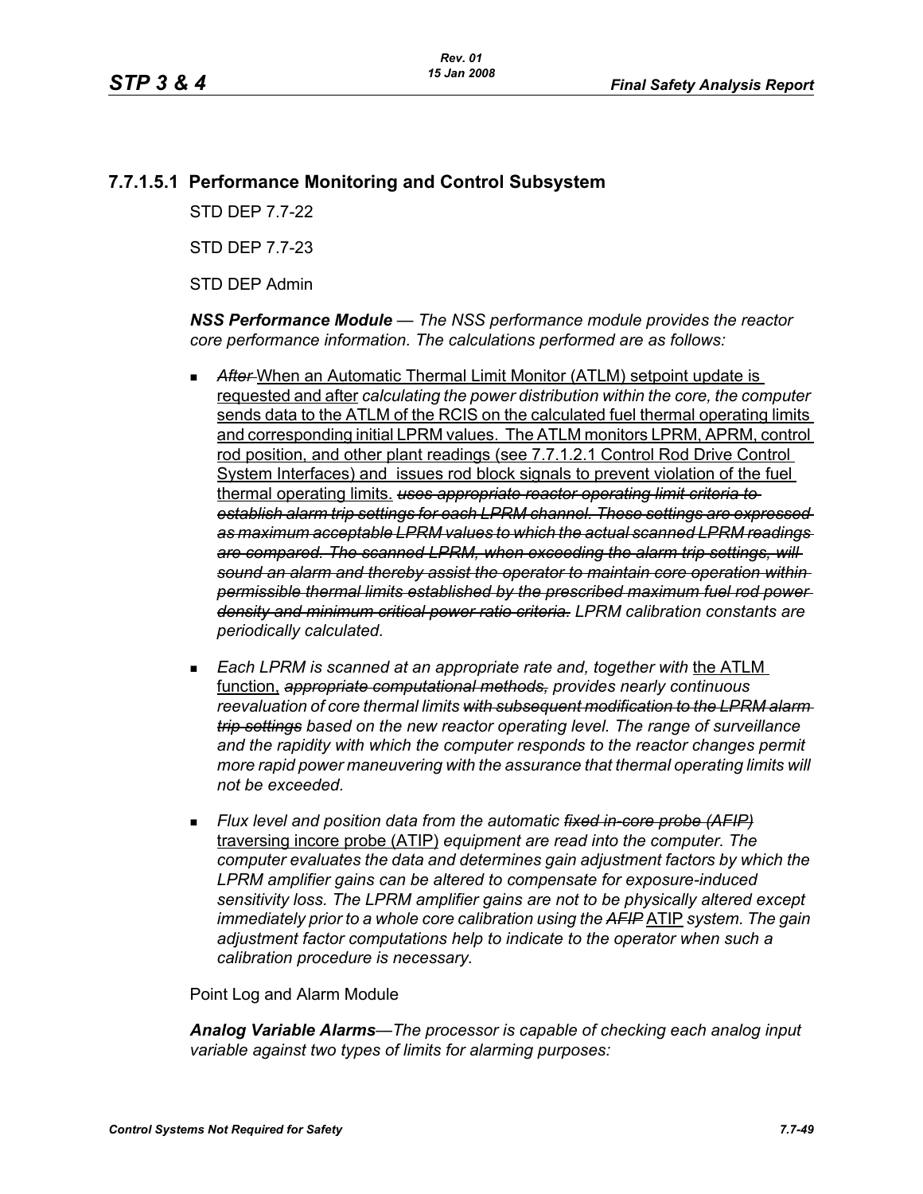### 7.7.1.5.1 Performance Monitoring and Control Subsystem

STD DEP 7.7-22

STD DEP 7.7-23

STD DEP Admin

***NSS Performance Module*** *— The NSS performance module provides the reactor core performance information. The calculations performed are as follows:*

- ~~*After*~~ <u>When an Automatic Thermal Limit Monitor (ATLM) setpoint update is requested and after</u> *calculating the power distribution within the core, the computer* <u>sends data to the ATLM of the RCIS on the calculated fuel thermal operating limits and corresponding initial LPRM values. The ATLM monitors LPRM, APRM, control rod position, and other plant readings (see 7.7.1.2.1 Control Rod Drive Control System Interfaces) and issues rod block signals to prevent violation of the fuel thermal operating limits.</u> ~~*uses appropriate reactor operating limit criteria to establish alarm trip settings for each LPRM channel. These settings are expressed as maximum acceptable LPRM values to which the actual scanned LPRM readings are compared. The scanned LPRM, when exceeding the alarm trip settings, will sound an alarm and thereby assist the operator to maintain core operation within permissible thermal limits established by the prescribed maximum fuel rod power density and minimum critical power ratio criteria.*~~ *LPRM calibration constants are periodically calculated.*

- *Each LPRM is scanned at an appropriate rate and, together with* <u>the ATLM function,</u> ~~*appropriate computational methods,*~~ *provides nearly continuous reevaluation of core thermal limits* ~~*with subsequent modification to the LPRM alarm trip settings*~~ *based on the new reactor operating level. The range of surveillance and the rapidity with which the computer responds to the reactor changes permit more rapid power maneuvering with the assurance that thermal operating limits will not be exceeded.*

- *Flux level and position data from the automatic* ~~*fixed in-core probe (AFIP)*~~ <u>traversing incore probe (ATIP)</u> *equipment are read into the computer. The computer evaluates the data and determines gain adjustment factors by which the LPRM amplifier gains can be altered to compensate for exposure-induced sensitivity loss. The LPRM amplifier gains are not to be physically altered except immediately prior to a whole core calibration using the* ~~*AFIP*~~ <u>ATIP</u> *system. The gain adjustment factor computations help to indicate to the operator when such a calibration procedure is necessary.*

Point Log and Alarm Module

***Analog Variable Alarms****—The processor is capable of checking each analog input variable against two types of limits for alarming purposes:*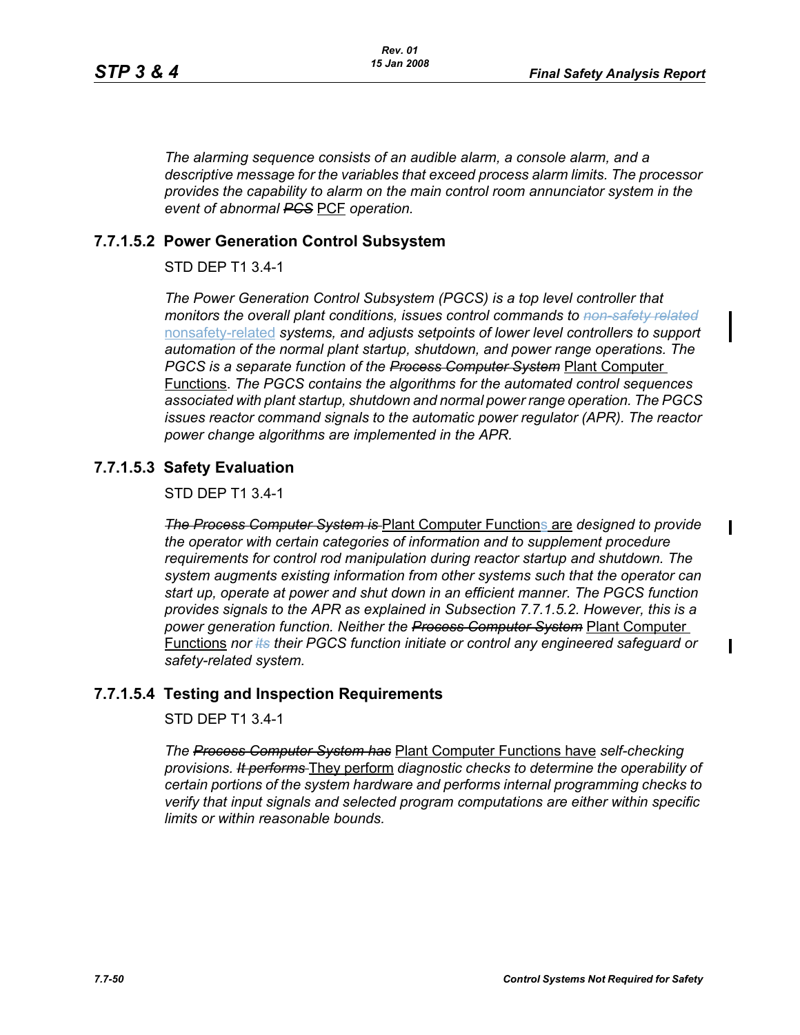*The alarming sequence consists of an audible alarm, a console alarm, and a descriptive message for the variables that exceed process alarm limits. The processor provides the capability to alarm on the main control room annunciator system in the event of abnormal ~~PCS~~ PCF operation.*

### 7.7.1.5.2 Power Generation Control Subsystem

STD DEP T1 3.4-1

*The Power Generation Control Subsystem (PGCS) is a top level controller that monitors the overall plant conditions, issues control commands to ~~non-safety related~~* nonsafety-related *systems, and adjusts setpoints of lower level controllers to support automation of the normal plant startup, shutdown, and power range operations. The PGCS is a separate function of the ~~Process Computer System~~* Plant Computer Functions*. The PGCS contains the algorithms for the automated control sequences associated with plant startup, shutdown and normal power range operation. The PGCS issues reactor command signals to the automatic power regulator (APR). The reactor power change algorithms are implemented in the APR.*

### 7.7.1.5.3 Safety Evaluation

STD DEP T1 3.4-1

*~~The Process Computer System is~~* Plant Computer Functions are *designed to provide the operator with certain categories of information and to supplement procedure requirements for control rod manipulation during reactor startup and shutdown. The system augments existing information from other systems such that the operator can start up, operate at power and shut down in an efficient manner. The PGCS function provides signals to the APR as explained in Subsection 7.7.1.5.2. However, this is a power generation function. Neither the ~~Process Computer System~~* Plant Computer Functions *nor ~~its~~ their PGCS function initiate or control any engineered safeguard or safety-related system.*

### 7.7.1.5.4 Testing and Inspection Requirements

STD DEP T1 3.4-1

*The ~~Process Computer System has~~* Plant Computer Functions have *self-checking provisions. ~~It performs~~* They perform *diagnostic checks to determine the operability of certain portions of the system hardware and performs internal programming checks to verify that input signals and selected program computations are either within specific limits or within reasonable bounds.*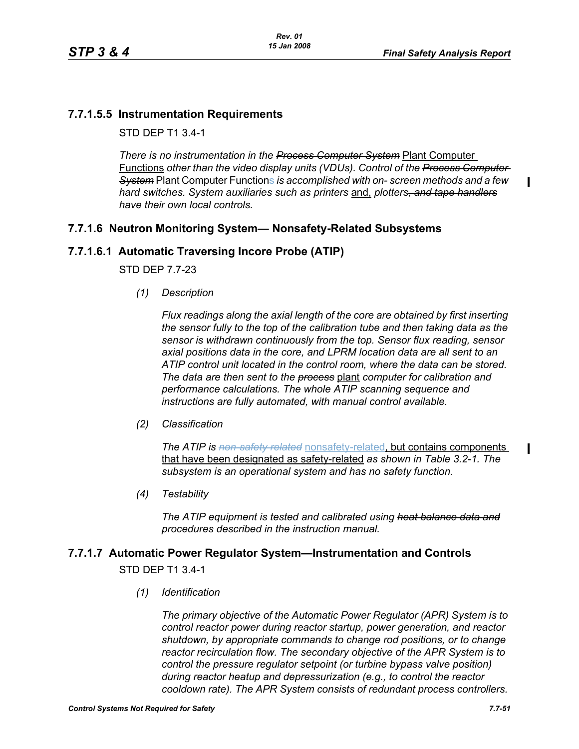### 7.7.1.5.5 Instrumentation Requirements

STD DEP T1 3.4-1

*There is no instrumentation in the ~~Process Computer System~~* Plant Computer Functions *other than the video display units (VDUs). Control of the ~~Process Computer System~~* Plant Computer Functions *is accomplished with on- screen methods and a few hard switches. System auxiliaries such as printers* and, *plotters~~, and tape handlers~~ have their own local controls.*

## 7.7.1.6 Neutron Monitoring System— Nonsafety-Related Subsystems

### 7.7.1.6.1 Automatic Traversing Incore Probe (ATIP)

STD DEP 7.7-23

*(1) Description*

*Flux readings along the axial length of the core are obtained by first inserting the sensor fully to the top of the calibration tube and then taking data as the sensor is withdrawn continuously from the top. Sensor flux reading, sensor axial positions data in the core, and LPRM location data are all sent to an ATIP control unit located in the control room, where the data can be stored. The data are then sent to the ~~process~~* plant *computer for calibration and performance calculations. The whole ATIP scanning sequence and instructions are fully automated, with manual control available.*

*(2) Classification*

*The ATIP is ~~non-safety related~~* nonsafety-related, but contains components that have been designated as safety-related *as shown in Table 3.2-1. The subsystem is an operational system and has no safety function.*

*(4) Testability*

*The ATIP equipment is tested and calibrated using ~~heat balance data and~~ procedures described in the instruction manual.*

## 7.7.1.7 Automatic Power Regulator System—Instrumentation and Controls

STD DEP T1 3.4-1

*(1) Identification*

*The primary objective of the Automatic Power Regulator (APR) System is to control reactor power during reactor startup, power generation, and reactor shutdown, by appropriate commands to change rod positions, or to change reactor recirculation flow. The secondary objective of the APR System is to control the pressure regulator setpoint (or turbine bypass valve position) during reactor heatup and depressurization (e.g., to control the reactor cooldown rate). The APR System consists of redundant process controllers.*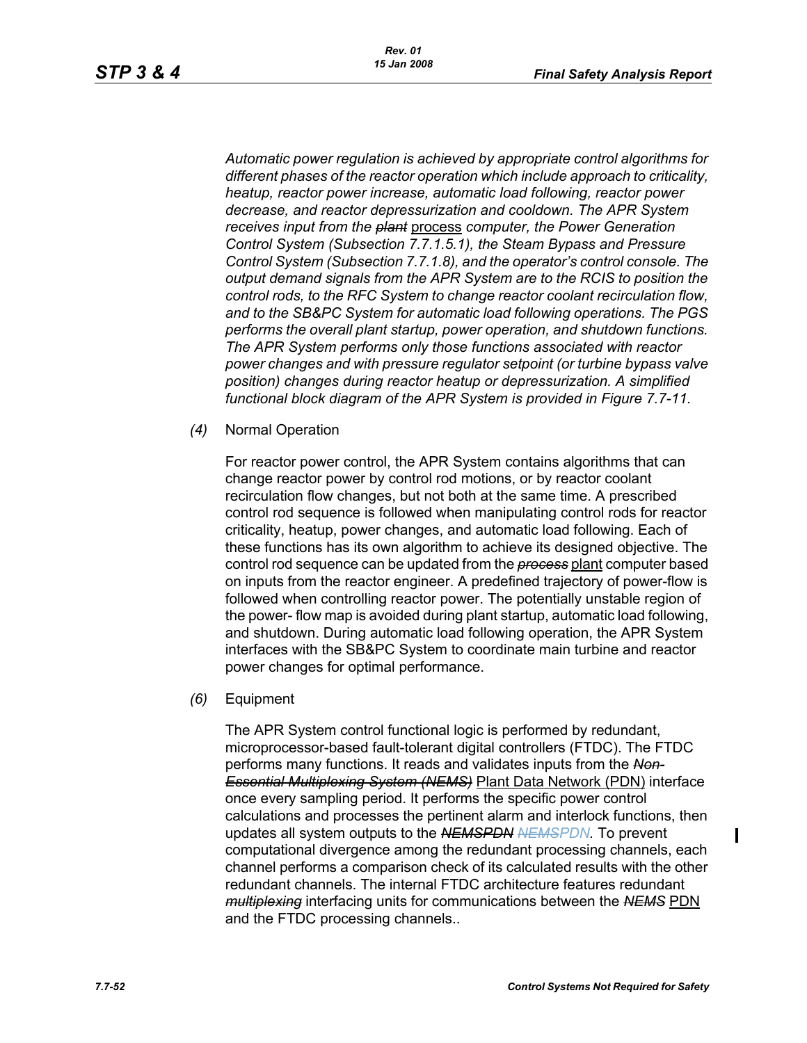*Automatic power regulation is achieved by appropriate control algorithms for different phases of the reactor operation which include approach to criticality, heatup, reactor power increase, automatic load following, reactor power decrease, and reactor depressurization and cooldown. The APR System receives input from the ~~plant~~* process *computer, the Power Generation Control System (Subsection 7.7.1.5.1), the Steam Bypass and Pressure Control System (Subsection 7.7.1.8), and the operator's control console. The output demand signals from the APR System are to the RCIS to position the control rods, to the RFC System to change reactor coolant recirculation flow, and to the SB&PC System for automatic load following operations. The PGS performs the overall plant startup, power operation, and shutdown functions. The APR System performs only those functions associated with reactor power changes and with pressure regulator setpoint (or turbine bypass valve position) changes during reactor heatup or depressurization. A simplified functional block diagram of the APR System is provided in Figure 7.7-11.*

*(4)* Normal Operation

For reactor power control, the APR System contains algorithms that can change reactor power by control rod motions, or by reactor coolant recirculation flow changes, but not both at the same time. A prescribed control rod sequence is followed when manipulating control rods for reactor criticality, heatup, power changes, and automatic load following. Each of these functions has its own algorithm to achieve its designed objective. The control rod sequence can be updated from the *~~process~~* plant computer based on inputs from the reactor engineer. A predefined trajectory of power-flow is followed when controlling reactor power. The potentially unstable region of the power- flow map is avoided during plant startup, automatic load following, and shutdown. During automatic load following operation, the APR System interfaces with the SB&PC System to coordinate main turbine and reactor power changes for optimal performance.

*(6)* Equipment

The APR System control functional logic is performed by redundant, microprocessor-based fault-tolerant digital controllers (FTDC). The FTDC performs many functions. It reads and validates inputs from the *~~Non-Essential Multiplexing System (NEMS)~~* Plant Data Network (PDN) interface once every sampling period. It performs the specific power control calculations and processes the pertinent alarm and interlock functions, then updates all system outputs to the *~~NEMS~~*~~PDN~~ *~~NEMS~~PDN*. To prevent computational divergence among the redundant processing channels, each channel performs a comparison check of its calculated results with the other redundant channels. The internal FTDC architecture features redundant *~~multiplexing~~* interfacing units for communications between the *~~NEMS~~* PDN and the FTDC processing channels..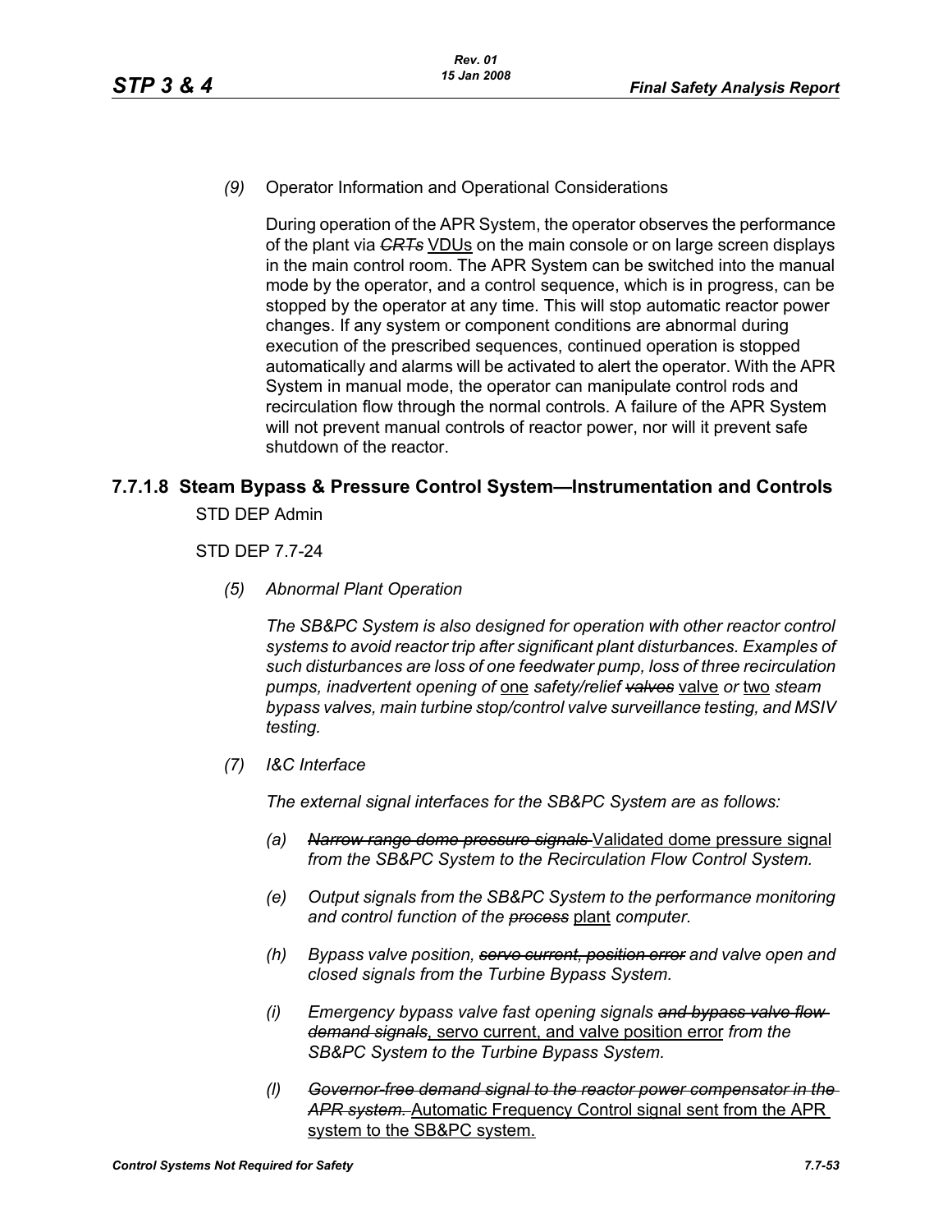*(9)* Operator Information and Operational Considerations

During operation of the APR System, the operator observes the performance of the plant via ~~*CRTs*~~ VDUs on the main console or on large screen displays in the main control room. The APR System can be switched into the manual mode by the operator, and a control sequence, which is in progress, can be stopped by the operator at any time. This will stop automatic reactor power changes. If any system or component conditions are abnormal during execution of the prescribed sequences, continued operation is stopped automatically and alarms will be activated to alert the operator. With the APR System in manual mode, the operator can manipulate control rods and recirculation flow through the normal controls. A failure of the APR System will not prevent manual controls of reactor power, nor will it prevent safe shutdown of the reactor.

### 7.7.1.8 Steam Bypass & Pressure Control System—Instrumentation and Controls

STD DEP Admin

STD DEP 7.7-24

*(5)* *Abnormal Plant Operation*

*The SB&PC System is also designed for operation with other reactor control systems to avoid reactor trip after significant plant disturbances. Examples of such disturbances are loss of one feedwater pump, loss of three recirculation pumps, inadvertent opening of* one *safety/relief ~~valves~~* valve *or* two *steam bypass valves, main turbine stop/control valve surveillance testing, and MSIV testing.*

*(7)* *I&C Interface*

*The external signal interfaces for the SB&PC System are as follows:*

*(a)* ~~*Narrow range dome pressure signals*~~ Validated dome pressure signal *from the SB&PC System to the Recirculation Flow Control System.*

*(e)* *Output signals from the SB&PC System to the performance monitoring and control function of the ~~process~~* plant *computer.*

*(h)* *Bypass valve position, ~~servo current, position error~~ and valve open and closed signals from the Turbine Bypass System.*

*(i)* *Emergency bypass valve fast opening signals ~~and bypass valve flow demand signals~~*, servo current, and valve position error *from the SB&PC System to the Turbine Bypass System.*

*(l)* ~~*Governor-free demand signal to the reactor power compensator in the APR system.*~~ Automatic Frequency Control signal sent from the APR system to the SB&PC system.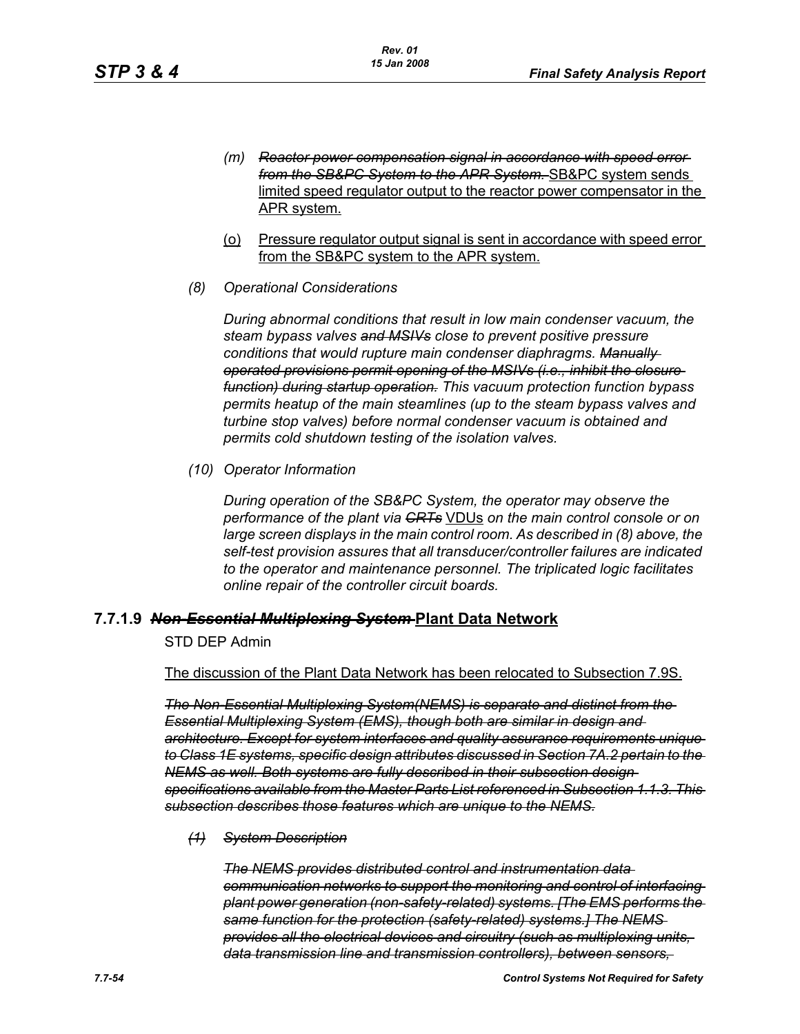*(m)* ~~*Reactor power compensation signal in accordance with speed error from the SB&PC System to the APR System.*~~ SB&PC system sends limited speed regulator output to the reactor power compensator in the APR system.

(o) Pressure regulator output signal is sent in accordance with speed error from the SB&PC system to the APR system.

*(8) Operational Considerations*

*During abnormal conditions that result in low main condenser vacuum, the steam bypass valves* ~~*and MSIVs*~~ *close to prevent positive pressure conditions that would rupture main condenser diaphragms.* ~~*Manually operated provisions permit opening of the MSIVs (i.e., inhibit the closure function) during startup operation.*~~ *This vacuum protection function bypass permits heatup of the main steamlines (up to the steam bypass valves and turbine stop valves) before normal condenser vacuum is obtained and permits cold shutdown testing of the isolation valves.*

*(10) Operator Information*

*During operation of the SB&PC System, the operator may observe the performance of the plant via* ~~*CRTs*~~ VDUs *on the main control console or on large screen displays in the main control room. As described in (8) above, the self-test provision assures that all transducer/controller failures are indicated to the operator and maintenance personnel. The triplicated logic facilitates online repair of the controller circuit boards.*

### 7.7.1.9 ~~*Non-Essential Multiplexing System*~~ Plant Data Network

STD DEP Admin

The discussion of the Plant Data Network has been relocated to Subsection 7.9S.

~~*The Non-Essential Multiplexing System(NEMS) is separate and distinct from the Essential Multiplexing System (EMS), though both are similar in design and architecture. Except for system interfaces and quality assurance requirements unique to Class 1E systems, specific design attributes discussed in Section 7A.2 pertain to the NEMS as well. Both systems are fully described in their subsection design specifications available from the Master Parts List referenced in Subsection 1.1.3. This subsection describes those features which are unique to the NEMS.*~~

~~*(1) System Description*~~

~~*The NEMS provides distributed control and instrumentation data communication networks to support the monitoring and control of interfacing plant power generation (non-safety-related) systems. [The EMS performs the same function for the protection (safety-related) systems.] The NEMS provides all the electrical devices and circuitry (such as multiplexing units, data transmission line and transmission controllers), between sensors,*~~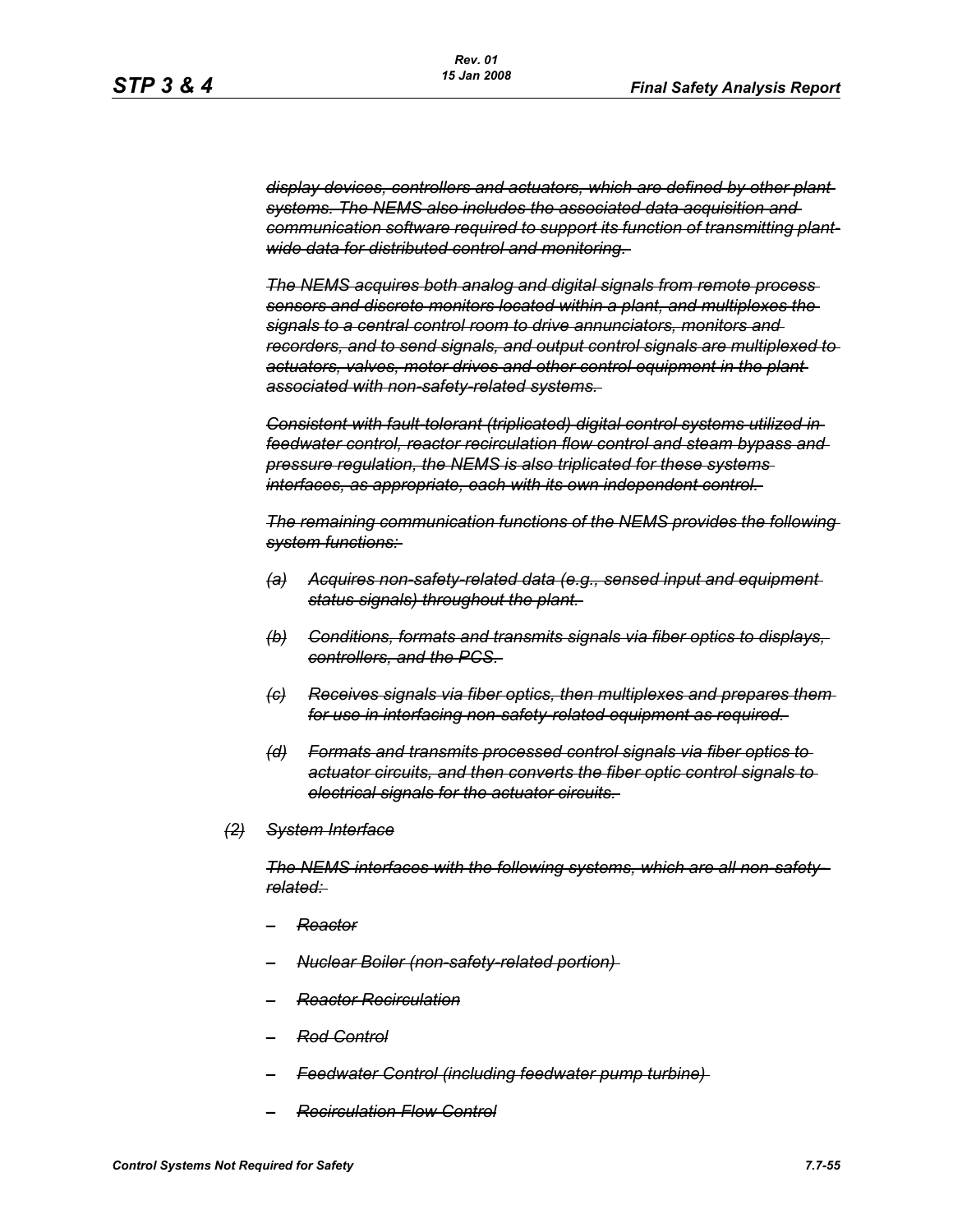*~~display devices, controllers and actuators, which are defined by other plant systems. The NEMS also includes the associated data acquisition and communication software required to support its function of transmitting plant-wide data for distributed control and monitoring.~~*

*~~The NEMS acquires both analog and digital signals from remote process sensors and discrete monitors located within a plant, and multiplexes the signals to a central control room to drive annunciators, monitors and recorders, and to send signals, and output control signals are multiplexed to actuators, valves, motor drives and other control equipment in the plant associated with non-safety-related systems.~~*

*~~Consistent with fault-tolerant (triplicated) digital control systems utilized in feedwater control, reactor recirculation flow control and steam bypass and pressure regulation, the NEMS is also triplicated for these systems interfaces, as appropriate, each with its own independent control.~~*

*~~The remaining communication functions of the NEMS provides the following system functions:~~*

- *~~(a) Acquires non-safety-related data (e.g., sensed input and equipment status signals) throughout the plant.~~*
- *~~(b) Conditions, formats and transmits signals via fiber optics to displays, controllers, and the PCS.~~*
- *~~(c) Receives signals via fiber optics, then multiplexes and prepares them for use in interfacing non-safety-related equipment as required.~~*
- *~~(d) Formats and transmits processed control signals via fiber optics to actuator circuits, and then converts the fiber optic control signals to electrical signals for the actuator circuits.~~*

*~~(2) System Interface~~*

*~~The NEMS interfaces with the following systems, which are all non-safety-related:~~*

- *~~Reactor~~*
- *~~Nuclear Boiler (non-safety-related portion)~~*
- *~~Reactor Recirculation~~*
- *~~Rod Control~~*
- *~~Feedwater Control (including feedwater pump turbine)~~*
- *~~Recirculation Flow Control~~*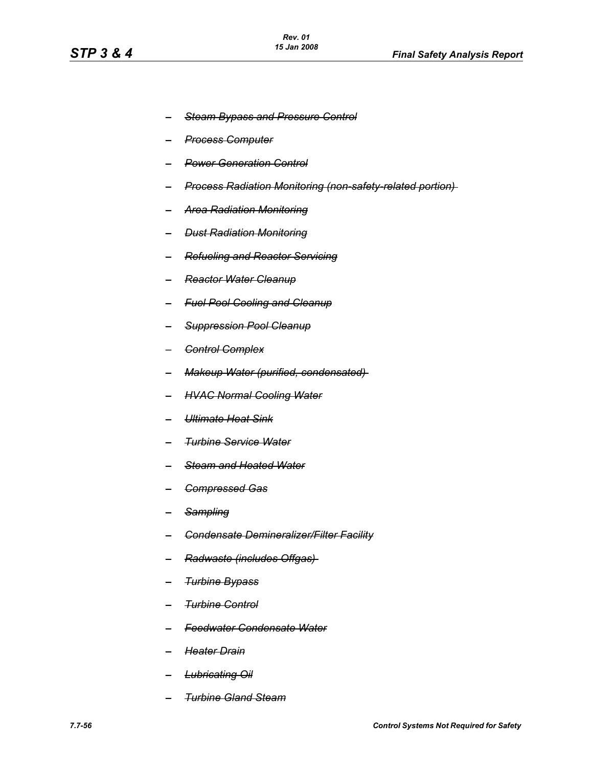- ~~*Steam Bypass and Pressure Control*~~
- ~~*Process Computer*~~
- ~~*Power Generation Control*~~
- ~~*Process Radiation Monitoring (non-safety-related portion)*~~
- ~~*Area Radiation Monitoring*~~
- ~~*Dust Radiation Monitoring*~~
- ~~*Refueling and Reactor Servicing*~~
- ~~*Reactor Water Cleanup*~~
- ~~*Fuel Pool Cooling and Cleanup*~~
- ~~*Suppression Pool Cleanup*~~
- ~~*Control Complex*~~
- ~~*Makeup Water (purified, condensated)*~~
- ~~*HVAC Normal Cooling Water*~~
- ~~*Ultimate Heat Sink*~~
- ~~*Turbine Service Water*~~
- ~~*Steam and Heated Water*~~
- ~~*Compressed Gas*~~
- ~~*Sampling*~~
- ~~*Condensate Demineralizer/Filter Facility*~~
- ~~*Radwaste (includes Offgas)*~~
- ~~*Turbine Bypass*~~
- ~~*Turbine Control*~~
- ~~*Feedwater Condensate Water*~~
- ~~*Heater Drain*~~
- ~~*Lubricating Oil*~~
- ~~*Turbine Gland Steam*~~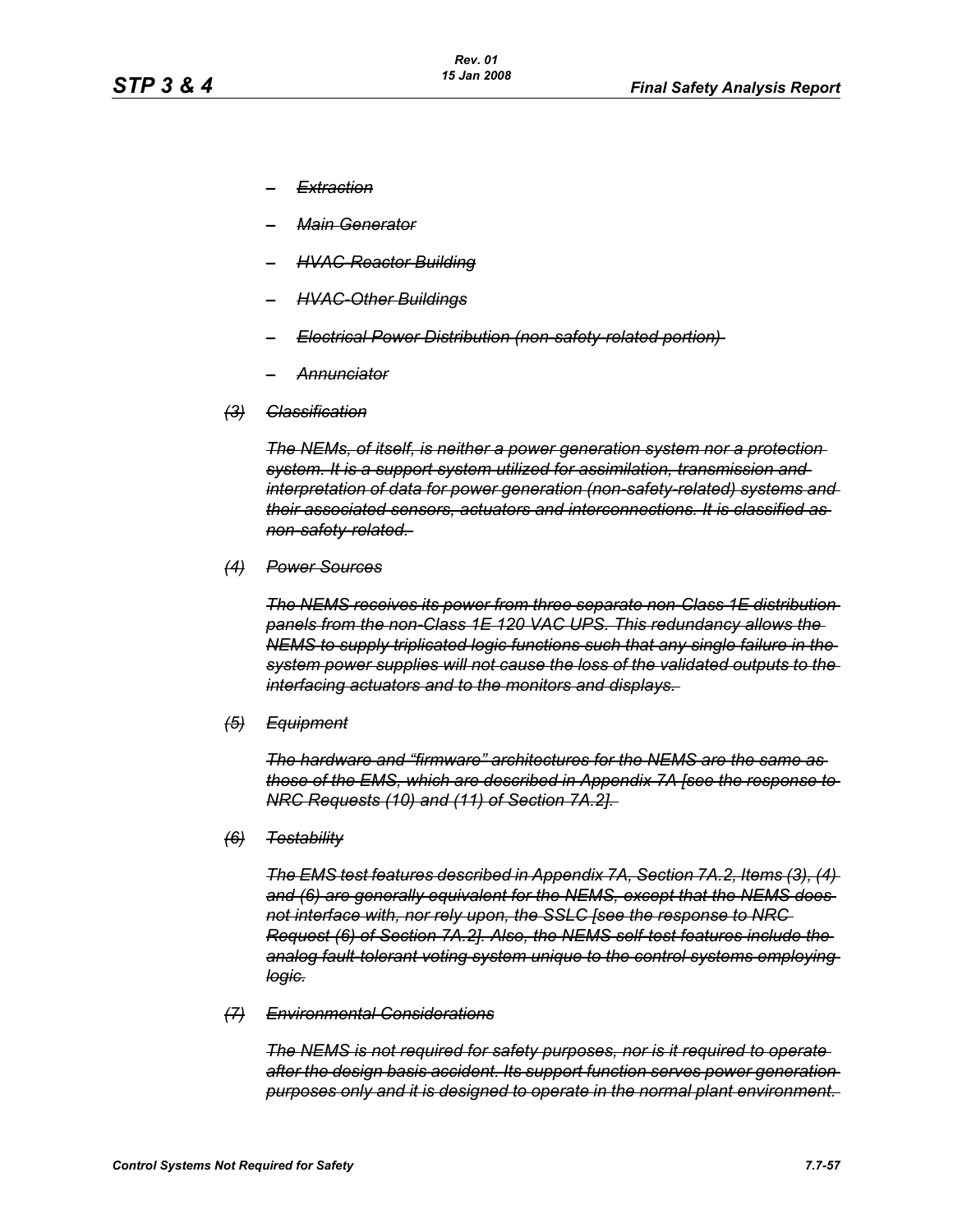- ~~*Extraction*~~
- ~~*Main Generator*~~
- ~~*HVAC-Reactor Building*~~
- ~~*HVAC-Other Buildings*~~
- ~~*Electrical Power Distribution (non-safety-related portion)*~~
- ~~*Annunciator*~~

~~*(3) Classification*~~

~~*The NEMs, of itself, is neither a power generation system nor a protection system. It is a support system utilized for assimilation, transmission and interpretation of data for power generation (non-safety-related) systems and their associated sensors, actuators and interconnections. It is classified as non-safety-related.*~~

~~*(4) Power Sources*~~

~~*The NEMS receives its power from three separate non-Class 1E distribution panels from the non-Class 1E 120 VAC UPS. This redundancy allows the NEMS to supply triplicated logic functions such that any single failure in the system power supplies will not cause the loss of the validated outputs to the interfacing actuators and to the monitors and displays.*~~

~~*(5) Equipment*~~

~~*The hardware and "firmware" architectures for the NEMS are the same as those of the EMS, which are described in Appendix 7A [see the response to NRC Requests (10) and (11) of Section 7A.2].*~~

~~*(6) Testability*~~

~~*The EMS test features described in Appendix 7A, Section 7A.2, Items (3), (4) and (6) are generally equivalent for the NEMS, except that the NEMS does not interface with, nor rely upon, the SSLC [see the response to NRC Request (6) of Section 7A.2]. Also, the NEMS self-test features include the analog fault-tolerant voting system unique to the control systems employing logic.*~~

~~*(7) Environmental Considerations*~~

~~*The NEMS is not required for safety purposes, nor is it required to operate after the design basis accident. Its support function serves power generation purposes only and it is designed to operate in the normal plant environment.*~~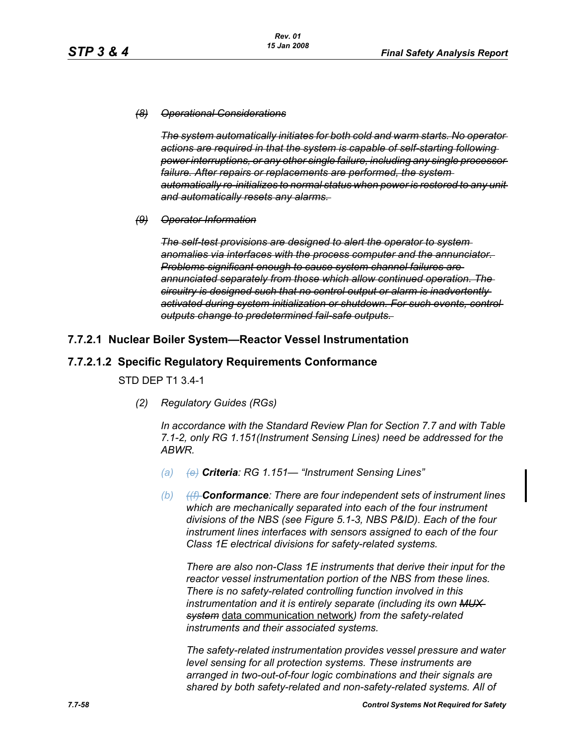*~~(8) Operational Considerations~~*

*~~The system automatically initiates for both cold and warm starts. No operator actions are required in that the system is capable of self-starting following power interruptions, or any other single failure, including any single processor failure. After repairs or replacements are performed, the system automatically re-initializes to normal status when power is restored to any unit and automatically resets any alarms.~~*

*~~(9) Operator Information~~*

*~~The self-test provisions are designed to alert the operator to system anomalies via interfaces with the process computer and the annunciator. Problems significant enough to cause system channel failures are annunciated separately from those which allow continued operation. The circuitry is designed such that no control output or alarm is inadvertently activated during system initialization or shutdown. For such events, control outputs change to predetermined fail-safe outputs.~~*

## 7.7.2.1 Nuclear Boiler System—Reactor Vessel Instrumentation

## 7.7.2.1.2 Specific Regulatory Requirements Conformance

STD DEP T1 3.4-1

*(2) Regulatory Guides (RGs)*

*In accordance with the Standard Review Plan for Section 7.7 and with Table 7.1-2, only RG 1.151(Instrument Sensing Lines) need be addressed for the ABWR.*

*(a) ~~(e)~~ **Criteria**: RG 1.151— "Instrument Sensing Lines"*

*(b) ~~((f)~~ **Conformance**: There are four independent sets of instrument lines which are mechanically separated into each of the four instrument divisions of the NBS (see Figure 5.1-3, NBS P&ID). Each of the four instrument lines interfaces with sensors assigned to each of the four Class 1E electrical divisions for safety-related systems.*

*There are also non-Class 1E instruments that derive their input for the reactor vessel instrumentation portion of the NBS from these lines. There is no safety-related controlling function involved in this instrumentation and it is entirely separate (including its own ~~MUX system~~* data communication network*) from the safety-related instruments and their associated systems.*

*The safety-related instrumentation provides vessel pressure and water level sensing for all protection systems. These instruments are arranged in two-out-of-four logic combinations and their signals are shared by both safety-related and non-safety-related systems. All of*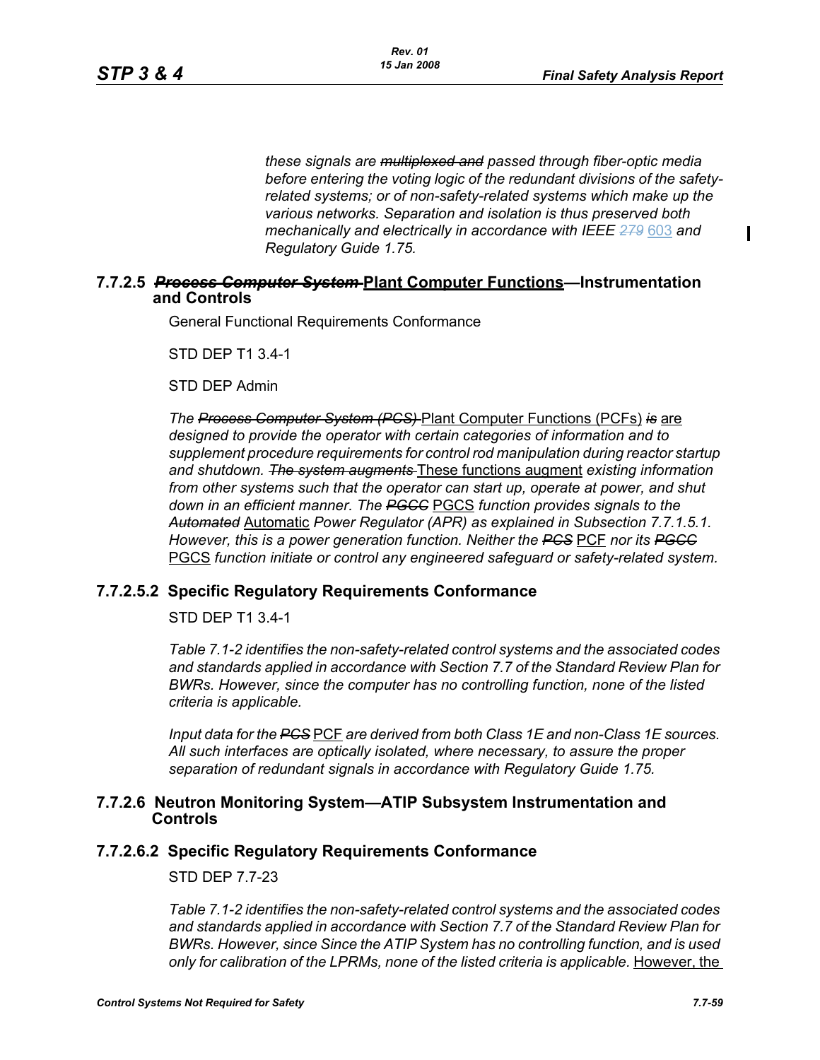*these signals are ~~multiplexed and~~ passed through fiber-optic media before entering the voting logic of the redundant divisions of the safety-related systems; or of non-safety-related systems which make up the various networks. Separation and isolation is thus preserved both mechanically and electrically in accordance with IEEE ~~279~~* 603 *and Regulatory Guide 1.75.*

### 7.7.2.5 ~~*Process Computer System*~~ Plant Computer Functions—Instrumentation and Controls

General Functional Requirements Conformance

STD DEP T1 3.4-1

STD DEP Admin

*The ~~Process Computer System (PCS)~~* Plant Computer Functions (PCFs) *~~is~~* are *designed to provide the operator with certain categories of information and to supplement procedure requirements for control rod manipulation during reactor startup and shutdown. ~~The system augments~~* These functions augment *existing information from other systems such that the operator can start up, operate at power, and shut down in an efficient manner. The ~~PGCC~~* PGCS *function provides signals to the ~~Automated~~* Automatic *Power Regulator (APR) as explained in Subsection 7.7.1.5.1. However, this is a power generation function. Neither the ~~PCS~~* PCF *nor its ~~PGCC~~* PGCS *function initiate or control any engineered safeguard or safety-related system.*

### 7.7.2.5.2 Specific Regulatory Requirements Conformance

STD DEP T1 3.4-1

*Table 7.1-2 identifies the non-safety-related control systems and the associated codes and standards applied in accordance with Section 7.7 of the Standard Review Plan for BWRs. However, since the computer has no controlling function, none of the listed criteria is applicable.*

*Input data for the ~~PCS~~* PCF *are derived from both Class 1E and non-Class 1E sources. All such interfaces are optically isolated, where necessary, to assure the proper separation of redundant signals in accordance with Regulatory Guide 1.75.*

### 7.7.2.6 Neutron Monitoring System—ATIP Subsystem Instrumentation and Controls

### 7.7.2.6.2 Specific Regulatory Requirements Conformance

STD DEP 7.7-23

*Table 7.1-2 identifies the non-safety-related control systems and the associated codes and standards applied in accordance with Section 7.7 of the Standard Review Plan for BWRs. ~~However, since~~* Since *the ATIP System has no controlling function, and is used only for calibration of the LPRMs, none of the listed criteria is applicable.* However, the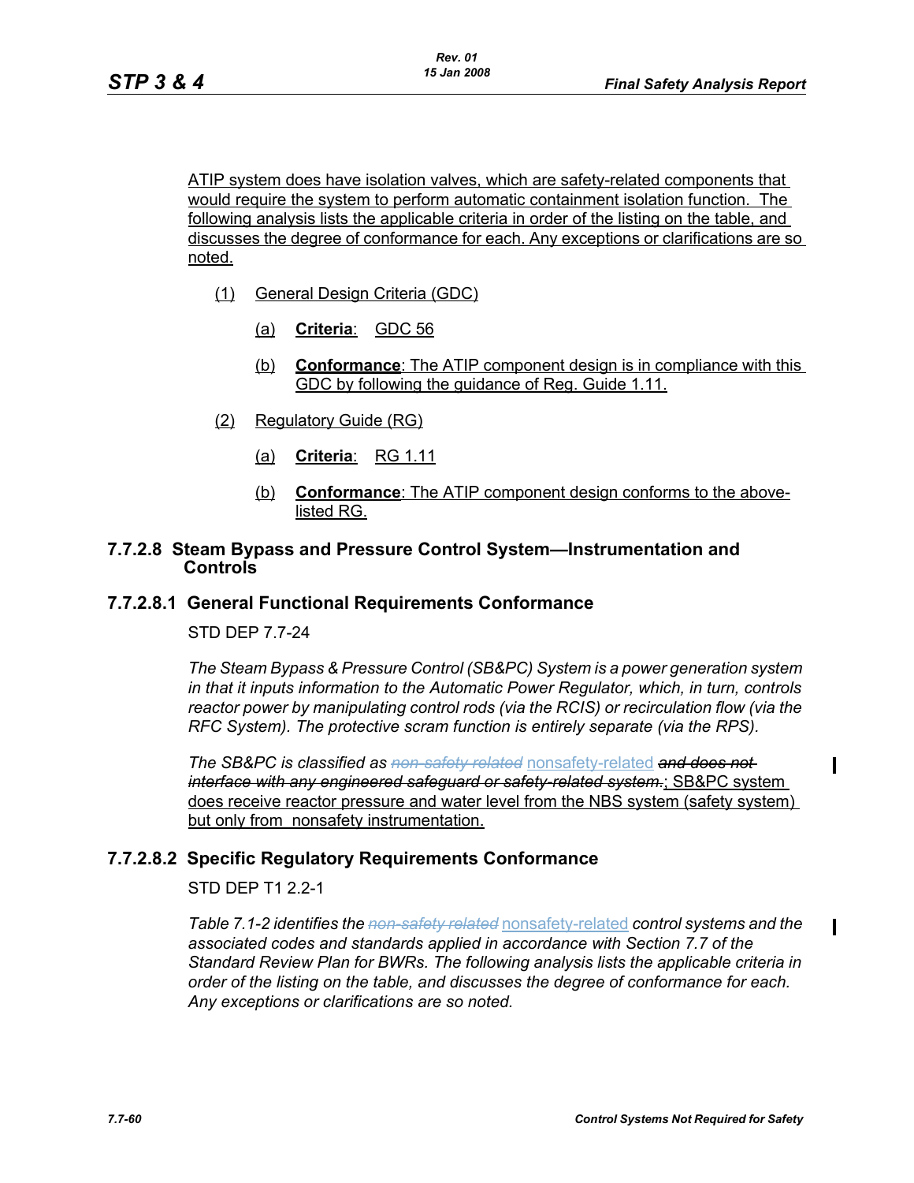ATIP system does have isolation valves, which are safety-related components that would require the system to perform automatic containment isolation function. The following analysis lists the applicable criteria in order of the listing on the table, and discusses the degree of conformance for each. Any exceptions or clarifications are so noted.

(1) General Design Criteria (GDC)

(a) **Criteria**: GDC 56

(b) **Conformance**: The ATIP component design is in compliance with this GDC by following the guidance of Reg. Guide 1.11.

(2) Regulatory Guide (RG)

(a) **Criteria**: RG 1.11

(b) **Conformance**: The ATIP component design conforms to the above-listed RG.

### 7.7.2.8 Steam Bypass and Pressure Control System—Instrumentation and Controls

#### 7.7.2.8.1 General Functional Requirements Conformance

STD DEP 7.7-24

*The Steam Bypass & Pressure Control (SB&PC) System is a power generation system in that it inputs information to the Automatic Power Regulator, which, in turn, controls reactor power by manipulating control rods (via the RCIS) or recirculation flow (via the RFC System). The protective scram function is entirely separate (via the RPS).*

*The SB&PC is classified as ~~non-safety related~~ nonsafety-related ~~and does not interface with any engineered safeguard or safety-related system.~~*; SB&PC system does receive reactor pressure and water level from the NBS system (safety system) but only from nonsafety instrumentation.

#### 7.7.2.8.2 Specific Regulatory Requirements Conformance

STD DEP T1 2.2-1

*Table 7.1-2 identifies the ~~non-safety related~~ nonsafety-related control systems and the associated codes and standards applied in accordance with Section 7.7 of the Standard Review Plan for BWRs. The following analysis lists the applicable criteria in order of the listing on the table, and discusses the degree of conformance for each. Any exceptions or clarifications are so noted.*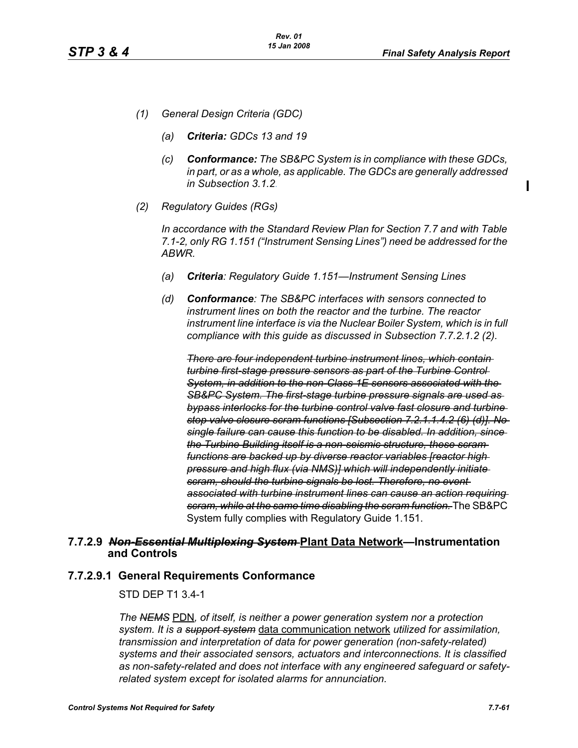*(1) General Design Criteria (GDC)*

*(a) **Criteria:** GDCs 13 and 19*

*(c) **Conformance:** The SB&PC System is in compliance with these GDCs, in part, or as a whole, as applicable. The GDCs are generally addressed in Subsection 3.1.2.*

*(2) Regulatory Guides (RGs)*

*In accordance with the Standard Review Plan for Section 7.7 and with Table 7.1-2, only RG 1.151 ("Instrument Sensing Lines") need be addressed for the ABWR.*

*(a) **Criteria**: Regulatory Guide 1.151—Instrument Sensing Lines*

*(d) **Conformance**: The SB&PC interfaces with sensors connected to instrument lines on both the reactor and the turbine. The reactor instrument line interface is via the Nuclear Boiler System, which is in full compliance with this guide as discussed in Subsection 7.7.2.1.2 (2).*

~~*There are four independent turbine instrument lines, which contain turbine first-stage pressure sensors as part of the Turbine Control System, in addition to the non-Class 1E sensors associated with the SB&PC System. The first-stage turbine pressure signals are used as bypass interlocks for the turbine control valve fast closure and turbine stop valve closure scram functions [Subsection 7.2.1.1.4.2 (6) (d)]. No single failure can cause this function to be disabled. In addition, since the Turbine Building itself is a non-seismic structure, these scram functions are backed up by diverse reactor variables [reactor high pressure and high flux (via NMS)] which will independently initiate scram, should the turbine signals be lost. Therefore, no event associated with turbine instrument lines can cause an action requiring scram, while at the same time disabling the scram function.*~~ The SB&PC System fully complies with Regulatory Guide 1.151.

## 7.7.2.9 ~~*Non-Essential Multiplexing System*~~ <u>Plant Data Network</u>—Instrumentation and Controls

### 7.7.2.9.1 General Requirements Conformance

STD DEP T1 3.4-1

*The ~~NEMS~~* <u>PDN</u>*, of itself, is neither a power generation system nor a protection system. It is a ~~support system~~* <u>data communication network</u> *utilized for assimilation, transmission and interpretation of data for power generation (non-safety-related) systems and their associated sensors, actuators and interconnections. It is classified as non-safety-related and does not interface with any engineered safeguard or safety-related system except for isolated alarms for annunciation.*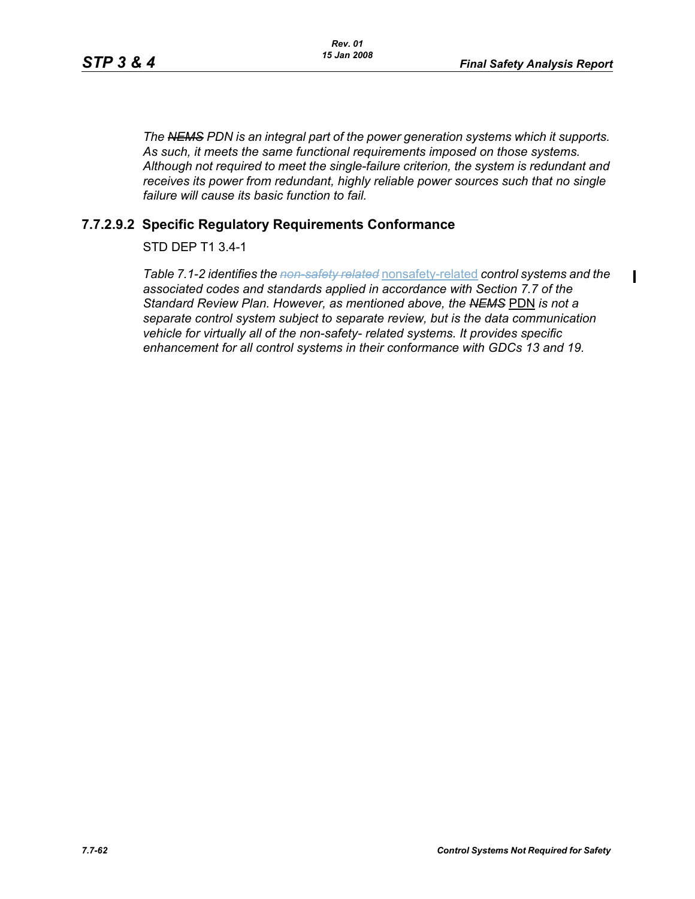*The ~~NEMS~~ PDN is an integral part of the power generation systems which it supports. As such, it meets the same functional requirements imposed on those systems. Although not required to meet the single-failure criterion, the system is redundant and receives its power from redundant, highly reliable power sources such that no single failure will cause its basic function to fail.*

### 7.7.2.9.2 Specific Regulatory Requirements Conformance

STD DEP T1 3.4-1

*Table 7.1-2 identifies the ~~non-safety related~~* nonsafety-related *control systems and the associated codes and standards applied in accordance with Section 7.7 of the Standard Review Plan. However, as mentioned above, the ~~NEMS~~* PDN *is not a separate control system subject to separate review, but is the data communication vehicle for virtually all of the non-safety- related systems. It provides specific enhancement for all control systems in their conformance with GDCs 13 and 19.*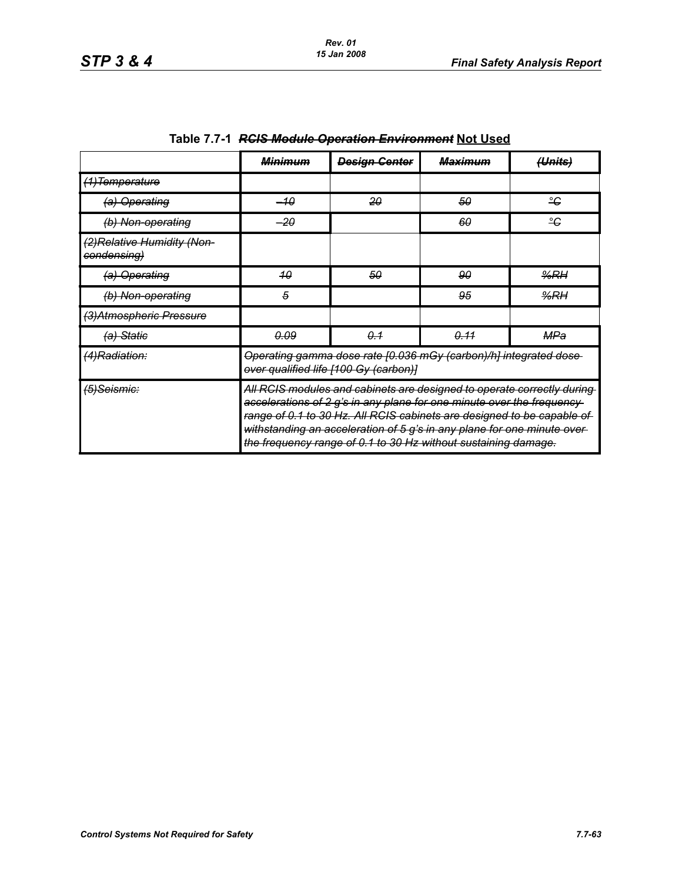**Table 7.7-1 ~~*RCIS Module Operation Environment*~~ <u>Not Used</u>**

| | ~~*Minimum*~~ | ~~*Design Center*~~ | ~~*Maximum*~~ | ~~*(Units)*~~ |
|---|---|---|---|---|
| ~~*(1)Temperature*~~ | | | | |
| ~~*(a) Operating*~~ | ~~*–10*~~ | ~~*20*~~ | ~~*50*~~ | ~~*°C*~~ |
| ~~*(b) Non-operating*~~ | ~~*–20*~~ | | ~~*60*~~ | ~~*°C*~~ |
| ~~*(2)Relative Humidity (Non-condensing)*~~ | | | | |
| ~~*(a) Operating*~~ | ~~*10*~~ | ~~*50*~~ | ~~*90*~~ | ~~*%RH*~~ |
| ~~*(b) Non-operating*~~ | ~~*5*~~ | | ~~*95*~~ | ~~*%RH*~~ |
| ~~*(3)Atmospheric Pressure*~~ | | | | |
| ~~*(a) Static*~~ | ~~*0.09*~~ | ~~*0.1*~~ | ~~*0.11*~~ | ~~*MPa*~~ |
| ~~*(4)Radiation:*~~ | ~~*Operating gamma dose rate [0.036 mGy (carbon)/h] integrated dose over qualified life [100 Gy (carbon)]*~~ | | | |
| ~~*(5)Seismic:*~~ | ~~*All RCIS modules and cabinets are designed to operate correctly during accelerations of 2 g's in any plane for one minute over the frequency range of 0.1 to 30 Hz. All RCIS cabinets are designed to be capable of withstanding an acceleration of 5 g's in any plane for one minute over the frequency range of 0.1 to 30 Hz without sustaining damage.*~~ | | | |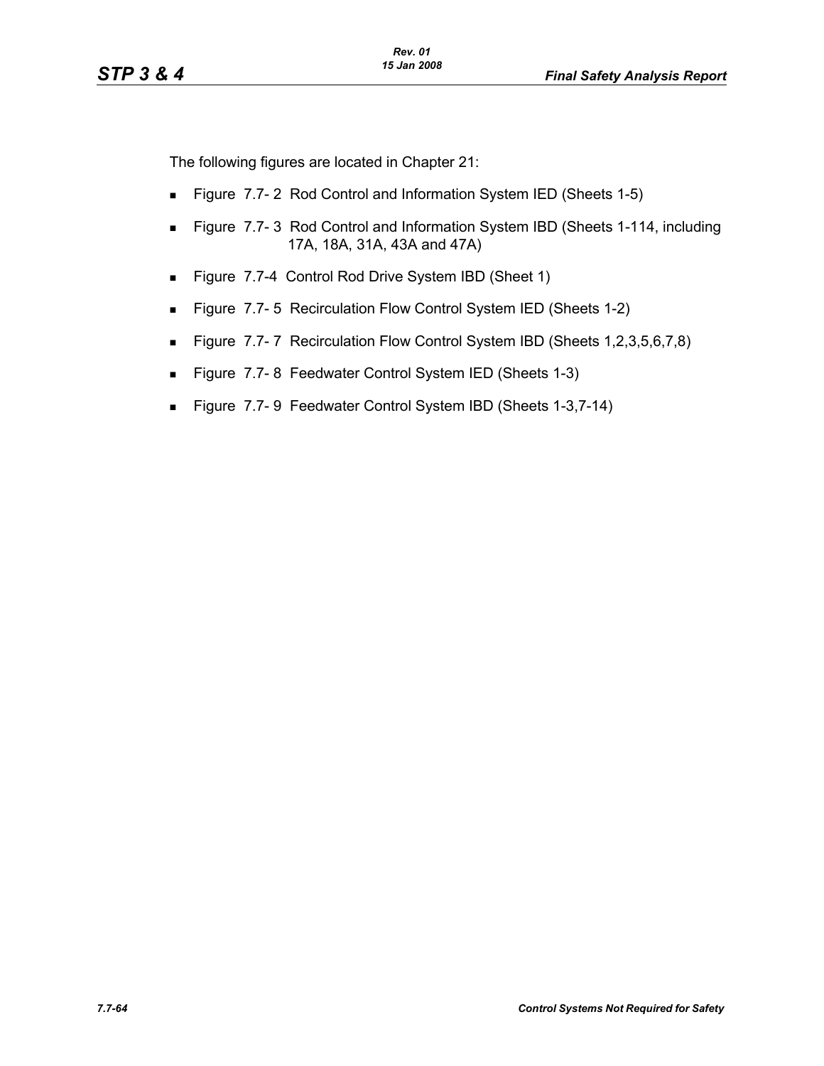The following figures are located in Chapter 21:

- Figure 7.7- 2 Rod Control and Information System IED (Sheets 1-5)
- Figure 7.7- 3 Rod Control and Information System IBD (Sheets 1-114, including 17A, 18A, 31A, 43A and 47A)
- Figure 7.7-4 Control Rod Drive System IBD (Sheet 1)
- Figure 7.7- 5 Recirculation Flow Control System IED (Sheets 1-2)
- Figure 7.7- 7 Recirculation Flow Control System IBD (Sheets 1,2,3,5,6,7,8)
- Figure 7.7- 8 Feedwater Control System IED (Sheets 1-3)
- Figure 7.7- 9 Feedwater Control System IBD (Sheets 1-3,7-14)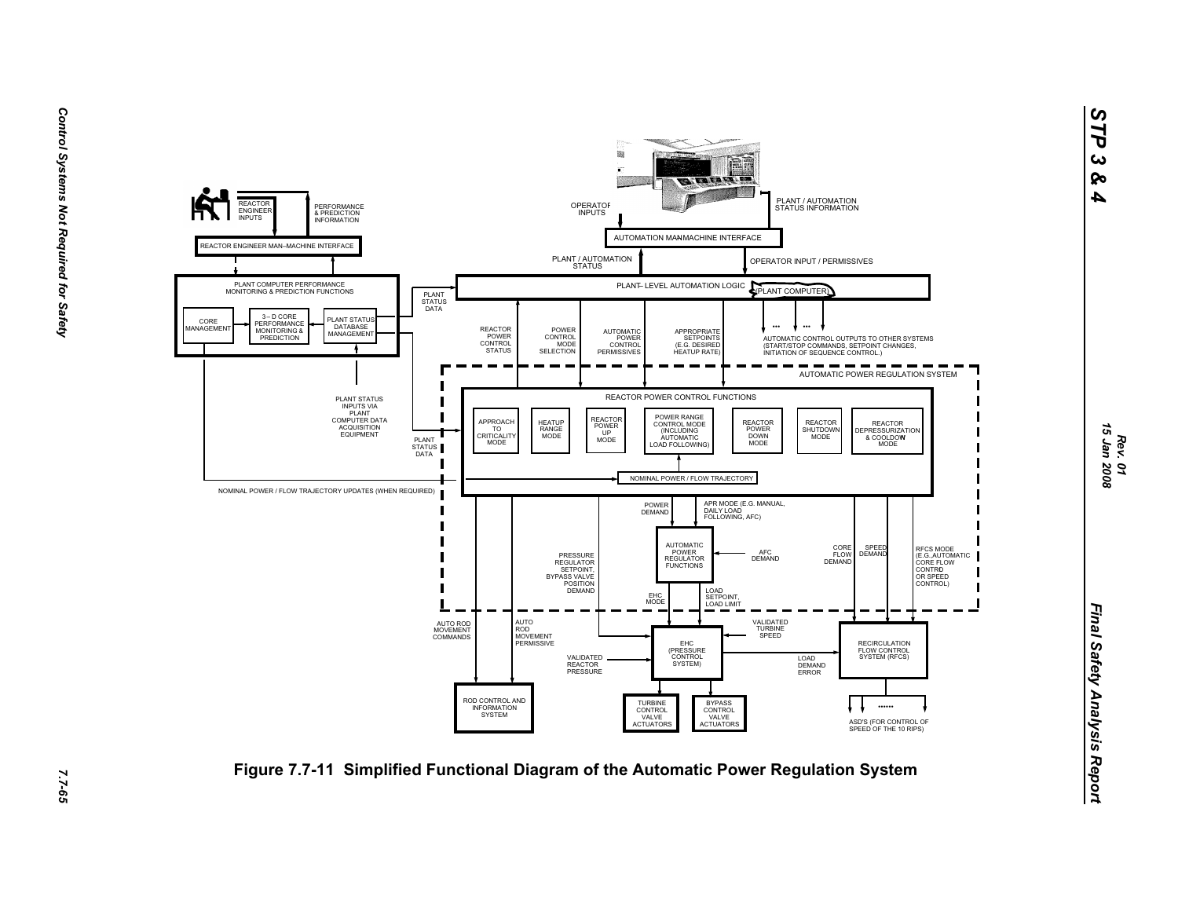**Figure 7.7-11 Simplified Functional Diagram of the Automatic Power Regulation System**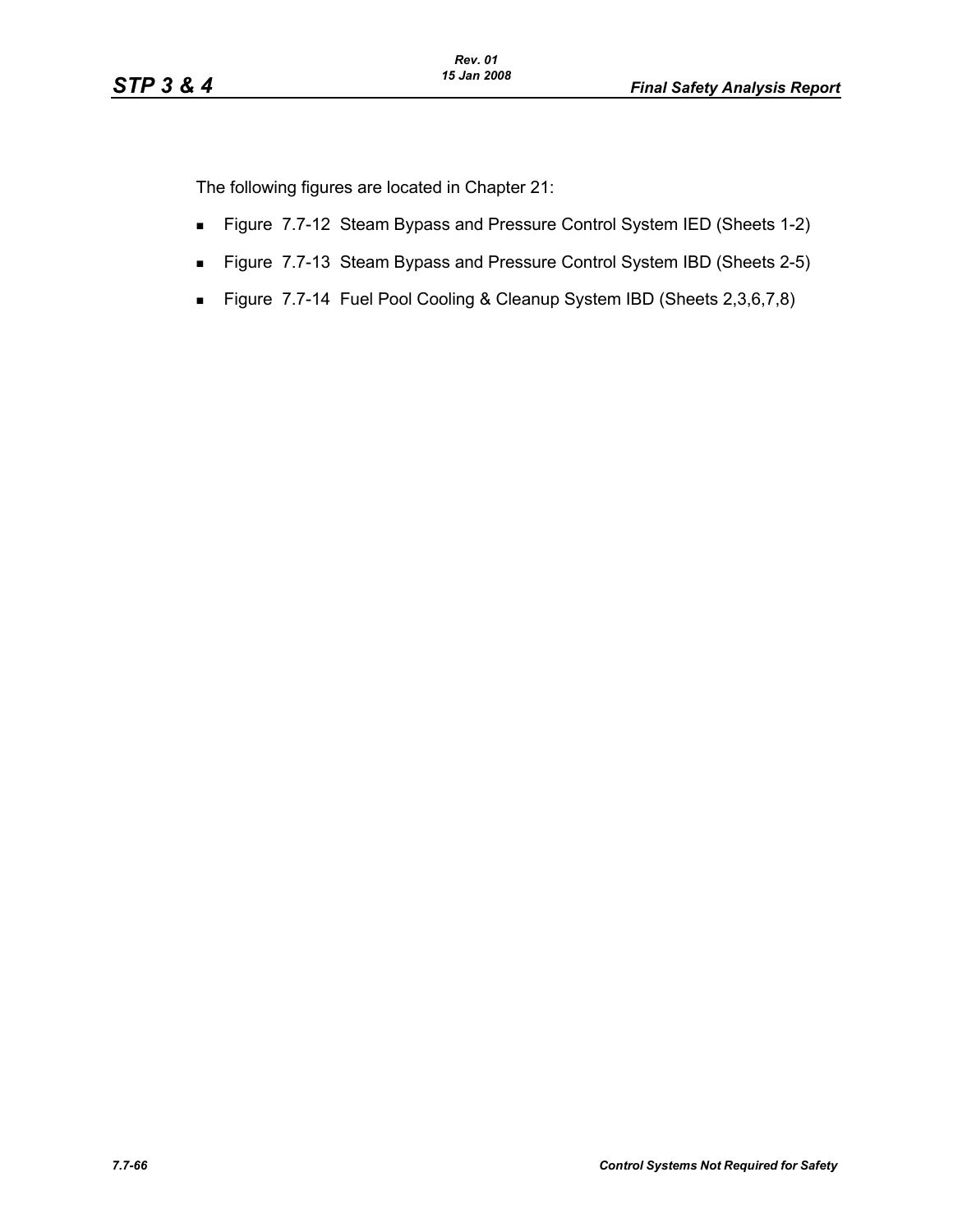The following figures are located in Chapter 21:

- Figure 7.7-12 Steam Bypass and Pressure Control System IED (Sheets 1-2)
- Figure 7.7-13 Steam Bypass and Pressure Control System IBD (Sheets 2-5)
- Figure 7.7-14 Fuel Pool Cooling & Cleanup System IBD (Sheets 2,3,6,7,8)